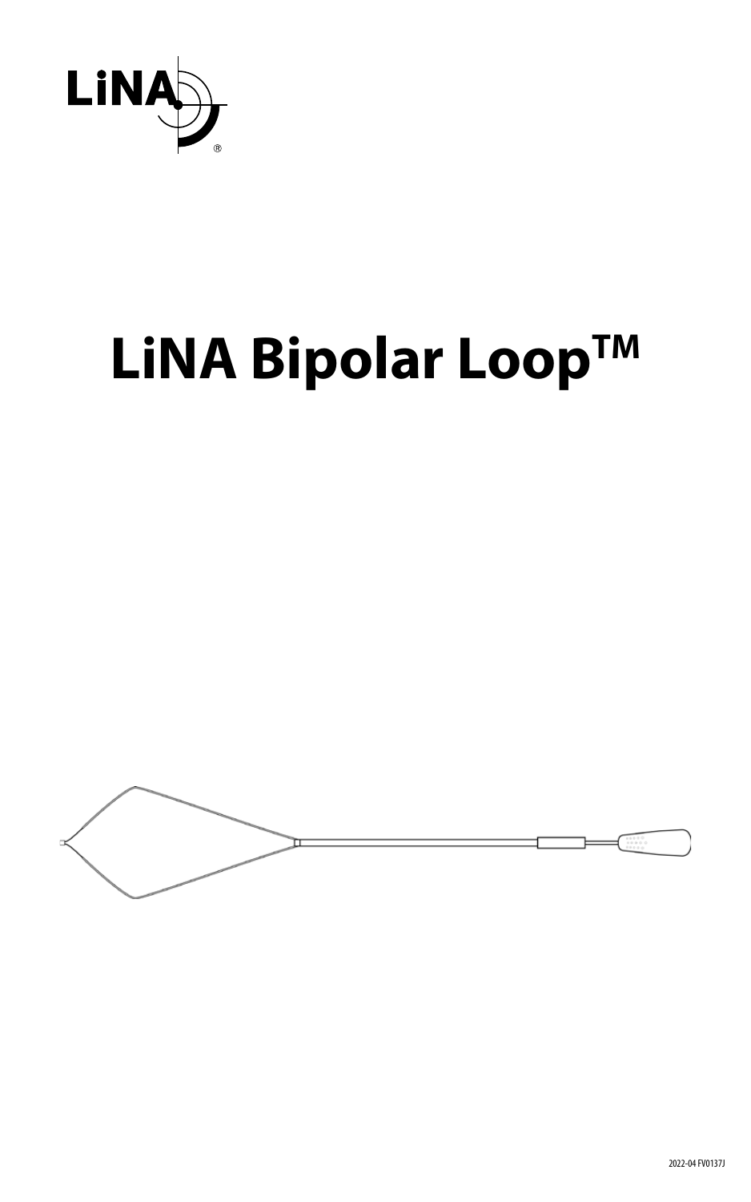LiNA®

# LiNA Bipolar Loop™

2022-04 FV0137J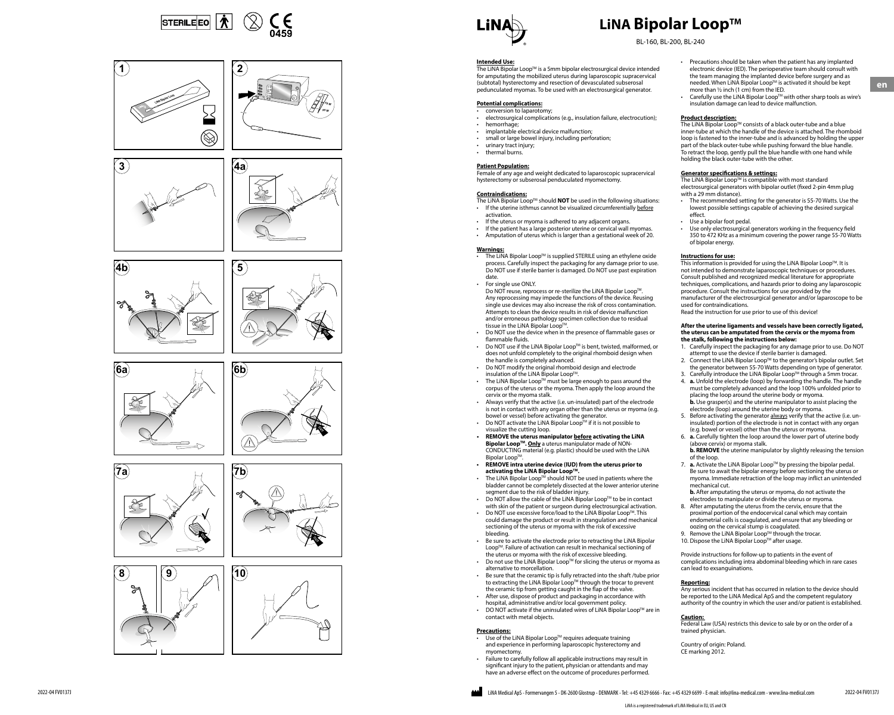STERILE EO

CE 0459

# LiNA Bipolar Loop™

BL-160, BL-200, BL-240

en

**Intended Use:**

The LiNA Bipolar Loop™ is a 5mm bipolar electrosurgical device intended for amputating the mobilized uterus during laparoscopic supracervical (subtotal) hysterectomy and resection of devasculated subserosal pedunculated myomas. To be used with an electrosurgical generator.

**Potential complications:**

- conversion to laparotomy;
- electrosurgical complications (e.g., insulation failure, electrocution);
- hemorrhage;
- implantable electrical device malfunction;
- small or large bowel injury, including perforation;
- urinary tract injury;
- thermal burns.

**Patient Population:**

Female of any age and weight dedicated to laparoscopic supracervical hysterectomy or subserosal penduculated myomectomy.

**Contraindications:**

The LiNA Bipolar Loop™ should **NOT** be used in the following situations:

- If the uterine isthmus cannot be visualized circumferentially before activation.
- If the uterus or myoma is adhered to any adjacent organs.
- If the patient has a large posterior uterine or cervical wall myomas.
- Amputation of uterus which is larger than a gestational week of 20.

**Warnings:**

- The LiNA Bipolar Loop™ is supplied STERILE using an ethylene oxide process. Carefully inspect the packaging for any damage prior to use. Do NOT use if sterile barrier is damaged. Do NOT use past expiration date.
- For single use ONLY.
  Do NOT reuse, reprocess or re-sterilize the LiNA Bipolar Loop™. Any reprocessing may impede the functions of the device. Reusing single use devices may also increase the risk of cross contamination. Attempts to clean the device results in risk of device malfunction and/or erroneous pathology specimen collection due to residual tissue in the LiNA Bipolar Loop™.
- Do NOT use the device when in the presence of flammable gases or flammable fluids.
- Do NOT use if the LiNA Bipolar Loop™ is bent, twisted, malformed, or does not unfold completely to the original rhomboid design when the handle is completely advanced.
- Do NOT modify the original rhomboid design and electrode insulation of the LiNA Bipolar Loop™.
- The LiNA Bipolar Loop™ must be large enough to pass around the corpus of the uterus or the myoma. Then apply the loop around the cervix or the myoma stalk.
- Always verify that the active (i.e. un-insulated) part of the electrode is not in contact with any organ other than the uterus or myoma (e.g. bowel or vessel) before activating the generator.
- Do NOT activate the LiNA Bipolar Loop™ if it is not possible to visualize the cutting loop.
- **REMOVE the uterus manipulator before activating the LiNA Bipolar Loop™. Only** a uterus manipulator made of NON-CONDUCTING material (e.g. plastic) should be used with the LiNA Bipolar Loop™.
- **REMOVE intra uterine device (IUD) from the uterus prior to activating the LiNA Bipolar Loop™.**
- The LiNA Bipolar Loop™ should NOT be used in patients where the bladder cannot be completely dissected at the lower anterior uterine segment due to the risk of bladder injury.
- Do NOT allow the cable of the LiNA Bipolar Loop™ to be in contact with skin of the patient or surgeon during electrosurgical activation.
- Do NOT use excessive force/load to the LiNA Bipolar Loop™. This could damage the product or result in strangulation and mechanical sectioning of the uterus or myoma with the risk of excessive bleeding.
- Be sure to activate the electrode prior to retracting the LiNA Bipolar Loop™. Failure of activation can result in mechanical sectioning of the uterus or myoma with the risk of excessive bleeding.
- Do not use the LiNA Bipolar Loop™ for slicing the uterus or myoma as alternative to morcellation.
- Be sure that the ceramic tip is fully retracted into the shaft /tube prior to extracting the LiNA Bipolar Loop™ through the trocar to prevent the ceramic tip from getting caught in the flap of the valve.
- After use, dispose of product and packaging in accordance with hospital, administrative and/or local government policy.
- DO NOT activate if the uninsulated wires of LiNA Bipolar Loop™ are in contact with metal objects.

**Precautions:**

- Use of the LiNA Bipolar Loop™ requires adequate training and experience in performing laparoscopic hysterectomy and myomectomy.
- Failure to carefully follow all applicable instructions may result in significant injury to the patient, physician or attendants and may have an adverse effect on the outcome of procedures performed.
- Precautions should be taken when the patient has any implanted electronic device (IED). The perioperative team should consult with the team managing the implanted device before surgery and as needed. When LiNA Bipolar Loop™ is activated it should be kept more than ½ inch (1 cm) from the IED.
- Carefully use the LiNA Bipolar Loop™ with other sharp tools as wire's insulation damage can lead to device malfunction.

**Product description:**

The LiNA Bipolar Loop™ consists of a black outer-tube and a blue inner-tube at which the handle of the device is attached. The rhomboid loop is fastened to the inner-tube and is advanced by holding the upper part of the black outer-tube while pushing forward the blue handle. To retract the loop, gently pull the blue handle with one hand while holding the black outer-tube with the other.

**Generator specifications & settings:**

The LiNA Bipolar Loop™ is compatible with most standard electrosurgical generators with bipolar outlet (fixed 2-pin 4mm plug with a 29 mm distance).

- The recommended setting for the generator is 55-70 Watts. Use the lowest possible settings capable of achieving the desired surgical effect.
- Use a bipolar foot pedal.
- Use only electrosurgical generators working in the frequency field 350 to 472 KHz as a minimum covering the power range 55-70 Watts of bipolar energy.

**Instructions for use:**

This information is provided for using the LiNA Bipolar Loop™. It is not intended to demonstrate laparoscopic techniques or procedures. Consult published and recognized medical literature for appropriate techniques, complications, and hazards prior to doing any laparoscopic procedure. Consult the instructions for use provided by the manufacturer of the electrosurgical generator and/or laparoscope to be used for contraindications.

Read the instruction for use prior to use of this device!

**After the uterine ligaments and vessels have been correctly ligated, the uterus can be amputated from the cervix or the myoma from the stalk, following the instructions below:**

1. Carefully inspect the packaging for any damage prior to use. Do NOT attempt to use the device if sterile barrier is damaged.
2. Connect the LiNA Bipolar Loop™ to the generator's bipolar outlet. Set the generator between 55-70 Watts depending on type of generator.
3. Carefully introduce the LiNA Bipolar Loop™ through a 5mm trocar.
4. **a.** Unfold the electrode (loop) by forwarding the handle. The handle must be completely advanced and the loop 100% unfolded prior to placing the loop around the uterine body or myoma.
   **b.** Use grasper(s) and the uterine manipulator to assist placing the electrode (loop) around the uterine body or myoma.
5. Before activating the generator always verify that the active (i.e. un-insulated) portion of the electrode is not in contact with any organ (e.g. bowel or vessel) other than the uterus or myoma.
6. **a.** Carefully tighten the loop around the lower part of uterine body (above cervix) or myoma stalk.
   **b. REMOVE** the uterine manipulator by slightly releasing the tension of the loop.
7. **a.** Activate the LiNA Bipolar Loop™ by pressing the bipolar pedal. Be sure to await the bipolar energy before sectioning the uterus or myoma. Immediate retraction of the loop may inflict an unintended mechanical cut.
   **b.** After amputating the uterus or myoma, do not activate the electrodes to manipulate or divide the uterus or myoma.
8. After amputating the uterus from the cervix, ensure that the proximal portion of the endocervical canal which may contain endometrial cells is coagulated, and ensure that any bleeding or oozing on the cervical stump is coagulated.
9. Remove the LiNA Bipolar Loop™ through the trocar.
10. Dispose the LiNA Bipolar Loop™ after usage.

Provide instructions for follow-up to patients in the event of complications including intra abdominal bleeding which in rare cases can lead to exsanguinations.

**Reporting:**

Any serious incident that has occurred in relation to the device should be reported to the LiNA Medical ApS and the competent regulatory authority of the country in which the user and/or patient is established.

**Caution:**

Federal Law (USA) restricts this device to sale by or on the order of a trained physician.

Country of origin: Poland.
CE marking 2012.

LiNA Medical ApS - Formervangen 5 - DK-2600 Glostrup - DENMARK - Tel: +45 4329 6666 - Fax: +45 4329 6699 - E-mail: info@lina-medical.com - www.lina-medical.com

LiNA is a registered trademark of LiNA Medical in EU, US and CN

2022-04 FV0137J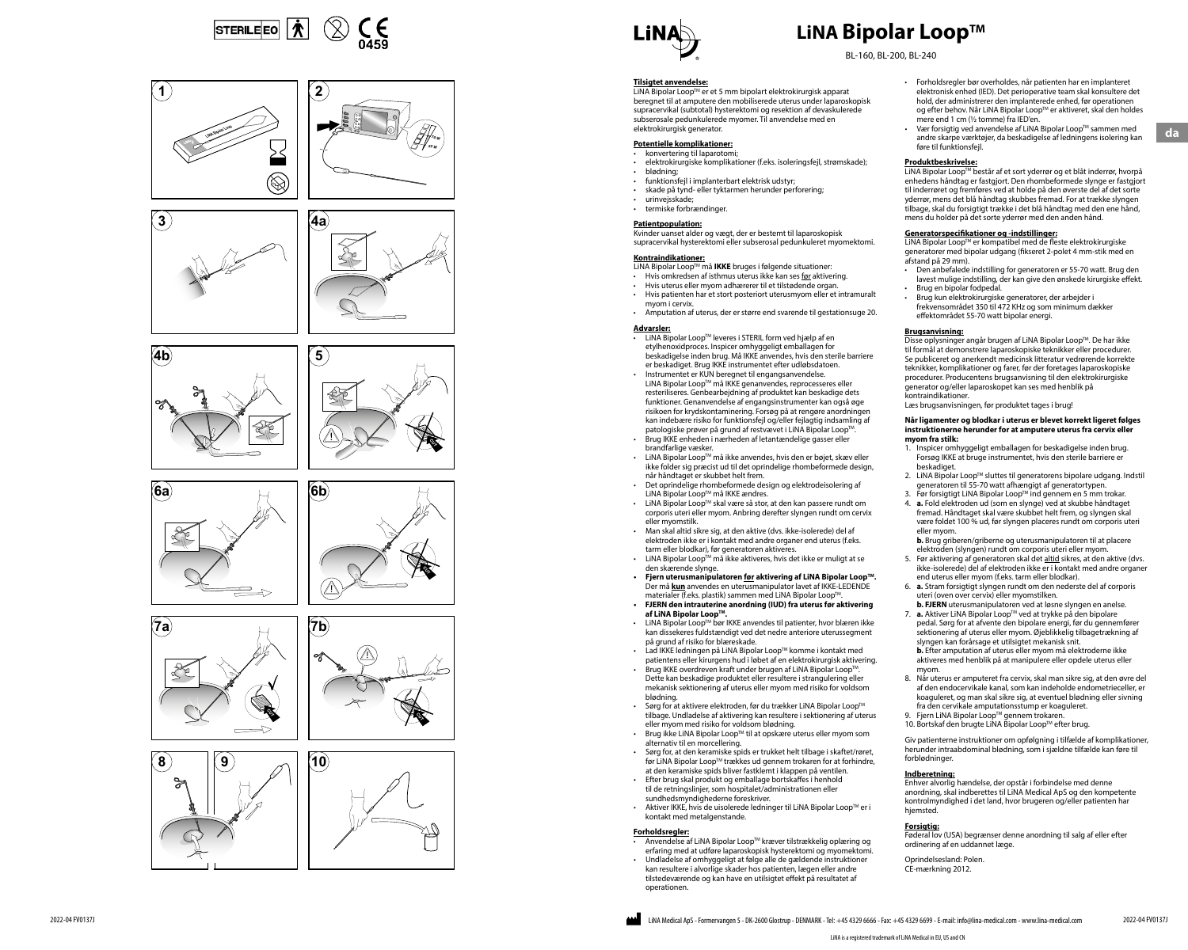# LiNA Bipolar Loop™

BL-160, BL-200, BL-240

**Tilsigtet anvendelse:**

LiNA Bipolar Loop™ er et 5 mm bipolart elektrokirurgisk apparat beregnet til at amputere den mobiliserede uterus under laparoskopisk supracervikal (subtotal) hysterektomi og resektion af devaskulerede subserosale pedunkulerede myomer. Til anvendelse med en elektrokirurgisk generator.

**Potentielle komplikationer:**

- konvertering til laparotomi;
- elektrokirurgiske komplikationer (f.eks. isoleringsfejl, strømskade);
- blødning;
- funktionsfejl i implanterbart elektrisk udstyr;
- skade på tynd- eller tyktarmen herunder perforering;
- urinvejsskade;
- termiske forbrændinger.

**Patientpopulation:**

Kvinder uanset alder og vægt, der er bestemt til laparoskopisk supracervikal hysterektomi eller subserosal pedunkuleret myomektomi.

**Kontraindikationer:**

LiNA Bipolar Loop™ må **IKKE** bruges i følgende situationer:

- Hvis omkredsen af isthmus uterus ikke kan ses før aktivering.
- Hvis uterus eller myom adhærerer til et tilstødende organ.
- Hvis patienten har et stort posteriort uterusmyom eller et intramuralt myom i cervix.
- Amputation af uterus, der er større end svarende til gestationsuge 20.

**Advarsler:**

- LiNA Bipolar Loop™ leveres i STERIL form ved hjælp af en etylhenoxidproces. Inspicer omhyggeligt emballagen for beskadigelse inden brug. Må IKKE anvendes, hvis den sterile barriere er beskadiget. Brug IKKE instrumentet efter udløbsdatoen.
- Instrumentet er KUN beregnet til engangsanvendelse. LiNA Bipolar Loop™ må IKKE genanvendes, reprocesseres eller resteriliseres. Genbearbejdning af produktet kan beskadige dets funktioner. Genanvendelse af engangsinstrumenter kan også øge risikoen for krydskontaminering. Forsøg på at rengøre anordningen kan indebære risiko for funktionsfejl og/eller fejlagtig indsamling af patologiske prøver på grund af restvævet i LiNA Bipolar Loop™.
- Brug IKKE enheden i nærheden af letantændelige gasser eller brandfarlige væsker.
- LiNA Bipolar Loop™ må ikke anvendes, hvis den er bøjet, skæv eller ikke folder sig præcist ud til det oprindelige rhombeformede design, når håndtaget er skubbet helt frem.
- Det oprindelige rhombeformede design og elektrodeisolering af LiNA Bipolar Loop™ må IKKE ændres.
- LiNA Bipolar Loop™ skal være så stor, at den kan passere rundt om corporis uteri eller myom. Anbring derefter slyngen rundt om cervix eller myomstilk.
- Man skal altid sikre sig, at den aktive (dvs. ikke-isolerede) del af elektroden ikke er i kontakt med andre organer end uterus (f.eks. tarm eller blodkar), før generatoren aktiveres.
- LiNA Bipolar Loop™ må ikke aktiveres, hvis det ikke er muligt at se den skærende slynge.
- **Fjern uterusmanipulatoren før aktivering af LiNA Bipolar Loop™.** Der må **kun** anvendes en uterusmanipulator lavet af IKKE-LEDENDE materialer (f.eks. plastik) sammen med LiNA Bipolar Loop™.
- **FJERN den intrauterine anordning (IUD) fra uterus før aktivering af LiNA Bipolar Loop™.**
- LiNA Bipolar Loop™ bør IKKE anvendes til patienter, hvor blæren ikke kan dissekeres fuldstændigt ved det nedre anteriore uterussegment på grund af risiko for blæreskade.
- Lad IKKE ledningen på LiNA Bipolar Loop™ komme i kontakt med patientens eller kirurgens hud i løbet af en elektrokirurgisk aktivering.
- Brug IKKE overdreven kraft under brugen af LiNA Bipolar Loop™. Dette kan beskadige produktet eller resultere i strangulering eller mekanisk sektionering af uterus eller myom med risiko for voldsom blødning.
- Sørg for at aktivere elektroden, før du trækker LiNA Bipolar Loop™ tilbage. Undladelse af aktivering kan resultere i sektionering af uterus eller myom med risiko for voldsom blødning.
- Brug ikke LiNA Bipolar Loop™ til at opskære uterus eller myom som alternativ til en morcellering.
- Sørg for, at den keramiske spids er trukket helt tilbage i skaftet/røret, før LiNA Bipolar Loop™ trækkes ud gennem trokaren for at forhindre, at den keramiske spids bliver fastklemt i klappen på ventilen.
- Efter brug skal produkt og emballage bortskaffes i henhold til de retningslinjer, som hospitalet/administrationen eller sundhedsmyndighederne foreskriver.
- Aktiver IKKE, hvis de uisolerede ledninger til LiNA Bipolar Loop™ er i kontakt med metalgenstande.

**Forholdsregler:**

- Anvendelse af LiNA Bipolar Loop™ kræver tilstrækkelig oplæring og erfaring med at udføre laparoskopisk hysterektomi og myomektomi.
- Undladelse af omhyggeligt at følge alle de gældende instruktioner kan resultere i alvorlige skader hos patienten, lægen eller andre tilstedeværende og kan have en utilsigtet effekt på resultatet af operationen.
- Forholdsregler bør overholdes, når patienten har en implanteret elektronisk enhed (IED). Det perioperative team skal konsultere det hold, der administrerer den implanterede enhed, før operationen og efter behov. Når LiNA Bipolar Loop™ er aktiveret, skal den holdes mere end 1 cm (½ tomme) fra IED'en.
- Vær forsigtig ved anvendelse af LiNA Bipolar Loop™ sammen med andre skarpe værktøjer, da beskadigelse af ledningens isolering kan føre til funktionsfejl.

**Produktbeskrivelse:**

LiNA Bipolar Loop™ består af et sort yderrør og et blåt inderrør, hvorpå enhedens håndtag er fastgjort. Den rhombeformede slynge er fastgjort til inderrøret og fremføres ved at holde på den øverste del af det sorte yderrør, mens det blå håndtag skubbes fremad. For at trække slyngen tilbage, skal du forsigtigt trække i det blå håndtag med den ene hånd, mens du holder på det sorte yderrør med den anden hånd.

**Generatorspecifikationer og -indstillinger:**

LiNA Bipolar Loop™ er kompatibel med de fleste elektrokirurgiske generatorer med bipolar udgang (fikseret 2-polet 4 mm-stik med en afstand på 29 mm).

- Den anbefalede indstilling for generatoren er 55-70 watt. Brug den lavest mulige indstilling, der kan give den ønskede kirurgiske effekt.
- Brug en bipolar fodpedal.
- Brug kun elektrokirurgiske generatorer, der arbejder i frekvensområdet 350 til 472 KHz og som minimum dækker effektområdet 55-70 watt bipolar energi.

**Brugsanvisning:**

Disse oplysninger angår brugen af LiNA Bipolar Loop™. De har ikke til formål at demonstrere laparoskopiske teknikker eller procedurer. Se publiceret og anerkendt medicinsk litteratur vedrørende korrekte teknikker, komplikationer og farer, før der foretages laparoskopiske procedurer. Producentens brugsanvisning til den elektrokirurgiske generator og/eller laparoskopet kan ses med henblik på kontraindikationer.

Læs brugsanvisningen, før produktet tages i brug!

**Når ligamenter og blodkar i uterus er blevet korrekt ligeret følges instruktionerne herunder for at amputere uterus fra cervix eller myom fra stilk:**

1. Inspicer omhyggeligt emballagen for beskadigelse inden brug. Forsøg IKKE at bruge instrumentet, hvis den sterile barriere er beskadiget.
2. LiNA Bipolar Loop™ sluttes til generatorens bipolare udgang. Indstil generatoren til 55-70 watt afhængigt af generatortypen.
3. Før forsigtigt LiNA Bipolar Loop™ ind gennem en 5 mm trokar.
4. **a.** Fold elektroden ud (som en slynge) ved at skubbe håndtaget fremad. Håndtaget skal være skubbet helt frem, og slyngen skal være foldet 100 % ud, før slyngen placeres rundt om corporis uteri eller myom.
   **b.** Brug griberen/griberne og uterusmanipulatoren til at placere elektroden (slyngen) rundt om corporis uteri eller myom.
5. Før aktivering af generatoren skal det altid sikres, at den aktive (dvs. ikke-isolerede) del af elektroden ikke er i kontakt med andre organer end uterus eller myom (f.eks. tarm eller blodkar).
6. **a.** Stram forsigtigt slyngen rundt om den nederste del af corporis uteri (oven over cervix) eller myomstilken.
   **b.** FJERN uterusmanipulatoren ved at løsne slyngen en anelse.
7. **a.** Aktiver LiNA Bipolar Loop™ ved at trykke på den bipolare pedal. Sørg for at afvente den bipolare energi, før du gennemfører sektionering af uterus eller myom. Øjeblikkelig tilbagetrækning af slyngen kan forårsage et utilsigtet mekanisk snit.
   **b.** Efter amputation af uterus eller myom må elektroderne ikke aktiveres med henblik på at manipulere eller opdele uterus eller myom.
8. Når uterus er amputeret fra cervix, skal man sikre sig, at den øvre del af den endocervikale kanal, som kan indeholde endometrieceller, er koaguleret, og man skal sikre sig, at eventuel blødning eller sivning fra den cervikale amputationsstump er koaguleret.
9. Fjern LiNA Bipolar Loop™ gennem trokaren.
10. Bortskaf den brugte LiNA Bipolar Loop™ efter brug.

Giv patienterne instruktioner om opfølgning i tilfælde af komplikationer, herunder intraabdominal blødning, som i sjældne tilfælde kan føre til forblødninger.

**Indberetning:**

Enhver alvorlig hændelse, der opstår i forbindelse med denne anordning, skal indberettes til LiNA Medical ApS og den kompetente kontrolmyndighed i det land, hvor brugeren og/eller patienten har hjemsted.

**Forsigtig:**

Føderal lov (USA) begrænser denne anordning til salg af eller efter ordinering af en uddannet læge.

Oprindelsesland: Polen.
CE-mærkning 2012.

LiNA Medical ApS - Formervangen 5 - DK-2600 Glostrup - DENMARK - Tel: +45 4329 6666 - Fax: +45 4329 6699 - E-mail: info@lina-medical.com - www.lina-medical.com

LiNA is a registered trademark of LiNA Medical in EU, US and CN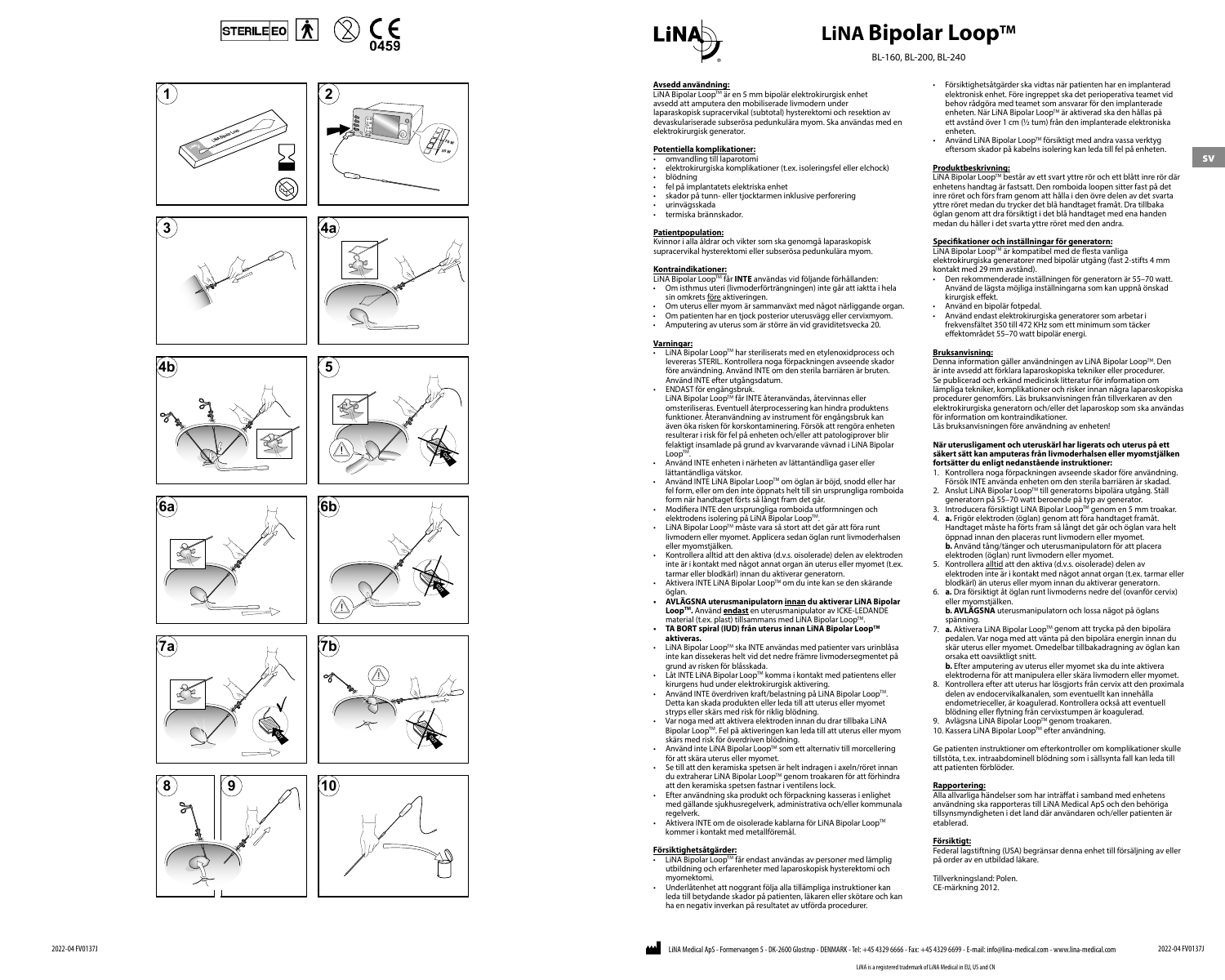# LiNA Bipolar Loop™

BL-160, BL-200, BL-240

**Avsedd användning:**
LiNA Bipolar Loop™ är en 5 mm bipolär elektrokirurgisk enhet avsedd att amputera den mobiliserade livmodern under laparoskopisk supracervikal (subtotal) hysterektomi och resektion av devaskulariserade subserösa pedunkulära myom. Ska användas med en elektrokirurgisk generator.

**Potentiella komplikationer:**
- omvandling till laparotomi
- elektrokirurgiska komplikationer (t.ex. isoleringsfel eller elchock)
- blödning
- fel på implantatets elektriska enhet
- skador på tunn- eller tjocktarmen inklusive perforering
- urinvägsskada
- termiska brännskador.

**Patientpopulation:**
Kvinnor i alla åldrar och vikter som ska genomgå laparaskopisk supracervikal hysterektomi eller subserösa pedunkulära myom.

**Kontraindikationer:**
LiNA Bipolar Loop™ får **INTE** användas vid följande förhållanden:
- Om isthmus uteri (livmoderförträngningen) inte går att iaktta i hela sin omkrets före aktiveringen.
- Om uterus eller myom är sammanväxt med något närliggande organ.
- Om patienten har en tjock posterior uterusvägg eller cervixmyom.
- Amputering av uterus som är större än vid graviditetsvecka 20.

**Varningar:**
- LiNA Bipolar Loop™ har steriliserats med en etylenoxidprocess och levereras STERIL. Kontrollera noga förpackningen avseende skador före användning. Använd INTE om den sterila barriären är bruten. Använd INTE efter utgångsdatum.
- ENDAST för engångsbruk. LiNA Bipolar Loop™ får INTE återanvändas, återvinnas eller omsteriliseras. Eventuell återprocessering kan hindra produktens funktioner. Återanvändning av instrument för engångsbruk kan även öka risken för korskontaminering. Försök att rengöra enheten resulterar i risk för fel på enheten och/eller att patologiprover blir felaktigt insamlade på grund av kvarvarande vävnad i LiNA Bipolar Loop™.
- Använd INTE enheten i närheten av lättantändliga gaser eller lättantändliga vätskor.
- Använd INTE LiNA Bipolar Loop™ om öglan är böjd, snodd eller har fel form, eller om den inte öppnats helt till sin ursprungliga romboida form när handtaget förts så långt fram det går.
- Modifiera INTE den ursprungliga romboida utformningen och elektrodens isolering på LiNA Bipolar Loop™.
- LiNA Bipolar Loop™ måste vara så stort att det går att föra runt livmodern eller myomet. Applicera sedan öglan runt livmoderhalsen eller myomstjälken.
- Kontrollera alltid att den aktiva (d.v.s. oisolerade) delen av elektroden inte är i kontakt med något annat organ än uterus eller myomet (t.ex. tarmar eller blodkärl) innan du aktiverar generatorn.
- Aktivera INTE LiNA Bipolar Loop™ om du inte kan se den skärande öglan.
- **AVLÄGSNA uterusmanipulatorn innan du aktiverar LiNA Bipolar Loop™.** Använd **endast** en uterusmanipulator av ICKE-LEDANDE material (t.ex. plast) tillsammans med LiNA Bipolar Loop™.
- **TA BORT spiral (IUD) från uterus innan LiNA Bipolar Loop™ aktiveras.**
- LiNA Bipolar Loop™ ska INTE användas med patienter vars urinblåsa inte kan dissekeras helt vid det nedre främre livmodersegmentet på grund av risken för blåsskada.
- Låt INTE LiNA Bipolar Loop™ komma i kontakt med patientens eller kirurgens hud under elektrokirurgisk aktivering.
- Använd INTE överdriven kraft/belastning på LiNA Bipolar Loop™. Detta kan skada produkten eller leda till att uterus eller myomet stryps eller skärs med risk för riklig blödning.
- Var noga med att aktivera elektroden innan du drar tillbaka LiNA Bipolar Loop™. Fel på aktiveringen kan leda till att uterus eller myom skärs med risk för överdriven blödning.
- Använd inte LiNA Bipolar Loop™ som ett alternativ till morcellering för att skära uterus eller myomet.
- Se till att den keramiska spetsen är helt indragen i axeln/röret innan du extraherar LiNA Bipolar Loop™ genom troakaren för att förhindra att den keramiska spetsen fastnar i ventilens lock.
- Efter användning ska produkt och förpackning kasseras i enlighet med gällande sjukhusregelverk, administrativa och/eller kommunala regelverk.
- Aktivera INTE om de oisolerade kablarna för LiNA Bipolar Loop™ kommer i kontakt med metallföremål.

**Försiktighetsåtgärder:**
- LiNA Bipolar Loop™ får endast användas av personer med lämplig utbildning och erfarenheter med laparoskopisk hysterektomi och myomektomi.
- Underlåtenhet att noggrant följa alla tillämpliga instruktioner kan leda till betydande skador på patienten, läkaren eller skötare och kan ha en negativ inverkan på resultatet av utförda procedurer.
- Försiktighetsåtgärder ska vidtas när patienten har en implanterad elektronisk enhet. Före ingreppet ska det perioperativa teamet vid behov rådgöra med teamet som ansvarar för den implanterade enheten. När LiNA Bipolar Loop™ är aktiverad ska den hållas på ett avstånd över 1 cm (½ tum) från den implanterade elektroniska enheten.
- Använd LiNA Bipolar Loop™ försiktigt med andra vassa verktyg eftersom skador på kabelns isolering kan leda till fel på enheten.

**Produktbeskrivning:**
LiNA Bipolar Loop™ består av ett svart yttre rör och ett blått inre rör där enhetens handtag är fastsatt. Den romboida loopen sitter fast på det inre röret och förs fram genom att hålla i den övre delen av det svarta yttre röret medan du trycker det blå handtaget framåt. Dra tillbaka öglan genom att dra försiktigt i det blå handtaget med ena handen medan du håller i det svarta yttre röret med den andra.

**Specifikationer och inställningar för generatorn:**
LiNA Bipolar Loop™ är kompatibel med de flesta vanliga elektrokirurgiska generatorer med bipolär utgång (fast 2-stifts 4 mm kontakt med 29 mm avstånd).
- Den rekommenderade inställningen för generatorn är 55–70 watt. Använd de lägsta möjliga inställningarna som kan uppnå önskad kirurgisk effekt.
- Använd en bipolär fotpedal.
- Använd endast elektrokirurgiska generatorer som arbetar i frekvensfältet 350 till 472 KHz som ett minimum som täcker effektområdet 55–70 watt bipolär energi.

**Bruksanvisning:**
Denna information gäller användningen av LiNA Bipolar Loop™. Den är inte avsedd att förklara laparoskopiska tekniker eller procedurer. Se publicerad och erkänd medicinsk litteratur för information om lämpliga tekniker, komplikationer och risker innan några laparoskopiska procedurer genomförs. Läs bruksanvisningen från tillverkaren av den elektrokirurgiska generatorn och/eller det laparoskop som ska användas för information om kontraindikationer.
Läs bruksanvisningen före användning av enheten!

**När uterusligament och uteruskärl har ligerats och uterus på ett säkert sätt kan amputeras från livmoderhalsen eller myomstjälken fortsätter du enligt nedanstående instruktioner:**
1. Kontrollera noga förpackningen avseende skador före användning. Försök INTE använda enheten om den sterila barriären är skadad.
2. Anslut LiNA Bipolar Loop™ till generatorns bipolära utgång. Ställ generatorn på 55–70 watt beroende på typ av generator.
3. Introducera försiktigt LiNA Bipolar Loop™ genom en 5 mm troakar.
4. **a.** Frigör elektroden (öglan) genom att föra handtaget framåt. Handtaget måste ha förts fram så långt det går och öglan vara helt öppnad innan den placeras runt livmodern eller myomet.
   **b.** Använd tång/tänger och uterusmanipulatorn för att placera elektroden (öglan) runt livmodern eller myomet.
5. Kontrollera alltid att den aktiva (d.v.s. oisolerade) delen av elektroden inte är i kontakt med något annat organ (t.ex. tarmar eller blodkärl) än uterus eller myom innan du aktiverar generatorn.
6. **a.** Dra försiktigt åt öglan runt livmoderns nedre del (ovanför cervix) eller myomstjälken.
   **b. AVLÄGSNA** uterusmanipulatorn och lossa något på öglans spänning.
7. **a.** Aktivera LiNA Bipolar Loop™ genom att trycka på den bipolära pedalen. Var noga med att vänta på den bipolära energin innan du skär uterus eller myomet. Omedelbar tillbakadragning av öglan kan orsaka ett oavsiktligt snitt.
   **b.** Efter amputering av uterus eller myomet ska du inte aktivera elektroderna för att manipulera eller skära livmodern eller myomet.
8. Kontrollera efter att uterus har lösgjorts från cervix att den proximala delen av endocervikalkanalen, som eventuellt kan innehålla endometrieceller, är koagulerad. Kontrollera också att eventuell blödning eller flytning från cervixstumpen är koagulerad.
9. Avlägsna LiNA Bipolar Loop™ genom troakaren.
10. Kassera LiNA Bipolar Loop™ efter användning.

Ge patienten instruktioner om efterkontroller om komplikationer skulle tillstöta, t.ex. intraabdominell blödning som i sällsynta fall kan leda till att patienten förblöder.

**Rapportering:**
Alla allvarliga händelser som har inträffat i samband med enhetens användning ska rapporteras till LiNA Medical ApS och den behöriga tillsynsmyndigheten i det land där användaren och/eller patienten är etablerad.

**Försiktigt:**
Federal lagstiftning (USA) begränsar denna enhet till försäljning av eller på order av en utbildad läkare.

Tillverkningsland: Polen.
CE-märkning 2012.

LiNA Medical ApS - Formervangen 5 - DK-2600 Glostrup - DENMARK - Tel: +45 4329 6666 - Fax: +45 4329 6699 - E-mail: info@lina-medical.com - www.lina-medical.com

LiNA is a registered trademark of LiNA Medical in EU, US and CN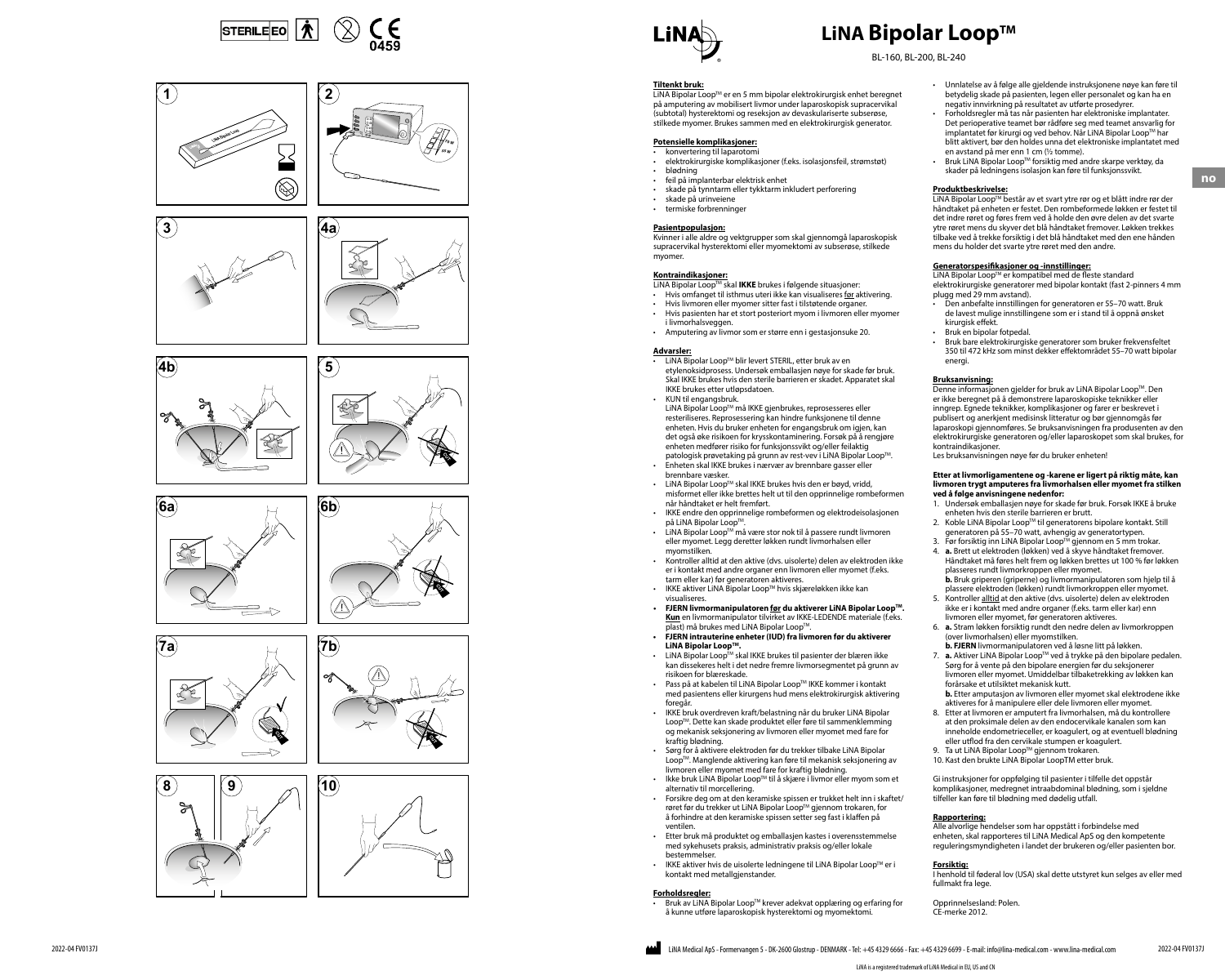# LiNA Bipolar Loop™

BL-160, BL-200, BL-240

**Tiltenkt bruk:**
LiNA Bipolar Loop™ er en 5 mm bipolar elektrokirurgisk enhet beregnet på amputering av mobilisert livmor under laparoskopisk supracervikal (subtotal) hysterektomi og reseksjon av devaskulariserte subserøse, stilkede myomer. Brukes sammen med en elektrokirurgisk generator.

**Potensielle komplikasjoner:**
- konvertering til laparotomi
- elektrokirurgiske komplikasjoner (f.eks. isolasjonsfeil, strømstøt)
- blødning
- feil på implanterbar elektrisk enhet
- skade på tynntarm eller tykktarm inkludert perforering
- skade på urinveiene
- termiske forbrenninger

**Pasientpopulasjon:**
Kvinner i alle aldre og vektgrupper som skal gjennomgå laparoskopisk supracervikal hysterektomi eller myomektomi av subserøse, stilkede myomer.

**Kontraindikasjoner:**
LiNA Bipolar Loop™ skal **IKKE** brukes i følgende situasjoner:
- Hvis omfanget til isthmus uteri ikke kan visualiseres før aktivering.
- Hvis livmoren eller myomer sitter fast i tilstøtende organer.
- Hvis pasienten har et stort posteriort myom i livmoren eller myomer i livmorhalsveggen.
- Amputering av livmor som er større enn i gestasjonsuke 20.

**Advarsler:**
- LiNA Bipolar Loop™ blir levert STERIL, etter bruk av en etylenoksidprosess. Undersøk emballasjen nøye for skade før bruk. Skal IKKE brukes hvis den sterile barrieren er skadet. Apparatet skal IKKE brukes etter utløpsdatoen.
- KUN til engangsbruk.
  LiNA Bipolar Loop™ må IKKE gjenbrukes, reprosesseres eller resteriliseres. Reprosessering kan hindre funksjonene til denne enheten. Hvis du bruker enheten for engangsbruk om igjen, kan det også øke risikoen for krysskontaminering. Forsøk på å rengjøre enheten medfører risiko for funksjonssvikt og/eller feilaktig patologisk prøvetaking på grunn av rest-vev i LiNA Bipolar Loop™.
- Enheten skal IKKE brukes i nærvær av brennbare gasser eller brennbare væsker.
- LiNA Bipolar Loop™ skal IKKE brukes hvis den er bøyd, vridd, misformet eller ikke brettes helt ut til den opprinnelige rombeformen når håndtaket er helt fremført.
- IKKE endre den opprinnelige rombeformen og elektrodeisolasjonen på LiNA Bipolar Loop™.
- LiNA Bipolar Loop™ må være stor nok til å passere rundt livmoren eller myomet. Legg deretter løkken rundt livmorhalsen eller myomstilken.
- Kontroller alltid at den aktive (dvs. uisolerte) delen av elektroden ikke er i kontakt med andre organer enn livmoren eller myomet (f.eks. tarm eller kar) før generatoren aktiveres.
- IKKE aktiver LiNA Bipolar Loop™ hvis skjæreløkken ikke kan visualiseres.
- **FJERN livmormanipulatoren før du aktiverer LiNA Bipolar Loop™. Kun en livmormanipulator tilvirket av IKKE-LEDENDE materiale (f.eks. plast) må brukes med LiNA Bipolar Loop™.**
- **FJERN intrauterine enheter (IUD) fra livmoren før du aktiverer LiNA Bipolar Loop™.**
- LiNA Bipolar Loop™ skal IKKE brukes til pasienter der blæren ikke kan dissekeres helt i det nedre fremre livmorsegmentet på grunn av risikoen for blæreskade.
- Pass på at kabelen til LiNA Bipolar Loop™ IKKE kommer i kontakt med pasientens eller kirurgens hud mens elektrokirurgisk aktivering foregår.
- IKKE bruk overdreven kraft/belastning når du bruker LiNA Bipolar Loop™. Dette kan skade produktet eller føre til sammenklemming og mekanisk seksjonering av livmoren eller myomet med fare for kraftig blødning.
- Sørg for å aktivere elektroden før du trekker tilbake LiNA Bipolar Loop™. Manglende aktivering kan føre til mekanisk seksjonering av livmoren eller myomet med fare for kraftig blødning.
- Ikke bruk LiNA Bipolar Loop™ til å skjære i livmor eller myom som et alternativ til morcellering.
- Forsikre deg om at den keramiske spissen er trukket helt inn i skaftet/røret før du trekker ut LiNA Bipolar Loop™ gjennom trokaren, for å forhindre at den keramiske spissen setter seg fast i klaffen på ventilen.
- Etter bruk må produktet og emballasjen kastes i overensstemmelse med sykehusets praksis, administrativ praksis og/eller lokale bestemmelser.
- IKKE aktiver hvis de uisolerte ledningene til LiNA Bipolar Loop™ er i kontakt med metallgjenstander.

**Forholdsregler:**
- Bruk av LiNA Bipolar Loop™ krever adekvat opplæring og erfaring for å kunne utføre laparoskopisk hysterektomi og myomektomi.
- Unnlatelse av å følge alle gjeldende instruksjonene nøye kan føre til betydelig skade på pasienten, legen eller personalet og kan ha en negativ innvirkning på resultatet av utførte prosedyrer.
- Forholdsregler må tas når pasienten har elektroniske implantater. Det perioperative teamet bør rådføre seg med teamet ansvarlig for implantatet før kirurgi og ved behov. Når LiNA Bipolar Loop™ har blitt aktivert, bør den holdes unna det elektroniske implantatet med en avstand på mer enn 1 cm (½ tomme).
- Bruk LiNA Bipolar Loop™ forsiktig med andre skarpe verktøy, da skader på ledningens isolasjon kan føre til funksjonssvikt.

**Produktbeskrivelse:**
LiNA Bipolar Loop™ består av et svart ytre rør og et blått indre rør der håndtaket på enheten er festet. Den rombeformede løkken er festet til det indre røret og føres frem ved å holde den øvre delen av det svarte ytre røret mens du skyver det blå håndtaket fremover. Løkken trekkes tilbake ved å trekke forsiktig i det blå håndtaket med den ene hånden mens du holder det svarte ytre røret med den andre.

**Generatorspesifikasjoner og -innstillinger:**
LiNA Bipolar Loop™ er kompatibel med de fleste standard elektrokirurgiske generatorer med bipolar kontakt (fast 2-pinners 4 mm plugg med 29 mm avstand).
- Den anbefalte innstillingen for generatoren er 55–70 watt. Bruk de lavest mulige innstillingene som er i stand til å oppnå ønsket kirurgisk effekt.
- Bruk en bipolar fotpedal.
- Bruk bare elektrokirurgiske generatorer som bruker frekvensfeltet 350 til 472 kHz som minst dekker effektområdet 55–70 watt bipolar energi.

**Bruksanvisning:**
Denne informasjonen gjelder for bruk av LiNA Bipolar Loop™. Den er ikke beregnet på å demonstrere laparoskopiske teknikker eller inngrep. Egnede teknikker, komplikasjoner og farer er beskrevet i publisert og anerkjent medisinsk litteratur og bør gjennomgås før laparoskopi gjennomføres. Se bruksanvisningen fra produsenten av den elektrokirurgiske generatoren og/eller laparoskopet som skal brukes, for kontraindikasjoner.
Les bruksanvisningen nøye før du bruker enheten!

**Etter at livmorligamentene og -karene er ligert på riktig måte, kan livmoren trygt amputeres fra livmorhalsen eller myomet fra stilken ved å følge anvisningene nedenfor:**
1. Undersøk emballasjen nøye for skade før bruk. Forsøk IKKE å bruke enheten hvis den sterile barrieren er brutt.
2. Koble LiNA Bipolar Loop™ til generatorens bipolare kontakt. Still generatoren på 55–70 watt, avhengig av generatortypen.
3. Før forsiktig inn LiNA Bipolar Loop™ gjennom en 5 mm trokar.
4. **a.** Brett ut elektroden (løkken) ved å skyve håndtaket fremover. Håndtaket må føres helt frem og løkken brettes ut 100 % før løkken plasseres rundt livmorkroppen eller myomet.
   **b.** Bruk griperen (griperne) og livmormanipulatoren som hjelp til å plassere elektroden (løkken) rundt livmorkroppen eller myomet.
5. Kontroller alltid at den aktive (dvs. uisolerte) delen av elektroden ikke er i kontakt med andre organer (f.eks. tarm eller kar) enn livmoren eller myomet, før generatoren aktiveres.
6. **a.** Stram løkken forsiktig rundt den nedre delen av livmorkroppen (over livmorhalsen) eller myomstilken.
   **b. FJERN** livmormanipulatoren ved å løsne litt på løkken.
7. **a.** Aktiver LiNA Bipolar Loop™ ved å trykke på den bipolare pedalen. Sørg for å vente på den bipolare energien for du seksjonerer livmoren eller myomet. Umiddelbar tilbaketrekking av løkken kan forårsake et utilsiktet mekanisk kutt.
   **b.** Etter amputasjon av livmoren eller myomet skal elektrodene ikke aktiveres for å manipulere eller dele livmoren eller myomet.
8. Etter at livmoren er amputert fra livmorhalsen, må du kontrollere at den proksimale delen av den endocervikale kanalen som kan inneholde endometrieceller, er koagulert, og at eventuell blødning eller utflod fra den cervikale stumpen er koagulert.
9. Ta ut LiNA Bipolar Loop™ gjennom trokaren.
10. Kast den brukte LiNA Bipolar LoopTM etter bruk.

Gi instruksjoner for oppfølging til pasienter i tilfelle det oppstår komplikasjoner, medregnet intraabdominal blødning, som i sjeldne tilfeller kan føre til blødning med dødelig utfall.

**Rapportering:**
Alle alvorlige hendelser som har oppstått i forbindelse med enheten, skal rapporteres til LiNA Medical ApS og den kompetente reguleringsmyndigheten i landet der brukeren og/eller pasienten bor.

**Forsiktig:**
I henhold til føderal lov (USA) skal dette utstyret kun selges av eller med fullmakt fra lege.

Opprinnelsesland: Polen.
CE-merke 2012.

LiNA Medical ApS - Formervangen 5 - DK-2600 Glostrup - DENMARK - Tel: +45 4329 6666 - Fax: +45 4329 6699 - E-mail: info@lina-medical.com - www.lina-medical.com

LiNA is a registered trademark of LiNA Medical in EU, US and CN

2022-04 FV0137J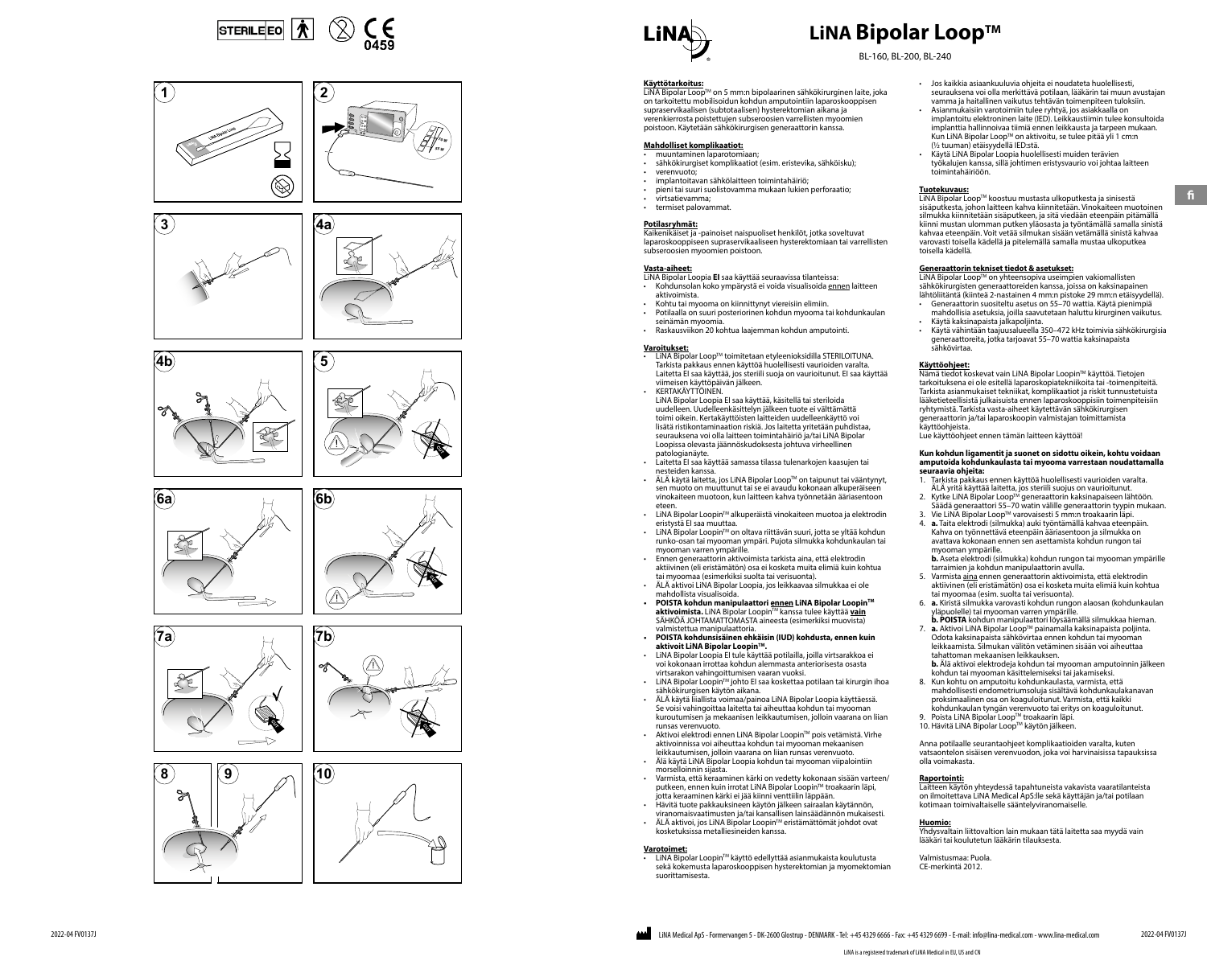# LiNA Bipolar Loop™

BL-160, BL-200, BL-240

**Käyttötarkoitus:**
LiNA Bipolar Loop™ on 5 mm:n bipolaarinen sähkökirurginen laite, joka on tarkoitettu mobilisoidun kohdun amputointiin laparoskooppisen supraservikaalisen (subtotaalisen) hysterektomian aikana ja verenkierrosta poistettujen subseroosien varrellisten myoomien poistoon. Käytetään sähkökirurgisen generaattorin kanssa.

**Mahdolliset komplikaatiot:**
- muuntaminen laparotomiaan;
- sähkökirurgiset komplikaatiot (esim. eristevika, sähköisku);
- verenvuoto;
- implantoitavan sähkölaitteen toimintahäiriö;
- pieni tai suuri suolistovamma mukaan lukien perforaatio;
- virtsatievamma;
- termiset palovammat.

**Potilasryhmät:**
Kaikenikäiset ja -painoiset naispuoliset henkilöt, jotka soveltuvat laparoskooppiseen supraservikaaliseen hysterektomiaan tai varrellisten subseroosien myoomien poistoon.

**Vasta-aiheet:**
LiNA Bipolar Loopia **EI** saa käyttää seuraavissa tilanteissa:
- Kohdunsolan koko ympärystä ei voida visualisoida ennen laitteen aktivoimista.
- Kohtu tai myooma on kiinnittynyt viereisiin elimiin.
- Potilaalla on suuri posteriorinen kohdun myooma tai kohdunkaulan seinämän myoomia.
- Raskausviikon 20 kohtua laajemman kohdun amputointi.

**Varoitukset:**
- LiNA Bipolar Loop™ toimitetaan etyleenioksidilla STERILOITUNA. Tarkista pakkaus ennen käyttöä huolellisesti vaurioiden varalta. Laitetta EI saa käyttää, jos steriili suoja on vaurioitunut. EI saa käyttää viimeisen käyttöpäivän jälkeen.
- KERTAKÄYTTÖINEN. LiNA Bipolar Loopia EI saa käyttää, käsitellä tai steriloida uudelleen. Uudelleenkäsittelyn jälkeen tuote ei välttämättä toimi oikein. Kertakäyttöisten laitteiden uudelleenkäyttö voi lisätä ristikontaminaation riskiä. Jos laitetta yritetään puhdistaa, seurauksena voi olla laitteen toimintahäiriö ja/tai LiNA Bipolar Loopissa olevasta jäännöskudoksesta johtuva virheellinen patologianäyte.
- Laitetta EI saa käyttää samassa tilassa tulenarkojen kaasujen tai nesteiden kanssa.
- ÄLÄ käytä laitetta, jos LiNA Bipolar Loop™ on taipunut tai vääntynyt, sen muoto on muuttunut tai se ei avaudu kokonaan alkuperäiseen vinokaiteen muotoon, kun laitteen kahva työnnetään ääriasentoon eteen.
- LiNA Bipolar Loopin™ alkuperäistä vinokaiteen muotoa ja elektrodin eristystä EI saa muuttaa.
- LiNA Bipolar Loopin™ on oltava riittävän suuri, jotta se yltää kohdun runko-osan tai myooman ympäri. Pujota silmukka kohdunkaulan tai myooman varren ympärille.
- Ennen generaattorin aktivoimista tarkista aina, että elektrodin aktiivinen (eli eristämätön) osa ei kosketa muita elimiä kuin kohtua tai myoomaa (esimerkiksi suolta tai verisuonta).
- ÄLÄ aktivoi LiNA Bipolar Loopia, jos leikkaavaa silmukkaa ei ole mahdollista visualisoida.
- **POISTA kohdun manipulaattori ennen LiNA Bipolar Loopin™ aktivoimista.** LiNA Bipolar Loopin™ kanssa tulee käyttää vain SÄHKÖÄ JOHTAMATTOMASTA aineesta (esimerkiksi muovista) valmistettua manipulaattoria.
- **POISTA kohdunsisäinen ehkäisin (IUD) kohdusta, ennen kuin aktivoit LiNA Bipolar Loopin™.**
- LiNA Bipolar Loopia EI tule käyttää potilailla, joilla virtsarakkoa ei voi kokonaan irrottaa kohdun alemmasta anteriorisesta osasta virtsarakon vahingoittumisen vaaran vuoksi.
- LiNA Bipolar Loopin™ johto EI saa koskettaa potilaan tai kirurgin ihoa sähkökirurgisen käytön aikana.
- ÄLÄ käytä liiallista voimaa/painoa LiNA Bipolar Loopia käyttäessä. Se voisi vahingoittaa laitetta tai aiheuttaa kohdun tai myooman kuroutumisen ja mekaanisen leikkautumisen, jolloin vaarana on liian runsas verenvuoto.
- Aktivoi elektrodi ennen LiNA Bipolar Loopin™ pois vetämistä. Virhe aktivoinnissa voi aiheuttaa kohdun tai myooman mekaanisen leikkautumisen, jolloin vaarana on liian runsas verenvuoto.
- Älä käytä LiNA Bipolar Loopia kohdun tai myooman viipalointiin morselloinnin sijasta.
- Varmista, että keraaminen kärki on vedetty kokonaan sisään varteen/putkeen, ennen kuin irrotat LiNA Bipolar Loopin™ troakaarin läpi, jotta keraaminen kärki ei jää kiinni venttiilin läppään.
- Hävitä tuote pakkauksineen käytön jälkeen sairaalan käytännön, viranomaisvaatimusten ja/tai kansallisen lainsäädännön mukaisesti.
- ÄLÄ aktivoi, jos LiNA Bipolar Loopin™ eristämättömät johdot ovat kosketuksissa metalliesineiden kanssa.

**Varotoimet:**
- LiNA Bipolar Loopin™ käyttö edellyttää asianmukaista koulutusta sekä kokemusta laparoskooppisen hysterektomian ja myomektomian suorittamisesta.
- Jos kaikkia asiaankuuluvia ohjeita ei noudateta huolellisesti, seurauksena voi olla merkittäviä potilaan, lääkärin tai muun avustajan vamma ja haitallinen vaikutus tehtävän toimenpiteen tuloksiin.
- Asiamukaisiin varotoimiin tulee ryhtyä, jos asiakkaalla on implantoitu elektroninen laite (IED). Leikkaustiimin tulee konsultoida implanttia hallinnoivaa tiimiä ennen leikkausta ja tarpeen mukaan. Kun LiNA Bipolar Loop™ on aktivoitu, se tulee pitää yli 1 cm:n (½ tuuman) etäisyydellä IED:stä.
- Käytä LiNA Bipolar Loopia huolellisesti muiden terävien työkalujen kanssa, sillä johtimen eristysvaurio voi johtaa laitteen toimintahäiriöön.

**Tuotekuvaus:**
LiNA Bipolar Loop™ koostuu mustasta ulkoputkesta ja sinisestä sisäputkesta, johon laitteen kahva kiinnitetään. Vinokaiteen muotoinen silmukka kiinnitetään sisäputkeen, ja sitä viedään eteenpäin pitämällä kiinni mustan ulomman putken yläosasta ja työntämällä samalla sinistä kahvaa eteenpäin. Voit vetää silmukan sisään vetämällä sinistä kahvaa varovasti toisella kädellä ja pitelemällä samalla mustaa ulkoputkea toisella kädellä.

**Generaattorin tekniset tiedot & asetukset:**
LiNA Bipolar Loop™ on yhteensopiva useimpien vakiomallisten sähkökirurgisten generaattoreiden kanssa, joissa on kaksinapainen lähtöliitäntä (kiinteä 2-nastainen 4 mm:n pistoke 29 mm:n etäisyydellä).
- Generaattorin suositeltu asetus on 55–70 wattia. Käytä pienimpiä mahdollisia asetuksia, joilla saavutetaan haluttu kirurginen vaikutus.
- Käytä kaksinapaista jalkapoljinta.
- Käytä vähintään taajuusalueella 350–472 kHz toimivia sähkökirurgisia generaattoreita, jotka tarjoavat 55–70 wattia kaksinapaista sähkövirtaa.

**Käyttöohjeet:**
Nämä tiedot koskevat vain LiNA Bipolar Loopin™ käyttöä. Tietojen tarkoituksena ei ole esitellä laparoskopiatekniikoita tai -toimenpiteitä. Tarkista asianmukaiset tekniikat, komplikaatiot ja riskit tunnustetuista lääketieteellisistä julkaisuista ennen laparoskooppisiin toimenpiteisiin ryhtymistä. Tarkista vasta-aiheet käytettävän sähkökirurgisen generaattorin ja/tai laparoskoopin valmistajan toimittamista käyttöohjeista.
Lue käyttöohjeet ennen tämän laitteen käyttöä!

**Kun kohdun ligamentit ja suonet on sidottu oikein, kohtu voidaan amputoida kohdunkaulasta tai myooma varrestaan noudattamalla seuraavia ohjeita:**
1. Tarkista pakkaus ennen käyttöä huolellisesti vaurioiden varalta. ÄLÄ yritä käyttää laitetta, jos steriili suojus on vaurioitunut.
2. Kytke LiNA Bipolar Loop™ generaattorin kaksinapaiseen lähtöön. Säädä generaattori 55–70 watin välille generaattorin tyypin mukaan.
3. Vie LiNA Bipolar Loop™ varovaisesti 5 mm:n troakaarin läpi.
4. **a.** Taita elektrodi (silmukka) auki työntämällä kahvaa eteenpäin. Kahva on työnnettävä eteenpäin ääriasentoon ja silmukka on avattava kokonaan ennen sen asettamista kohdun rungon tai myooman ympärille.
   **b.** Aseta elektrodi (silmukka) kohdun rungon tai myooman ympärille tarraimien ja kohdun manipulaattorin avulla.
5. Varmista aina ennen generaattorin aktivoimista, että elektrodin aktiivinen (eli eristämätön) osa ei kosketa muita elimiä kuin kohtua tai myoomaa (esim. suolta tai verisuonta).
6. **a.** Kiristä silmukka varovasti kohdun rungon alaosan (kohdunkaulan yläpuolelle) tai myooman varren ympärille.
   **b. POISTA** kohdun manipulaattori löysäämällä silmukkaa hieman.
7. **a.** Aktivoi LiNA Bipolar Loop™ painamalla kaksinapaista poljinta. Odota kaksinapaista sähkövirtaa ennen kohdun tai myooman leikkaamista. Silmukan välitön vetäminen sisään voi aiheuttaa tahattoman mekaanisen leikkauksen.
   **b.** Älä aktivoi elektrodeja kohdun tai myooman amputoinnin jälkeen kohdun tai myooman käsittelemiseksi tai jakamiseksi.
8. Kun kohtu on amputoitu kohdunkaulasta, varmista, että mahdollisesti endometriumsoluja sisältävä kohdunkaulakanavan proksimaalinen osa on koaguloitunut. Varmista, että kaikki kohdunkaulan tyngän verenvuoto tai eritys on koaguloitunut.
9. Poista LiNA Bipolar Loop™ troakaarin läpi.
10. Hävitä LiNA Bipolar Loop™ käytön jälkeen.

Anna potilaalle seurantaohjeet komplikaatioiden varalta, kuten vatsaontelon sisäisen verenvuodon, joka voi harvinaisissa tapauksissa olla voimakasta.

**Raportointi:**
Laitteen käytön yhteydessä tapahtuneista vakavista vaaratilanteista on ilmoitettava LiNA Medical ApS:lle sekä käyttäjän ja/tai potilaan kotimaan toimivaltaiselle sääntelyviranomaiselle.

**Huomio:**
Yhdysvaltain liittovaltion lain mukaan tätä laitetta saa myydä vain lääkäri tai koulutetun lääkärin tilauksesta.

Valmistusmaa: Puola.
CE-merkintä 2012.

LiNA Medical ApS - Formervangen 5 - DK-2600 Glostrup - DENMARK - Tel: +45 4329 6666 - Fax: +45 4329 6699 - E-mail: info@lina-medical.com - www.lina-medical.com

LiNA is a registered trademark of LiNA Medical in EU, US and CN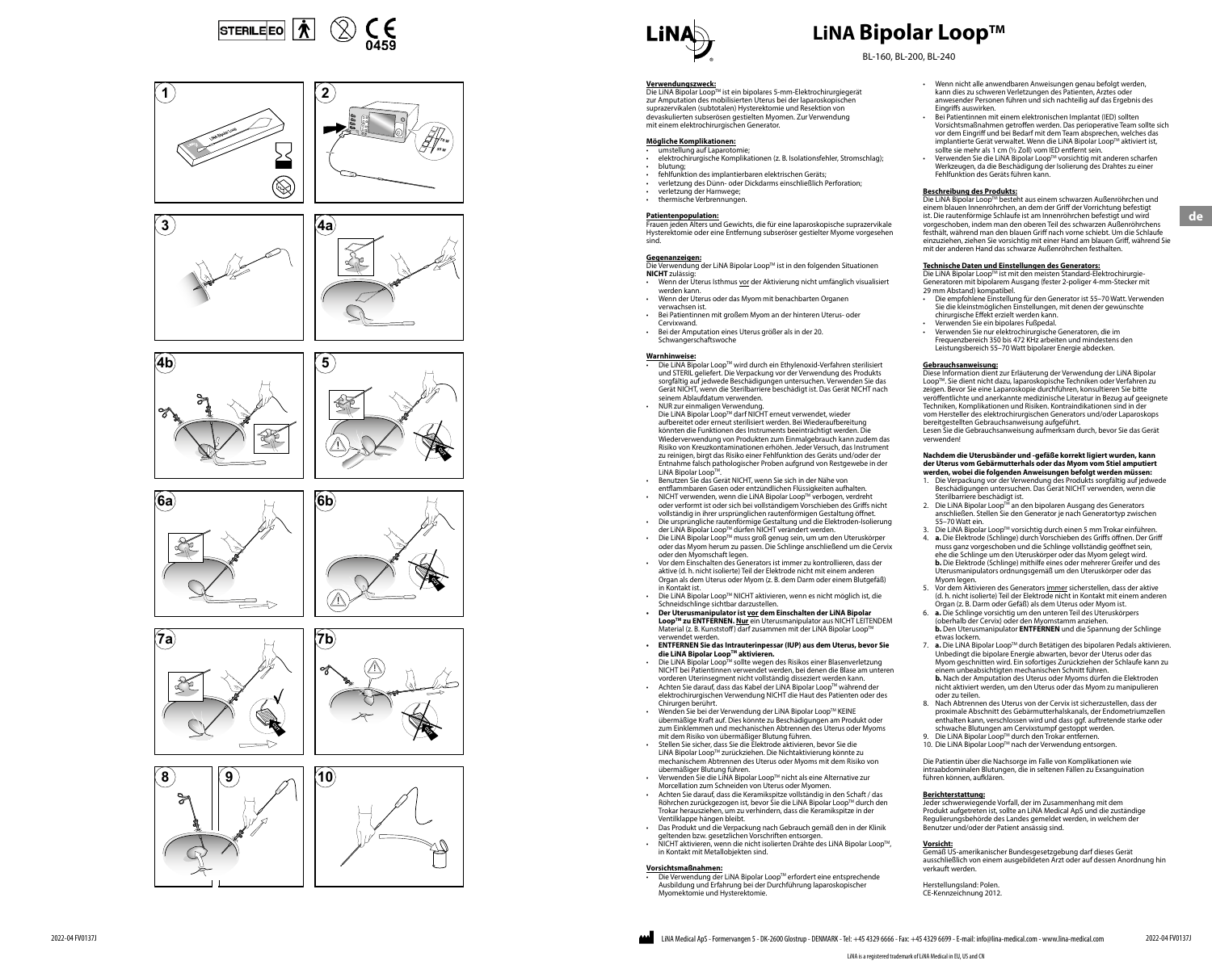# LiNA Bipolar Loop™

BL-160, BL-200, BL-240

**Verwendungszweck:**
Die LiNA Bipolar Loop™ ist ein bipolares 5-mm-Elektrochirurgiegerät zur Amputation des mobilisierten Uterus bei der laparoskopischen suprazervikalen (subtotalen) Hysterektomie und Resektion von devaskulierten subserösen gestielten Myomen. Zur Verwendung mit einem elektrochirurgischen Generator.

**Mögliche Komplikationen:**
- umstellung auf Laparotomie;
- elektrochirurgische Komplikationen (z. B. Isolationsfehler, Stromschlag);
- blutung;
- fehlfunktion des implantierbaren elektrischen Geräts;
- verletzung des Dünn- oder Dickdarms einschließlich Perforation;
- verletzung der Harnwege;
- thermische Verbrennungen.

**Patientenpopulation:**
Frauen jeden Alters und Gewichts, die für eine laparoskopische suprazervikale Hysterektomie oder eine Entfernung subseröser gestielter Myome vorgesehen sind.

**Gegenanzeigen:**
Die Verwendung der LiNA Bipolar Loop™ ist in den folgenden Situationen **NICHT** zulässig:
- Wenn der Uterus Isthmus vor der Aktivierung nicht umfänglich visualisiert werden kann.
- Wenn der Uterus oder das Myom mit benachbarten Organen verwachsen ist.
- Bei Patientinnen mit großem Myom an der hinteren Uterus- oder Cervixwand.
- Bei der Amputation eines Uterus größer als in der 20. Schwangerschaftswoche

**Warnhinweise:**
- Die LiNA Bipolar Loop™ wird durch ein Ethylenoxid-Verfahren sterilisiert und STERIL geliefert. Die Verpackung vor der Verwendung des Produkts sorgfältig auf jedwede Beschädigungen untersuchen. Verwenden Sie das Gerät NICHT, wenn die Sterilbarriere beschädigt ist. Das Gerät NICHT nach seinem Ablaufdatum verwenden.
- NUR zur einmaligen Verwendung. Die LiNA Bipolar Loop™ darf NICHT erneut verwendet, wieder aufbereitet oder erneut sterilisiert werden. Bei Wiederaufbereitung könnten die Funktionen des Instruments beeinträchtigt werden. Die Wiederverwendung von Produkten zum Einmalgebrauch kann zudem das Risiko von Kreuzkontaminationen erhöhen. Jeder Versuch, das Instrument zu reinigen, birgt das Risiko einer Fehlfunktion des Geräts und/oder der Entnahme falsch pathologischer Proben aufgrund von Restgewebe in der LiNA Bipolar Loop™.
- Benutzen Sie das Gerät NICHT, wenn Sie sich in der Nähe von entflammbaren Gasen oder entzündlichen Flüssigkeiten aufhalten.
- NICHT verwenden, wenn die LiNA Bipolar Loop™ verbogen, verdreht oder verformt ist oder sich bei vollständigem Vorschieben des Griffs nicht vollständig in ihrer ursprünglichen rautenförmigen Gestaltung öffnet.
- Die ursprüngliche rautenförmige Gestaltung und die Elektroden-Isolierung der LiNA Bipolar Loop™ dürfen NICHT verändert werden.
- Die LiNA Bipolar Loop™ muss groß genug sein, um um den Uteruskörper oder das Myom herum zu passen. Die Schlinge anschließend um die Cervix oder den Myomschaft legen.
- Vor dem Einschalten des Generators ist immer zu kontrollieren, dass der aktive (d. h. nicht isolierte) Teil der Elektrode nicht mit einem anderen Organ als dem Uterus oder Myom (z. B. dem Darm oder einem Blutgefäß) in Kontakt ist.
- Die LiNA Bipolar Loop™ NICHT aktivieren, wenn es nicht möglich ist, die Schneidschlinge sichtbar darzustellen.
- **Der Uterusmanipulator ist vor dem Einschalten der LiNA Bipolar Loop™ zu ENTFERNEN. Nur** ein Uterusmanipulator aus NICHT LEITENDEM Material (z. B. Kunststoff) darf zusammen mit der LiNA Bipolar Loop™ verwendet werden.
- **ENTFERNEN Sie das Intrauterinpessar (IUP) aus dem Uterus, bevor Sie die LiNA Bipolar Loop™ aktivieren.**
- Die LiNA Bipolar Loop™ sollte wegen des Risikos einer Blasenverletzung NICHT bei Patientinnen verwendet werden, bei denen die Blase am unteren vorderen Uterinsegment nicht vollständig disseziert werden kann.
- Achten Sie darauf, dass das Kabel der LiNA Bipolar Loop™ während der elektrochirurgischen Verwendung NICHT die Haut des Patienten oder des Chirurgen berührt.
- Wenden Sie bei der Verwendung der LiNA Bipolar Loop™ KEINE übermäßige Kraft auf. Dies könnte zu Beschädigungen am Produkt oder zum Einklemmen und mechanischen Abtrennen des Uterus oder Myoms mit dem Risiko von übermäßiger Blutung führen.
- Stellen Sie sicher, dass Sie die Elektrode aktivieren, bevor Sie die LiNA Bipolar Loop™ zurückziehen. Die Nichtaktivierung könnte zu mechanischem Abtrennen des Uterus oder Myoms mit dem Risiko von übermäßiger Blutung führen.
- Verwenden Sie die LiNA Bipolar Loop™ nicht als eine Alternative zur Morcellation zum Schneiden von Uterus oder Myomen.
- Achten Sie darauf, dass die Keramikspitze vollständig in den Schaft / das Röhrchen zurückgezogen ist, bevor Sie die LiNA Bipolar Loop™ durch den Trokar herausziehen, um zu verhindern, dass die Keramikspitze in der Ventilklappe hängen bleibt.
- Das Produkt und die Verpackung nach Gebrauch gemäß den in der Klinik geltenden bzw. gesetzlichen Vorschriften entsorgen.
- NICHT aktivieren, wenn die nicht isolierten Drähte des LiNA Bipolar Loop™, in Kontakt mit Metallobjekten sind.

**Vorsichtsmaßnahmen:**
- Die Verwendung der LiNA Bipolar Loop™ erfordert eine entsprechende Ausbildung und Erfahrung bei der Durchführung laparoskopischer Myomektomie und Hysterektomie.
- Wenn nicht alle anwendbaren Anweisungen genau befolgt werden, kann dies zu schweren Verletzungen des Patienten, Arztes oder anwesender Personen führen und sich nachteilig auf das Ergebnis des Eingriffs auswirken.
- Bei Patientinnen mit einem elektronischen Implantat (IED) sollten Vorsichtsmaßnahmen getroffen werden. Das perioperative Team sollte sich vor dem Eingriff und bei Bedarf mit dem Team absprechen, welches das implantierte Gerät verwaltet. Wenn die LiNA Bipolar Loop™ aktiviert ist, sollte sie mehr als 1 cm (½ Zoll) vom IED entfernt sein.
- Verwenden Sie die LiNA Bipolar Loop™ vorsichtig mit anderen scharfen Werkzeugen, da die Beschädigung der Isolierung des Drahtes zu einer Fehlfunktion des Geräts führen kann.

**Beschreibung des Produkts:**
Die LiNA Bipolar Loop™ besteht aus einem schwarzen Außenröhrchen und einem blauen Innenröhrchen, an dem der Griff der Vorrichtung befestigt ist. Die rautenförmige Schlaufe ist am Innenröhrchen befestigt und wird vorgeschoben, indem man den oberen Teil des schwarzen Außenröhrchens festhält, während man den blauen Griff nach vorne schiebt. Um die Schlaufe einzuziehen, ziehen Sie vorsichtig mit einer Hand am blauen Griff, während Sie mit der anderen Hand das schwarze Außenröhrchen festhalten.

**Technische Daten und Einstellungen des Generators:**
Die LiNA Bipolar Loop™ ist mit den meisten Standard-Elektrochirurgie-Generatoren mit bipolarem Ausgang (fester 2-poliger 4-mm-Stecker mit 29 mm Abstand) kompatibel.
- Die empfohlene Einstellung für den Generator ist 55–70 Watt. Verwenden Sie die kleinstmöglichen Einstellungen, mit denen der gewünschte chirurgische Effekt erzielt werden kann.
- Verwenden Sie ein bipolares Fußpedal.
- Verwenden Sie nur elektrochirurgische Generatoren, die im Frequenzbereich 350 bis 472 KHz arbeiten und mindestens den Leistungsbereich 55–70 Watt bipolarer Energie abdecken.

**Gebrauchsanweisung:**
Diese Information dient zur Erläuterung der Verwendung der LiNA Bipolar Loop™. Sie dient nicht dazu, laparoskopische Techniken oder Verfahren zu zeigen. Bevor Sie eine Laparoskopie durchführen, konsultieren Sie bitte veröffentlichte und anerkannte medizinische Literatur in Bezug auf geeignete Techniken, Komplikationen und Risiken. Kontraindikationen sind in der vom Hersteller des elektrochirurgischen Generators und/oder Laparoskops bereitgestellten Gebrauchsanweisung aufgeführt.
Lesen Sie die Gebrauchsanweisung aufmerksam durch, bevor Sie das Gerät verwenden!

**Nachdem die Uterusbänder und -gefäße korrekt ligiert wurden, kann der Uterus vom Gebärmutterhals oder das Myom vom Stiel amputiert werden, wobei die folgenden Anweisungen befolgt werden müssen:**
1. Die Verpackung vor der Verwendung des Produkts sorgfältig auf jedwede Beschädigungen untersuchen. Das Gerät NICHT verwenden, wenn die Sterilbarriere beschädigt ist.
2. Die LiNA Bipolar Loop™ an den bipolaren Ausgang des Generators anschließen. Stellen Sie den Generator je nach Generatortyp zwischen 55–70 Watt ein.
3. Die LiNA Bipolar Loop™ vorsichtig durch einen 5 mm Trokar einführen.
4. **a.** Die Elektrode (Schlinge) durch Vorschieben des Griffs öffnen. Der Griff muss ganz vorgeschoben und die Schlinge vollständig geöffnet sein, ehe die Schlinge um den Uteruskörper oder das Myom gelegt wird. **b.** Die Elektrode (Schlinge) mithilfe eines oder mehrerer Greifer und des Uterusmanipulators ordnungsgemäß um den Uteruskörper oder das Myom legen.
5. Vor dem Aktivieren des Generators immer sicherstellen, dass der aktive (d. h. nicht isolierte) Teil der Elektrode nicht in Kontakt mit einem anderen Organ (z. B. Darm oder Gefäß) als dem Uterus oder Myom ist.
6. **a.** Die Schlinge vorsichtig um den unteren Teil des Uteruskörpers (oberhalb der Cervix) oder den Myomstamm anziehen. **b.** Den Uterusmanipulator **ENTFERNEN** und die Spannung der Schlinge etwas lockern.
7. **a.** Die LiNA Bipolar Loop™ durch Betätigen des bipolaren Pedals aktivieren. Unbedingt die bipolare Energie abwarten, bevor der Uterus oder das Myom geschnitten wird. Ein sofortiges Zurückziehen der Schlaufe kann zu einem unbeabsichtigten mechanischen Schnitt führen. **b.** Nach der Amputation des Uterus oder Myoms dürfen die Elektroden nicht aktiviert werden, um den Uterus oder das Myom zu manipulieren oder zu teilen.
8. Nach Abtrennen des Uterus von der Cervix ist sicherzustellen, dass der proximale Abschnitt des Gebärmutterhalskanals, der Endometriumzellen enthalten kann, verschlossen wird und dass ggf. auftretende starke oder schwache Blutungen am Cervixstumpf gestoppt werden.
9. Die LiNA Bipolar Loop™ durch den Trokar entfernen.
10. Die LiNA Bipolar Loop™ nach der Verwendung entsorgen.

Die Patientin über die Nachsorge im Falle von Komplikationen wie intraabdominalen Blutungen, die in seltenen Fällen zu Exsanguination führen können, aufklären.

**Berichterstattung:**
Jeder schwerwiegende Vorfall, der im Zusammenhang mit dem Produkt aufgetreten ist, sollte an LiNA Medical ApS und die zuständige Regulierungsbehörde des Landes gemeldet werden, in welchem der Benutzer und/oder der Patient ansässig sind.

**Vorsicht:**
Gemäß US-amerikanischer Bundesgesetzgebung darf dieses Gerät ausschließlich von einem ausgebildeten Arzt oder auf dessen Anordnung hin verkauft werden.

Herstellungsland: Polen.
CE-Kennzeichnung 2012.

2022-04 FV0137J

LiNA Medical ApS - Formervangen 5 - DK-2600 Glostrup - DENMARK - Tel: +45 4329 6666 - Fax: +45 4329 6699 - E-mail: info@lina-medical.com - www.lina-medical.com

LiNA is a registered trademark of LiNA Medical in EU, US and CN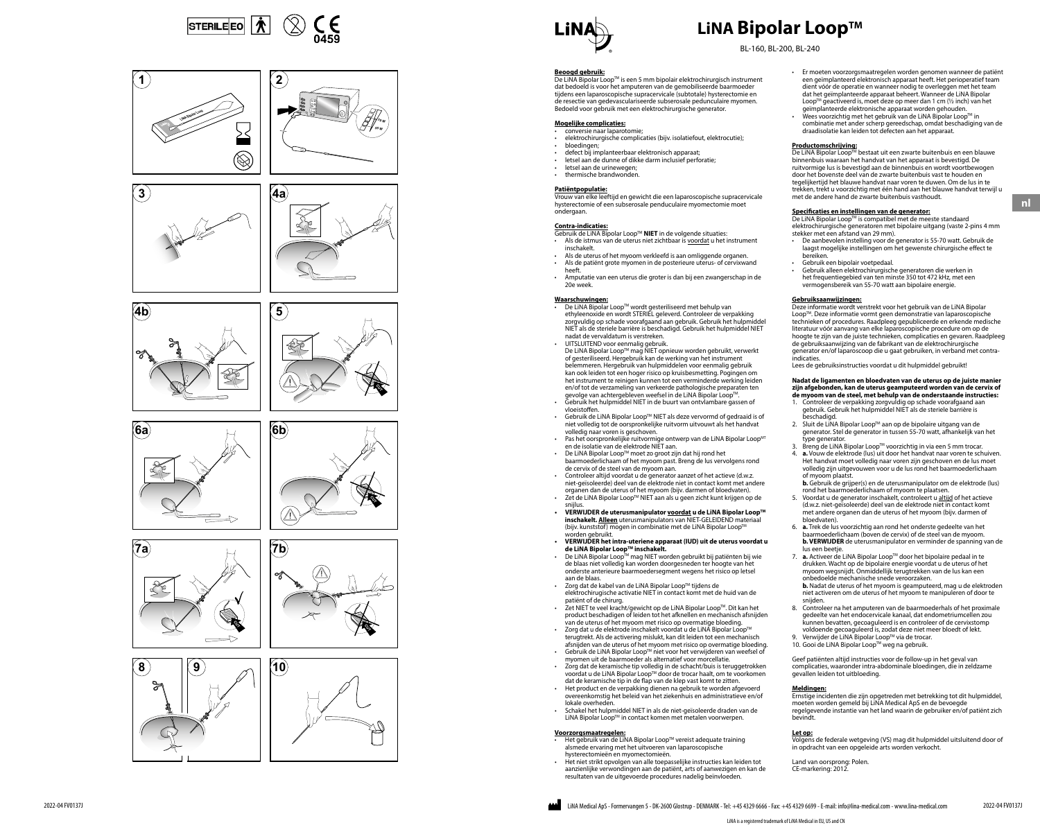# LiNA Bipolar Loop™

BL-160, BL-200, BL-240

**Beoogd gebruik:**

De LiNA Bipolar Loop™ is een 5 mm bipolair elektrochirurgisch instrument dat bedoeld is voor het amputeren van de gemobiliseerde baarmoeder tijdens een laparoscopische supracervicale (subtotale) hysterectomie en de resectie van gedevasculariseerde subserosale pedunculaire myomen. Bedoeld voor gebruik met een elektrochirurgische generator.

**Mogelijke complicaties:**

- conversie naar laparotomie;
- elektrochirurgische complicaties (bijv. isolatiefout, elektrocutie);
- bloedingen;
- defect bij implanteerbaar elektronisch apparaat;
- letsel aan de dunne of dikke darm inclusief perforatie;
- letsel aan de urinewegen;
- thermische brandwonden.

**Patiëntpopulatie:**

Vrouw van elke leeftijd en gewicht die een laparoscopische supracervicale hysterectomie of een subserosale penduculaire myomectomie moet ondergaan.

**Contra-indicaties:**

Gebruik de LiNA Bipolar Loop™ **NIET** in de volgende situaties:

- Als de istmus van de uterus niet zichtbaar is voordat u het instrument inschakelt.
- Als de uterus of het myoom verkleefd is aan omliggende organen.
- Als de patiënt grote myomen in de posterieure uterus- of cervixwand heeft.
- Amputatie van een uterus die groter is dan bij een zwangerschap in de 20e week.

**Waarschuwingen:**

- De LiNA Bipolar Loop™ wordt gesteriliseerd met behulp van ethyleenoxide en wordt STERIEL geleverd. Controleer de verpakking zorgvuldig op schade voorafgaand aan gebruik. Gebruik het hulpmiddel NIET als de steriele barrière is beschadigd. Gebruik het hulpmiddel NIET nadat de vervaldatum is verstreken.
- UITSLUITEND voor eenmalig gebruik.
  De LiNA Bipolar Loop™ mag NIET opnieuw worden gebruikt, verwerkt of gesteriliseerd. Hergebruik kan de werking van het instrument belemmeren. Hergebruik van hulpmiddelen voor eenmalig gebruik kan ook leiden tot een hoger risico op kruisbesmetting. Pogingen om het instrument te reinigen kunnen tot een verminderde werking leiden en/of tot de verzameling van verkeerde pathologische preparaten ten gevolge van achtergebleven weefsel in de LiNA Bipolar Loop™.
- Gebruik het hulpmiddel NIET in de buurt van ontvlambare gassen of vloeistoffen.
- Gebruik de LiNA Bipolar Loop™ NIET als deze vervormd of gedraaid is of niet volledig tot de oorspronkelijke ruitvorm uitvouwt als het handvat volledig naar voren is geschoven.
- Pas het oorspronkelijke ruitvormige ontwerp van de LiNA Bipolar Loop™ en de isolatie van de elektrode NIET aan.
- De LiNA Bipolar Loop™ moet zo groot zijn dat hij rond het baarmoederlichaam of het myoom past. Breng de lus vervolgens rond de cervix of de steel van de myoom aan.
- Controleer altijd voordat u de generator aanzet of het actieve (d.w.z. niet-geïsoleerde) deel van de elektrode niet in contact komt met andere organen dan de uterus of het myoom (bijv. darmen of bloedvaten).
- Zet de LiNA Bipolar Loop™ NIET aan als u geen zicht kunt krijgen op de snijlus.
- **VERWIJDER de uterusmanipulator voordat u de LiNA Bipolar Loop™ inschakelt. Alleen** uterusmanipulators van NIET-GELEIDEND materiaal (bijv. kunststof) mogen in combinatie met de LiNA Bipolar Loop™ worden gebruikt.
- **VERWIJDER het intra-uteriene apparaat (IUD) uit de uterus voordat u de LiNA Bipolar Loop™ inschakelt.**
- De LiNA Bipolar Loop™ mag NIET worden gebruikt bij patiënten bij wie de blaas niet volledig kan worden doorgesneden ter hoogte van het onderste anterieure baarmoedersegment wegens het risico op letsel aan de blaas.
- Zorg dat de kabel van de LiNA Bipolar Loop™ tijdens de elektrochirurgische activatie NIET in contact komt met de huid van de patiënt of de chirurg.
- Zet NIET te veel kracht/gewicht op de LiNA Bipolar Loop™. Dit kan het product beschadigen of leiden tot het afknellen en mechanisch afsnijden van de uterus of het myoom met risico op overmatige bloeding.
- Zorg dat u de elektrode inschakelt voordat u de LiNA Bipolar Loop™ terugtrekt. Als de activering mislukt, kan dit leiden tot een mechanisch afsnijden van de uterus of het myoom met risico op overmatige bloeding.
- Gebruik de LiNA Bipolar Loop™ niet voor het verwijderen van weefsel of myomen uit de baarmoeder als alternatief voor morcellatie.
- Zorg dat de keramische tip volledig in de schacht/buis is teruggetrokken voordat u de LiNA Bipolar Loop™ door de trocar haalt, om te voorkomen dat de keramische tip in de flap van de klep vast komt te zitten.
- Het product en de verpakking dienen na gebruik te worden afgevoerd overeenkomstig het beleid van het ziekenhuis en administratieve en/of lokale overheden.
- Schakel het hulpmiddel NIET in als de niet-geïsoleerde draden van de LiNA Bipolar Loop™ in contact komen met metalen voorwerpen.

**Voorzorgsmaatregelen:**

- Het gebruik van de LiNA Bipolar Loop™ vereist adequate training alsmede ervaring met het uitvoeren van laparoscopische hysterectomieën en myomectomieën.
- Het niet strikt opvolgen van alle toepasselijke instructies kan leiden tot aanzienlijke verwondingen aan de patiënt, arts of aanwezigen en kan de resultaten van de uitgevoerde procedures nadelig beïnvloeden.
- Er moeten voorzorgsmaatregelen worden genomen wanneer de patiënt een geïmplanteerd elektronisch apparaat heeft. Het perioperatief team dient vóór de operatie en wanneer nodig te overleggen met het team dat het geïmplanteerde apparaat beheert. Wanneer de LiNA Bipolar Loop™ geactiveerd is, moet deze op meer dan 1 cm (½ inch) van het geïmplanteerde elektronische apparaat worden gehouden.
- Wees voorzichtig met het gebruik van de LiNA Bipolar Loop™ in combinatie met ander scherp gereedschap, omdat beschadiging van de draadisolatie kan leiden tot defecten aan het apparaat.

**Productomschrijving:**

De LiNA Bipolar Loop™ bestaat uit een zwarte buitenbuis en een blauwe binnenbuis waaraan het handvat van het apparaat is bevestigd. De ruitvormige lus is bevestigd aan de binnenbuis en wordt voortbewogen door het bovenste deel van de zwarte buitenbuis vast te houden en tegelijkertijd het blauwe handvat naar voren te duwen. Om de lus in te trekken, trekt u voorzichtig met één hand aan het blauwe handvat terwijl u met de andere hand de zwarte buitenbuis vasthoudt.

**Specificaties en instellingen van de generator:**

De LiNA Bipolar Loop™ is compatibel met de meeste standaard elektrochirurgische generatoren met bipolaire uitgang (vaste 2-pins 4 mm stekker met een afstand van 29 mm).

- De aanbevolen instelling voor de generator is 55-70 watt. Gebruik de laagst mogelijke instellingen om het gewenste chirurgische effect te bereiken.
- Gebruik een bipolair voetpedaal.
- Gebruik alleen elektrochirurgische generatoren die werken in het frequentiegebied van ten minste 350 tot 472 kHz, met een vermogensbereik van 55-70 watt aan bipolaire energie.

**Gebruiksaanwijzingen:**

Deze informatie wordt verstrekt voor het gebruik van de LiNA Bipolar Loop™. Deze informatie vormt geen demonstratie van laparoscopische technieken of procedures. Raadpleeg gepubliceerde en erkende medische literatuur vóór aanvang van elke laparoscopische procedure om op de hoogte te zijn van de juiste technieken, complicaties en gevaren. Raadpleeg de gebruiksaanwijzing van de fabrikant van de elektrochirurgische generator en/of laparoscoop die u gaat gebruiken, in verband met contra-indicaties.

Lees de gebruiksinstructies voordat u dit hulpmiddel gebruikt!

**Nadat de ligamenten en bloedvaten van de uterus op de juiste manier zijn afgebonden, kan de uterus geamputeerd worden van de cervix of de myoom van de steel, met behulp van de onderstaande instructies:**

1. Controleer de verpakking zorgvuldig op schade voorafgaand aan gebruik. Gebruik het hulpmiddel NIET als de steriele barrière is beschadigd.
2. Sluit de LiNA Bipolar Loop™ aan op de bipolaire uitgang van de generator. Stel de generator in tussen 55-70 watt, afhankelijk van het type generator.
3. Breng de LiNA Bipolar Loop™ voorzichtig in via een 5 mm trocar.
4. **a.** Vouw de elektrode (lus) uit door het handvat naar voren te schuiven. Het handvat moet volledig naar voren zijn geschoven en de lus moet volledig zijn uitgevouwen voor u de lus rond het baarmoederlichaam of myoom plaatst.
   **b.** Gebruik de grijper(s) en de uterusmanipulator om de elektrode (lus) rond het baarmoederlichaam of myoom te plaatsen.
5. Voordat u de generator inschakelt, controleert u altijd of het actieve (d.w.z. niet-geïsoleerde) deel van de elektrode niet in contact komt met andere organen dan de uterus of het myoom (bijv. darmen of bloedvaten).
6. **a.** Trek de lus voorzichtig aan rond het onderste gedeelte van het baarmoederlichaam (boven de cervix) of de steel van de myoom.
   **b. VERWIJDER** de uterusmanipulator en verminder de spanning van de lus een beetje.
7. **a.** Activeer de LiNA Bipolar Loop™ door het bipolaire pedaal in te drukken. Wacht op de bipolaire energie voordat u de uterus of het myoom wegsnijdt. Onmiddellijk terugtrekken van de lus kan een onbedoelde mechanische snede veroorzaken.
   **b.** Nadat de uterus of het myoom is geamputeerd, mag u de elektroden niet activeren om de uterus of het myoom te manipuleren of door te snijden.
8. Controleer na het amputeren van de baarmoederhals of het proximale gedeelte van het endocervicale kanaal, dat endometriumcellen zou kunnen bevatten, gecoaguleerd is en controleer of de cervixstomp voldoende gecoaguleerd is, zodat deze niet meer bloedt of lekt.
9. Verwijder de LiNA Bipolar Loop™ via de trocar.
10. Gooi de LiNA Bipolar Loop™ weg na gebruik.

Geef patiënten altijd instructies voor de follow-up in het geval van complicaties, waaronder intra-abdominale bloedingen, die in zeldzame gevallen leiden tot uitbloeding.

**Meldingen:**

Ernstige incidenten die zijn opgetreden met betrekking tot dit hulpmiddel, moeten worden gemeld bij LiNA Medical ApS en de bevoegde regelgevende instantie van het land waarin de gebruiker en/of patiënt zich bevindt.

**Let op:**

Volgens de federale wetgeving (VS) mag dit hulpmiddel uitsluitend door of in opdracht van een opgeleide arts worden verkocht.

Land van oorsprong: Polen.
CE-markering: 2012.

LiNA Medical ApS - Formervangen 5 - DK-2600 Glostrup - DENMARK - Tel: +45 4329 6666 - Fax: +45 4329 6699 - E-mail: info@lina-medical.com - www.lina-medical.com

LiNA is a registered trademark of LiNA Medical in EU, US and CN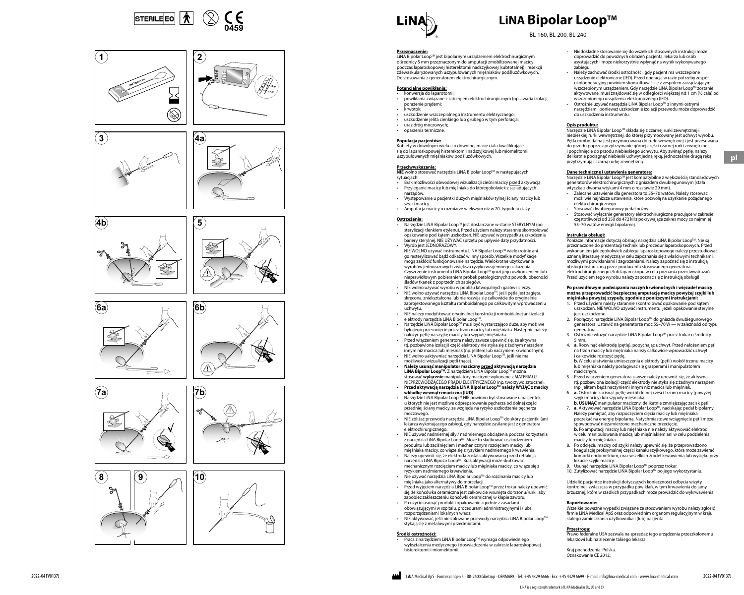STERILE EO

CE 0459

# LiNA Bipolar Loop™

BL-160, BL-200, BL-240

**Przeznaczenie:**
LiNA Bipolar Loop™ jest bipolarnym urządzeniem elektrochirurgicznym o średnicy 5 mm przeznaczonym do amputacji zmobilizowanej macicy podczas laparoskopowej histerektomii nadszyjkowej (subtotalnej) i resekcji zdewaskularyzowanych uszypułowanych mięśniaków podśluzówkowych. Do stosowania z generatorem elektrochirurgicznym.

**Potencjalne powikłania:**
- konwersja do laparotomii;
- powikłania związane z zabiegiem elektrochirurgicznym (np. awaria izolacji, porażenie prądem);
- krwotok;
- uszkodzenie wszczepialnego instrumentu elektrycznego;
- uszkodzenie jelita cienkiego lub grubego w tym perforacja;
- uraz dróg moczowych;
- oparzenia termiczne.

**Populacja pacjentów:**
Kobiety w dowolnym wieku i o dowolnej masie ciała kwalifikujące się do laparoskopowej histerektomii nadszyjkowej lub miomektomii uszypułowanych mięśniaków podśluzówkowych.

**Przeciwwskazania:**
**NIE** wolno stosować narzędzia LiNA Bipolar Loop™ w następujących sytuacjach:
- Brak możliwości obwodowej wizualizacji cieśni macicy przed aktywacją.
- Przyleganie macicy lub mięśniaka do któregokolwiek z sąsiadujących narządów.
- Występowanie u pacjentki dużych mięśniaków tylnej ściany macicy lub szyjki macicy.
- Amputacja macicy o rozmiarze większym niż w 20. tygodniu ciąży.

**Ostrzeżenia:**
- Narzędzie LiNA Bipolar Loop™ jest dostarczane w stanie STERYLNYM (po sterylizacji tlenkiem etylenu). Przed użyciem należy starannie skontrolować opakowanie pod kątem uszkodzeń. NIE używać w przypadku uszkodzenia bariery sterylnej. NIE UŻYWAĆ sprzętu po upływie daty przydatności.
- Wyrób jest JEDNORAZOWY.
  NIE WOLNO używać instrumentu LiNA Bipolar Loop™ wielokrotnie ani go resterylizować bądź odkażać w inny sposób. Wszelkie modyfikacje mogą zakłócić funkcjonowanie narzędzia. Wielokrotne użytkowanie wyrobów jednorazowych zwiększa ryzyko wzajemnego zakażenia. Czyszczenie instrumentu LiNA Bipolar Loop™ grozi jego uszkodzeniem lub nieprawidłowym pobieraniem próbek patologicznych z powodu obecności śladów tkanek z poprzednich zabiegów.
- NIE wolno używać wyrobu w pobliżu łatwopalnych gazów i cieczy.
- NIE wolno używać narzędzia LiNA Bipolar Loop™, jeśli pętla jest zagięta, skręcona, zniekształcona lub nie rozwija się całkowicie do oryginalnie zaprojektowanego kształtu romboidalnego po całkowitym wprowadzeniu uchwytu.
- NIE należy modyfikować oryginalnej konstrukcji romboidalnej ani izolacji elektrody narzędzia LiNA Bipolar Loop™.
- Narzędzie LiNA Bipolar Loop™ musi być wystarczająco duże, aby możliwe było jego przesunięcie przez trzon macicy lub mięśniaka. Następnie należy nałożyć pętlę na szyjkę macicy lub szypułę mięśniaka.
- Przed włączeniem generatora należy zawsze upewnić się, że aktywna (tj. pozbawiona izolacji) część elektrody nie styka się z żadnym narządem innym niż macica lub mięśniak (np. jelitem lub naczyniem krwionośnym).
- NIE wolno uaktywniać narzędzia LiNA Bipolar Loop™, jeśli nie ma możliwości wizualizacji pętli tnącej.
- **Należy usunąć manipulator maciczny przed aktywacją narzędzia LiNA Bipolar Loop™.** Z narzędziem LiNA Bipolar Loop™ można stosować **wyłącznie** manipulatory maciczne wykonane z MATERIAŁU NIEPRZEWODZĄCEGO PRĄDU ELEKTRYCZNEGO (np. tworzywo sztuczne).
- **Przed aktywacją narzędzia LiNA Bipolar Loop™ należy WYJĄĆ z macicy wkładkę wewnątrzmaciczną (IUD).**
- Narzędzie LiNA Bipolar Loop™ NIE powinno być stosowane u pacjentek, u których nie jest możliwe odpreparowanie pęcherza od dolnej części przedniej ściany macicy, ze względu na ryzyko uszkodzenia pęcherza moczowego.
- NIE zbliżać przewodu narzędzia LiNA Bipolar Loop™ do skóry pacjentki (ani lekarza wykonującego zabieg), gdy narzędzie zasilane jest z generatora elektrochirurgicznego.
- NIE używać nadmiernej siły / nadmiernego obciążenia podczas korzystania z narzędzia LiNA Bipolar Loop™. Może to skutkować uszkodzeniem produktu lub zaciśnięciem i mechanicznym rozcięciem macicy lub mięśniaka macicy, co wiąże się z ryzykiem nadmiernego krwawienia.
- Należy upewnić się, że elektroda została aktywowana przed retrakcją narzędzia LiNA Bipolar Loop™. Brak aktywacji może skutkować mechanicznym rozcięciem macicy lub mięśniaka macicy, co wiąże się z ryzykiem nadmiernego krwawienia.
- Nie używać narzędzia LiNA Bipolar Loop™ do rozcinania macicy lub mięśniaka jako alternatywy do morcelacji.
- Przed wyjęciem narzędzia LiNA Bipolar Loop™ przez trokar należy upewnić się, że końcówka ceramiczna jest całkowicie wsunięta do trzonu/rurki, aby zapobiec zakleszczeniu końcówki ceramicznej w klapie zaworu.
- Po użyciu usunąć produkt i opakowanie zgodnie z zasadami obowiązującymi w szpitalu, procedurami administracyjnymi i (lub) rozporządzeniami lokalnych władz.
- NIE aktywować, jeśli nieizolowane przewody narzędzia LiNA Bipolar Loop™ stykają się z metalowymi przedmiotami.

**Środki ostrożności:**
- Praca z narzędziem LiNA Bipolar Loop™ wymaga odpowiedniego wykształcenia medycznego i doświadczenia w zakresie laparoskopowej histerektomii i miomektomii.
- Niedokładne stosowanie się do wszelkich stosownych instrukcji może doprowadzić do poważnych obrażeń pacjenta, lekarza lub osób asystujących i może niekorzystnie wpłynąć na wynik wykonywanego zabiegu.
- Należy zachować środki ostrożności, gdy pacjent ma wszczepione urządzenie elektroniczne (IED). Przed operacją w razie potrzeby zespół okołooperacyjny powinien skonsultować się z zespołem zarządzającym wszczepionym urządzeniem. Gdy narzędzie LiNA Bipolar Loop™ zostanie aktywowane, musi znajdować się w odległości większej niż 1 cm (½ cala) od wszczepionego urządzenia elektronicznego (IED).
- Ostrożnie używać narzędzia LiNA Bipolar Loop™ z innymi ostrymi narzędziami, ponieważ uszkodzenie izolacji przewodu może doprowadzić do uszkodzenia instrumentu.

**Opis produktu:**
Narzędzie LiNA Bipolar Loop™ składa się z czarnej rurki zewnętrznej i niebieskiej rurki wewnętrznej, do której przymocowany jest uchwyt wyrobu. Pętla romboidalna jest przymocowana do rurki wewnętrznej i jest przesuwana do przodu poprzez przytrzymanie górnej części czarnej rurki zewnętrznej i popchnięcie do przodu niebieskiego uchwytu. Aby zwinąć pętlę, należy delikatnie pociągnąć niebieski uchwyt jedną ręką, jednocześnie drugą ręką przytrzymując czarną rurkę zewnętrzną.

**Dane techniczne i ustawienia generatora:**
Narzędzie LiNA Bipolar Loop™ jest kompatybilne z większością standardowych generatorów elektrochirurgicznych z gniazdem dwubiegunowym (stała wtyczka z dwoma wtykami 4 mm o rozstawie 29 mm).
- Zalecane ustawienie dla generatora to 55–70 watów. Należy stosować możliwie najniższe ustawienia, które pozwolą na uzyskanie pożądanego efektu chirurgicznego.
- Stosować dwubiegunowy pedał nożny.
- Stosować wyłącznie generatory elektrochirurgiczne pracujące w zakresie częstotliwości od 350 do 472 kHz pokrywające zakres mocy co najmniej 55–70 watów energii bipolarnej.

**Instrukcja obsługi:**
Poniższe informacje dotyczą obsługi narzędzia LiNA Bipolar Loop™. Nie są przeznaczone do prezentacji technik lub procedur laparoskopowych. Przed wykonaniem jakiegokolwiek zabiegu laparoskopowego należy przestudiować uznaną literaturę medyczną w celu zapoznania się z właściwymi technikami, możliwymi powikłaniami i zagrożeniami. Należy zapoznać się z instrukcją obsługi dostarczoną przez producenta stosowanego generatora elektrochirurgicznego i/lub laparoskopu w celu poznania przeciwwskazań. Przed użyciem tego wyrobu należy zapoznać się z instrukcją obsługi!

**Po prawidłowym podwiązaniu naczyń krwionośnych i więzadeł macicy można przeprowadzić bezpieczną amputację macicy powyżej szyjki lub mięśniaka powyżej szypuły, zgodnie z poniższymi instrukcjami:**
1. Przed użyciem należy starannie skontrolować opakowanie pod kątem uszkodzeń. NIE WOLNO używać instrumentu, jeżeli opakowanie sterylne jest uszkodzone.
2. Podłączyć narzędzie LiNA Bipolar Loop™ do gniazda dwubiegunowego generatora. Ustawić na generatorze moc 55–70 W — w zależności od typu generatora.
3. Ostrożnie włożyć narzędzie LiNA Bipolar Loop™ przez trokar o średnicy 5 mm.
4. **a.** Rozwinąć elektrodę (pętlę), popychając uchwyt. Przed nałożeniem pętli na trzon macicy lub mięśniaka należy całkowicie wprowadzić uchwyt i całkowicie rozłożyć pętlę.
   **b.** W celu ułatwienia umieszczenia elektrody (pętli) wokół trzonu macicy lub mięśniaka należy posługiwać się grasperami i manipulatorem macicznym.
5. Przed włączeniem generatora zawsze należy upewnić się, że aktywna (tj. pozbawiona izolacji) część elektrody nie styka się z żadnym narządem (np. jelitem bądź naczyniem) innym niż macica lub mięśniak.
6. **a.** Ostrożnie zacisnąć pętlę wokół dolnej części trzonu macicy (powyżej szyjki macicy) lub szypuły mięśniaka.
   **b. USUNĄĆ** manipulator maciczny, delikatnie zmniejszając zacisk pętli.
7. **a.** Aktywować narzędzie LiNA Bipolar Loop™, naciskając pedał bipolarny. Należy pamiętać, aby rozpoczęciem cięcia macicy lub mięśniaka poczekać na energię bipolarną. Natychmiastowe wciągnięcie pętli może spowodować niezamierzone mechaniczne przecięcie.
   **b.** Po amputacji macicy lub mięśniaka nie należy aktywować elektrod w celu manipulowania macicą lub mięśniakiem ani w celu podzielenia macicy lub mięśniaka.
8. Po odcięciu macicy od szyjki należy upewnić się, że przeprowadzono koagulację proksymalnej części kanału szyjkowego, która może zawierać komórki endometrium, oraz wszelkich źródeł krwawienia lub wysięku przy kikucie szyjki macicy.
9. Usunąć narzędzie LiNA Bipolar Loop™ poprzez trokar.
10. Zutylizować narzędzie LiNA Bipolar Loop™ po jego wykorzystaniu.

Udzielić pacjentce instrukcji dotyczących konieczności odbycia wizyty kontrolnej, zwłaszcza w przypadku powikłań, w tym krwawienia do jamy brzusznej, które w rzadkich przypadkach może prowadzić do wykrwawienia.

**Raportowanie:**
Wszelkie poważne wypadki związane ze stosowaniem wyrobu należy zgłosić firmie LiNA Medical ApS oraz odpowiednim organom regulacyjnym w kraju stałego zamieszkania użytkownika i (lub) pacjenta.

**Przestroga:**
Prawo federalne USA zezwala na sprzedaż tego urządzenia przeszkolonemu lekarzowi lub na zlecenie takiego lekarza.

Kraj pochodzenia: Polska.
Oznakowanie CE 2012.

pl

2022-04 FV0137J

LiNA Medical ApS - Formervangen 5 - DK-2600 Glostrup - DENMARK - Tel: +45 4329 6666 - Fax: +45 4329 6699 - E-mail: info@lina-medical.com - www.lina-medical.com

LiNA is a registered trademark of LiNA Medical in EU, US and CN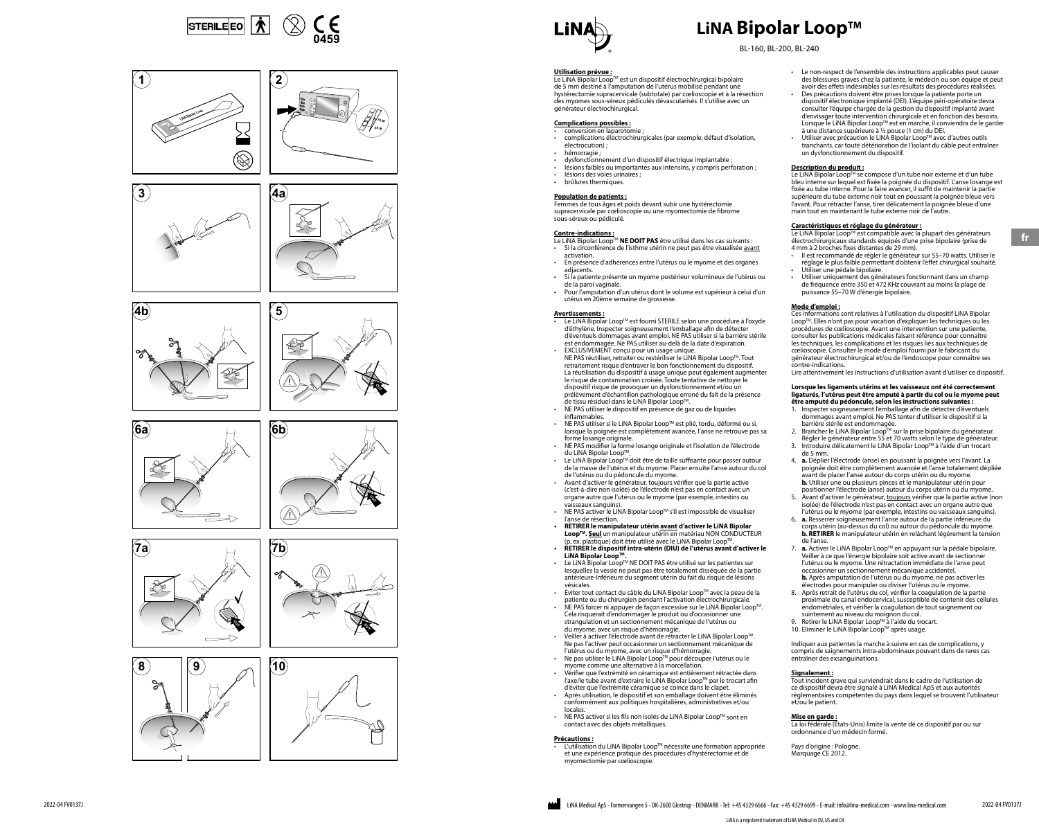STERILE EO

CE 0459

1 2 3 4a 4b 5 6a 6b 7a 7b 8 9 10

# LiNA Bipolar Loop™

BL-160, BL-200, BL-240

**Utilisation prévue :**
Le LiNA Bipolar Loop™ est un dispositif électrochirurgical bipolaire de 5 mm destiné à l'amputation de l'utérus mobilisé pendant une hystérectomie supracervicale (subtotale) par cœlioscopie et à la résection des myomes sous-séreux pédiculés dévascularisés. Il s'utilise avec un générateur électrochirurgical.

**Complications possibles :**
- conversion en laparotomie ;
- complications électrochirurgicales (par exemple, défaut d'isolation, électrocution) ;
- hémorragie ;
- dysfonctionnement d'un dispositif électrique implantable ;
- lésions faibles ou importantes aux intensins, y compris perforation ;
- lésions des voies urinaires ;
- brûlures thermiques.

**Population de patients :**
Femmes de tous âges et poids devant subir une hystérectomie supracervicale par cœlioscopie ou une myomectomie de fibrome sous-séreux ou pédiculé.

**Contre-indications :**
Le LiNA Bipolar Loop™ **NE DOIT PAS** être utilisé dans les cas suivants :
- Si la circonférence de l'isthme utérin ne peut pas être visualisée avant activation.
- En présence d'adhérences entre l'utérus ou le myome et des organes adjacents.
- Si la patiente présente un myome postérieur volumineux de l'utérus ou de la paroi vaginale.
- Pour l'amputation d'un utérus dont le volume est supérieur à celui d'un utérus en 20ème semaine de grossesse.

**Avertissements :**
- Le LiNA Bipolar Loop™ est fourni STERILE selon une procédure à l'oxyde d'éthylène. Inspecter soigneusement l'emballage afin de détecter d'éventuels dommages avant emploi. NE PAS utiliser si la barrière stérile est endommagée. Ne pas utiliser au-delà de la date d'expiration.
- EXCLUSIVEMENT conçu pour un usage unique.
  NE PAS réutiliser, retraiter ou restériliser le LiNA Bipolar Loop™. Tout retraitement risque d'entraver le bon fonctionnement du dispositif. La réutilisation du dispositif à usage unique peut également augmenter le risque de contamination croisée. Toute tentative de nettoyer le dispositif risque de provoquer un dysfonctionnement et/ou un prélèvement d'échantillon pathologique erroné du fait de la présence de tissu résiduel dans le LiNA Bipolar Loop™.
- NE PAS utiliser le dispositif en présence de gaz ou de liquides inflammables.
- NE PAS utiliser si le LiNA Bipolar Loop™ est plié, tordu, déformé ou si, lorsque la poignée est complètement avancée, l'anse ne retrouve pas sa forme losange originale.
- NE PAS modifier la forme losange originale et l'isolation de l'électrode du LiNA Bipolar Loop™.
- Le LiNA Bipolar Loop™ doit être de taille suffisante pour passer autour de la masse de l'utérus et du myome. Placer ensuite l'anse autour du col de l'utérus ou du pédoncule du myome.
- Avant d'activer le générateur, toujours vérifier que la partie active (c'est-à-dire non isolée) de l'électrode n'est pas en contact avec un organe autre que l'utérus ou le myome (par exemple, intestins ou vaisseaux sanguins).
- NE PAS activer le LiNA Bipolar Loop™ s'il est impossible de visualiser l'anse de résection.
- **RETIRER le manipulateur utérin avant d'activer le LiNA Bipolar Loop™. Seul** un manipulateur utérin en matériau NON CONDUCTEUR (p. ex. plastique) doit être utilisé avec le LiNA Bipolar Loop™.
- **RETIRER le dispositif intra-utérin (DIU) de l'utérus avant d'activer le LiNA Bipolar Loop™.**
- Le LiNA Bipolar Loop™ NE DOIT PAS être utilisé sur les patientes sur lesquelles la vessie ne peut pas être totalement disséquée de la partie antérieure-inférieure du segment utérin du fait du risque de lésions vésicales.
- Éviter tout contact du câble du LiNA Bipolar Loop™ avec la peau de la patiente ou du chirurgien pendant l'activation électrochirurgicale.
- NE PAS forcer ni appuyer de façon excessive sur le LiNA Bipolar Loop™. Cela risquerait d'endommager le produit ou d'occasionner une strangulation et un sectionnement mécanique de l'utérus ou du myome, avec un risque d'hémorragie.
- Veiller à activer l'électrode avant de rétracter le LiNA Bipolar Loop™. Ne pas l'activer peut occasionner un sectionnement mécanique de l'utérus ou du myome, avec un risque d'hémorragie.
- Ne pas utiliser le LiNA Bipolar Loop™ pour découper l'utérus ou le myome comme une alternative à la morcellation.
- Vérifier que l'extrémité en céramique est entièrement rétractée dans l'axe/le tube avant d'extraire le LiNA Bipolar Loop™ par le trocart afin d'éviter que l'extrémité céramique se coince dans le clapet.
- Après utilisation, le dispositif et son emballage doivent être éliminés conformément aux politiques hospitalières, administratives et/ou locales.
- NE PAS activer si les fils non isolés du LiNA Bipolar Loop™ sont en contact avec des objets métalliques.

**Précautions :**
- L'utilisation du LiNA Bipolar Loop™ nécessite une formation appropriée et une expérience pratique des procédures d'hystérectomie et de myomectomie par cœlioscopie.
- Le non-respect de l'ensemble des instructions applicables peut causer des blessures graves chez la patiente, le médecin ou son équipe et peut avoir des effets indésirables sur les résultats des procédures réalisées.
- Des précautions doivent être prises lorsque la patiente porte un dispositif électronique implanté (DEI). L'équipe péri-opératoire devra consulter l'équipe chargée de la gestion du dispositif implanté avant d'envisager toute intervention chirurgicale et en fonction des besoins. Lorsque le LiNA Bipolar Loop™ est en marche, il conviendra de le garder à une distance supérieure à ½ pouce (1 cm) du DEI.
- Utiliser avec précaution le LiNA Bipolar Loop™ avec d'autres outils tranchants, car toute détérioration de l'isolant du câble peut entraîner un dysfonctionnement du dispositif.

**Description du produit :**
Le LiNA Bipolar Loop™ se compose d'un tube noir externe et d'un tube bleu interne sur lequel est fixée la poignée du dispositif. L'anse losange est fixée au tube interne. Pour la faire avancer, il suffit de maintenir la partie supérieure du tube externe noir tout en poussant la poignée bleue vers l'avant. Pour rétracter l'anse, tirer délicatement la poignée bleue d'une main tout en maintenant le tube externe noir de l'autre.

**Caractéristiques et réglage du générateur :**
Le LiNA Bipolar Loop™ est compatible avec la plupart des générateurs électrochirurgicaux standards équipés d'une prise bipolaire (prise de 4 mm à 2 broches fixes distantes de 29 mm).
- Il est recommandé de régler le générateur sur 55–70 watts. Utiliser le réglage le plus faible permettant d'obtenir l'effet chirurgical souhaité.
- Utiliser une pédale bipolaire.
- Utiliser uniquement des générateurs fonctionnant dans un champ de fréquence entre 350 et 472 KHz couvrant au moins la plage de puissance 55–70 W d'énergie bipolaire.

**Mode d'emploi :**
Ces informations sont relatives à l'utilisation du dispositif LiNA Bipolar Loop™. Elles n'ont pas pour vocation d'expliquer les techniques ou les procédures de cœlioscopie. Avant une intervention sur une patiente, consulter les publications médicales faisant référence pour connaître les techniques, les complications et les risques liés aux techniques de cœlioscopie. Consulter le mode d'emploi fourni par le fabricant du générateur électrochirurgical et/ou de l'endoscope pour connaître ses contre-indications.
Lire attentivement les instructions d'utilisation avant d'utiliser ce dispositif.

**Lorsque les ligaments utérins et les vaisseaux ont été correctement ligaturés, l'utérus peut être amputé à partir du col ou le myome peut être amputé du pédoncule, selon les instructions suivantes :**
1. Inspecter soigneusement l'emballage afin de détecter d'éventuels dommages avant emploi. Ne PAS tenter d'utiliser le dispositif si la barrière stérile est endommagée.
2. Brancher le LiNA Bipolar Loop™ sur la prise bipolaire du générateur. Régler le générateur entre 55 et 70 watts selon le type de générateur.
3. Introduire délicatement le LiNA Bipolar Loop™ à l'aide d'un trocart de 5 mm.
4. **a.** Déplier l'électrode (anse) en poussant la poignée vers l'avant. La poignée doit être complètement avancée et l'anse totalement dépliée avant de placer l'anse autour du corps utérin ou du myome.
   **b.** Utiliser une ou plusieurs pinces et le manipulateur utérin pour positionner l'électrode (anse) autour du corps utérin ou du myome.
5. Avant d'activer le générateur, toujours vérifier que la partie active (non isolée) de l'électrode n'est pas en contact avec un organe autre que l'utérus ou le myome (par exemple, intestins ou vaisseaux sanguins).
6. **a.** Resserrer soigneusement l'anse autour de la partie inférieure du corps utérin (au-dessus du col) ou autour du pédoncule du myome.
   **b. RETIRER** le manipulateur utérin en relâchant légèrement la tension de l'anse.
7. **a.** Activer le LiNA Bipolar Loop™ en appuyant sur la pédale bipolaire. Veiller à ce que l'énergie bipolaire soit active avant de sectionner l'utérus ou le myome. Une rétractation immédiate de l'anse peut occasionner un sectionnement mécanique accidentel.
   **b.** Après amputation de l'utérus ou du myome, ne pas activer les électrodes pour manipuler ou diviser l'utérus ou le myome.
8. Après retrait de l'utérus du col, vérifier la coagulation de la partie proximale du canal endocervical, susceptible de contenir des cellules endométriales, et vérifier la coagulation de tout saignement ou suintement au niveau du moignon du col.
9. Retirer le LiNA Bipolar Loop™ à l'aide du trocart.
10. Éliminer le LiNA Bipolar Loop™ après usage.

Indiquer aux patientes la marche à suivre en cas de complications, y compris de saignements intra-abdominaux pouvant dans de rares cas entraîner des exsanguinations.

**Signalement :**
Tout incident grave qui surviendrait dans le cadre de l'utilisation de ce dispositif devra être signalé à LiNA Medical ApS et aux autorités réglementaires compétentes du pays dans lequel se trouvent l'utilisateur et/ou le patient.

**Mise en garde :**
La loi fédérale (États-Unis) limite la vente de ce dispositif par ou sur ordonnance d'un médecin formé.

Pays d'origine : Pologne.
Marquage CE 2012.

fr

2022-04 FV0137J

LiNA Medical ApS - Formervangen 5 - DK-2600 Glostrup - DENMARK - Tel: +45 4329 6666 - Fax: +45 4329 6699 - E-mail: info@lina-medical.com - www.lina-medical.com

LiNA is a registered trademark of LiNA Medical in EU, US and CN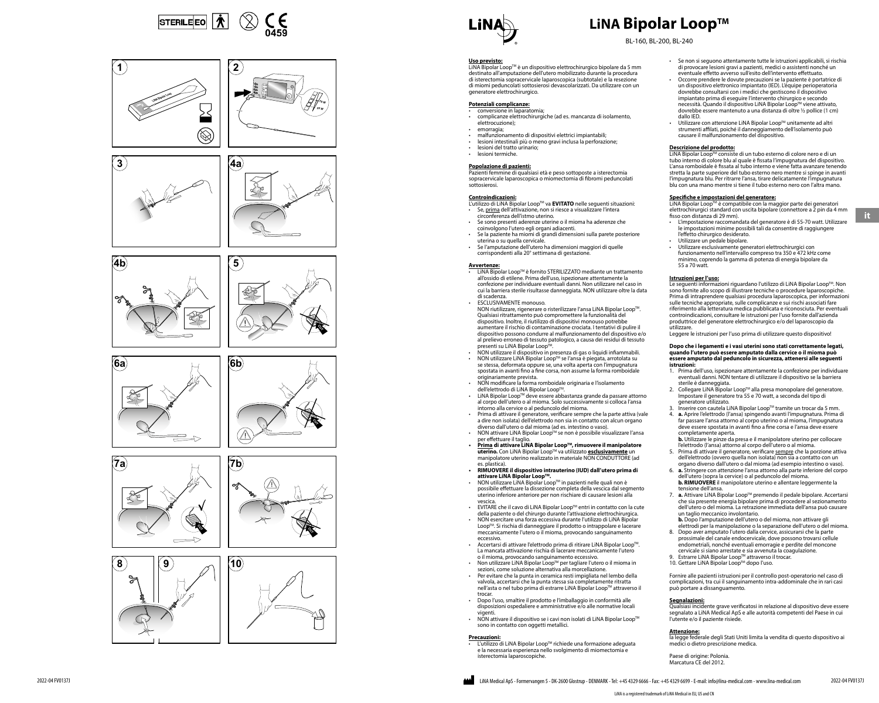STERILE EO 0459

1 2 3 4a 4b 5 6a 6b 7a 7b 8 9 10

# LiNA Bipolar Loop™

BL-160, BL-200, BL-240

**Uso previsto:**
LiNA Bipolar Loop™ è un dispositivo elettrochirurgico bipolare da 5 mm destinato all'amputazione dell'utero mobilizzato durante la procedura di isterectomia sopracervicale laparoscopica (subtotale) e la resezione di miomi peduncolati sottosierosi devascolarizzati. Da utilizzare con un generatore elettrochirurgico.

**Potenziali complicanze:**
- conversione in laparatomia;
- complicanze elettrochirurgiche (ad es. mancanza di isolamento, elettrocuzione);
- emorragia;
- malfunzionamento di dispositivi elettrici impiantabili;
- lesioni intestinali più o meno gravi inclusa la perforazione;
- lesioni del tratto urinario;
- lesioni termiche.

**Popolazione di pazienti:**
Pazienti femmine di qualsiasi età e peso sottoposte a isterectomia sopracervicale laparoscopica o miomectomia di fibromi peduncolati sottosierosi.

**Controindicazioni:**
L'utilizzo di LiNA Bipolar Loop™ va **EVITATO** nelle seguenti situazioni:
- Se, prima dell'attivazione, non si riesce a visualizzare l'intera circonferenza dell'istmo uterino.
- Se sono presenti aderenze uterine o il mioma ha aderenze che coinvolgono l'utero egli organi adiacenti.
- Se la paziente ha miomi di grandi dimensioni sulla parete posteriore uterina o su quella cervicale.
- Se l'amputazione dell'utero ha dimensioni maggiori di quelle corrispondenti alla 20° settimana di gestazione.

**Avvertenze:**
- LiNA Bipolar Loop™ è fornito STERILIZZATO mediante un trattamento all'ossido di etilene. Prima dell'uso, ispezionare attentamente la confezione per individuare eventuali danni. Non utilizzare nel caso in cui la barriera sterile risultasse danneggiata. NON utilizzare oltre la data di scadenza.
- ESCLUSIVAMENTE monouso.
  NON riutilizzare, rigenerare o risterilizzare l'ansa LiNA Bipolar Loop™. Qualsiasi ritrattamento può compromettere la funzionalità del dispositivo. Inoltre, il riutilizzo di dispositivi monouso potrebbe aumentare il rischio di contaminazione crociata. I tentativi di pulire il dispositivo possono condurre al malfunzionamento del dispositivo e/o al prelievo erroneo di tessuto patologico, a causa dei residui di tessuto presenti su LiNA Bipolar Loop™.
- NON utilizzare il dispositivo in presenza di gas o liquidi infiammabili.
- NON utilizzare LiNA Bipolar Loop™ se l'ansa è piegata, arrotolata su se stessa, deformata oppure se, una volta aperta con l'impugnatura spostata in avanti fino a fine corsa, non assume la forma romboidale originariamente prevista.
- NON modificare la forma romboidale originaria e l'isolamento dell'elettrodo di LiNA Bipolar Loop™.
- LiNA Bipolar Loop™ deve essere abbastanza grande da passare attorno al corpo dell'utero o al mioma. Solo successivamente si colloca l'ansa intorno alla cervice o al peduncolo del mioma.
- Prima di attivare il generatore, verificare sempre che la parte attiva (vale a dire non isolata) dell'elettrodo non sia in contatto con alcun organo diverso dall'utero o dal mioma (ad es. intestino o vaso).
- NON attivare LiNA Bipolar Loop™ se non è possibile visualizzare l'ansa per effettuare il taglio.
- **Prima di attivare LiNA Bipolar Loop™, rimuovere il manipolatore uterino.** Con LiNA Bipolar Loop™ va utilizzato **esclusivamente** un manipolatore uterino realizzato in materiale NON CONDUTTORE (ad es. plastica).
- **RIMUOVERE il dispositivo intrauterino (IUD) dall'utero prima di attivare LiNA Bipolar Loop™.**
- NON utilizzare LiNA Bipolar Loop™ in pazienti nelle quali non è possibile effettuare la dissezione completa della vescica dal segmento uterino inferiore anteriore per non rischiare di causare lesioni alla vescica.
- EVITARE che il cavo di LiNA Bipolar Loop™ entri in contatto con la cute della paziente o del chirurgo durante l'attivazione elettrochirurgica.
- NON esercitare una forza eccessiva durante l'utilizzo di LiNA Bipolar Loop™. Si rischia di danneggiare il prodotto o intrappolare e lacerare meccanicamente l'utero o il mioma, provocando sanguinamento eccessivo.
- Accertarsi di attivare l'elettrodo prima di ritirare LiNA Bipolar Loop™. La mancata attivazione rischia di lacerare meccanicamente l'utero o il mioma, provocando sanguinamento eccessivo.
- Non utilizzare LiNA Bipolar Loop™ per tagliare l'utero o il mioma in sezioni, come soluzione alternativa alla morcellazione.
- Per evitare che la punta in ceramica resti impigliata nel lembo della valvola, accertarsi che la punta stessa sia completamente ritratta nell'asta o nel tubo prima di estrarre LiNA Bipolar Loop™ attraverso il trocar.
- Dopo l'uso, smaltire il prodotto e l'imballaggio in conformità alle disposizioni ospedaliere e amministrative e/o alle normative locali vigenti.
- NON attivare il dispositivo se i cavi non isolati di LiNA Bipolar Loop™ sono in contatto con oggetti metallici.

**Precauzioni:**
- L'utilizzo di LiNA Bipolar Loop™ richiede una formazione adeguata e la necessaria esperienza nello svolgimento di miomectomia e isterectomia laparoscopiche.
- Se non si seguono attentamente tutte le istruzioni applicabili, si rischia di provocare lesioni gravi a pazienti, medici o assistenti nonché un eventuale effetto avverso sull'esito dell'intervento effettuato.
- Occorre prendere le dovute precauzioni se la paziente è portatrice di un dispositivo elettronico impiantato (IED). L'équipe perioperatoria dovrebbe consultarsi con i medici che gestiscono il dispositivo impiantato prima di eseguire l'intervento chirurgico e secondo necessità. Quando il dispositivo LiNA Bipolar Loop™ viene attivato, dovrebbe essere mantenuto a una distanza di oltre ½ pollice (1 cm) dallo IED.
- Utilizzare con attenzione LiNA Bipolar Loop™ unitamente ad altri strumenti affilati, poiché il danneggiamento dell'isolamento può causare il malfunzionamento del dispositivo.

**Descrizione del prodotto:**
LiNA Bipolar Loop™ consiste di un tubo esterno di colore nero e di un tubo interno di colore blu al quale è fissata l'impugnatura del dispositivo. L'ansa romboidale è fissata al tubo interno e viene fatta avanzare tenendo stretta la parte superiore del tubo esterno nero mentre si spinge in avanti l'impugnatura blu. Per ritrarre l'ansa, tirare delicatamente l'impugnatura blu con una mano mentre si tiene il tubo esterno nero con l'altra mano.

**Specifiche e impostazioni del generatore:**
LiNA Bipolar Loop™ è compatibile con la maggior parte dei generatori elettrochirurgici standard con uscita bipolare (connettore a 2 pin da 4 mm fisso con distanza di 29 mm).
- L'impostazione raccomandata del generatore è di 55-70 watt. Utilizzare le impostazioni minime possibili tali da consentire di raggiungere l'effetto chirurgico desiderato.
- Utilizzare un pedale bipolare.
- Utilizzare esclusivamente generatori elettrochirurgici con funzionamento nell'intervallo compreso tra 350 e 472 kHz come minimo, coprendo la gamma di potenza di energia bipolare da 55 a 70 watt.

**Istruzioni per l'uso:**
Le seguenti informazioni riguardano l'utilizzo di LiNA Bipolar Loop™. Non sono fornite allo scopo di illustrare tecniche o procedure laparoscopiche. Prima di intraprendere qualsiasi procedura laparoscopica, per informazioni sulle tecniche appropriate, sulle complicanze e sui rischi associati fare riferimento alla letteratura medica pubblicata e riconosciuta. Per eventuali controindicazioni, consultare le istruzioni per l'uso fornite dall'azienda produttrice del generatore elettrochirurgico e/o del laparoscopio da utilizzare.
Leggere le istruzioni per l'uso prima di utilizzare questo dispositivo!

**Dopo che i legamenti e i vasi uterini sono stati correttamente legati, quando l'utero può essere amputato dalla cervice o il mioma può essere amputato dal peduncolo in sicurezza, attenersi alle seguenti istruzioni:**
1. Prima dell'uso, ispezionare attentamente la confezione per individuare eventuali danni. NON tentare di utilizzare il dispositivo se la barriera sterile è danneggiata.
2. Collegare LiNA Bipolar Loop™ alla presa monopolare del generatore. Impostare il generatore tra 55 e 70 watt, a seconda del tipo di generatore utilizzato.
3. Inserire con cautela LiNA Bipolar Loop™ tramite un trocar da 5 mm.
4. **a.** Aprire l'elettrodo (l'ansa) spingendo avanti l'impugnatura. Prima di far passare l'ansa attorno al corpo uterino o al mioma, l'impugnatura deve essere spostata in avanti fino a fine corsa e l'ansa deve essere completamente aperta.
   **b.** Utilizzare le pinze da presa e il manipolatore uterino per collocare l'elettrodo (l'ansa) attorno al corpo dell'utero o al mioma.
5. Prima di attivare il generatore, verificare sempre che la porzione attiva dell'elettrodo (ovvero quella non isolata) non sia a contatto con un organo diverso dall'utero o dal mioma (ad esempio intestino o vaso).
6. **a.** Stringere con attenzione l'ansa attorno alla parte inferiore del corpo dell'utero (sopra la cervice) o al peduncolo del mioma.
   **b. RIMUOVERE** il manipolatore uterino e allentare leggermente la tensione dell'ansa.
7. **a.** Attivare LiNA Bipolar Loop™ premendo il pedale bipolare. Accertarsi che sia presente energia bipolare prima di procedere al sezionamento dell'utero o del mioma. La retrazione immediata dell'ansa può causare un taglio meccanico involontario.
   **b.** Dopo l'amputazione dell'utero o del mioma, non attivare gli elettrodi per la manipolazione o la separazione dell'utero o del mioma.
8. Dopo aver amputato l'utero dalla cervice, assicurarsi che la parte prossimale del canale endocervicale, dove possono trovarsi cellule endometriali, nonché eventuali emorragie e perdite del moncone cervicale si siano arrestate e sia avvenuta la coagulazione.
9. Estrarre LiNA Bipolar Loop™ attraverso il trocar.
10. Gettare LiNA Bipolar Loop™ dopo l'uso.

Fornire alle pazienti istruzioni per il controllo post-operatorio nel caso di complicazioni, tra cui il sanguinamento intra-addominale che in rari casi può portare a dissanguamento.

**Segnalazioni:**
Qualsiasi incidente grave verificatosi in relazione al dispositivo deve essere segnalato a LiNA Medical ApS e alle autorità competenti del Paese in cui l'utente e/o il paziente risiede.

**Attenzione:**
la legge federale degli Stati Uniti limita la vendita di questo dispositivo ai medici o dietro prescrizione medica.

Paese di origine: Polonia.
Marcatura CE del 2012.

2022-04 FV0137J

LiNA Medical ApS - Formervangen 5 - DK-2600 Glostrup - DENMARK - Tel: +45 4329 6666 - Fax: +45 4329 6699 - E-mail: info@lina-medical.com - www.lina-medical.com

LiNA is a registered trademark of LiNA Medical in EU, US and CN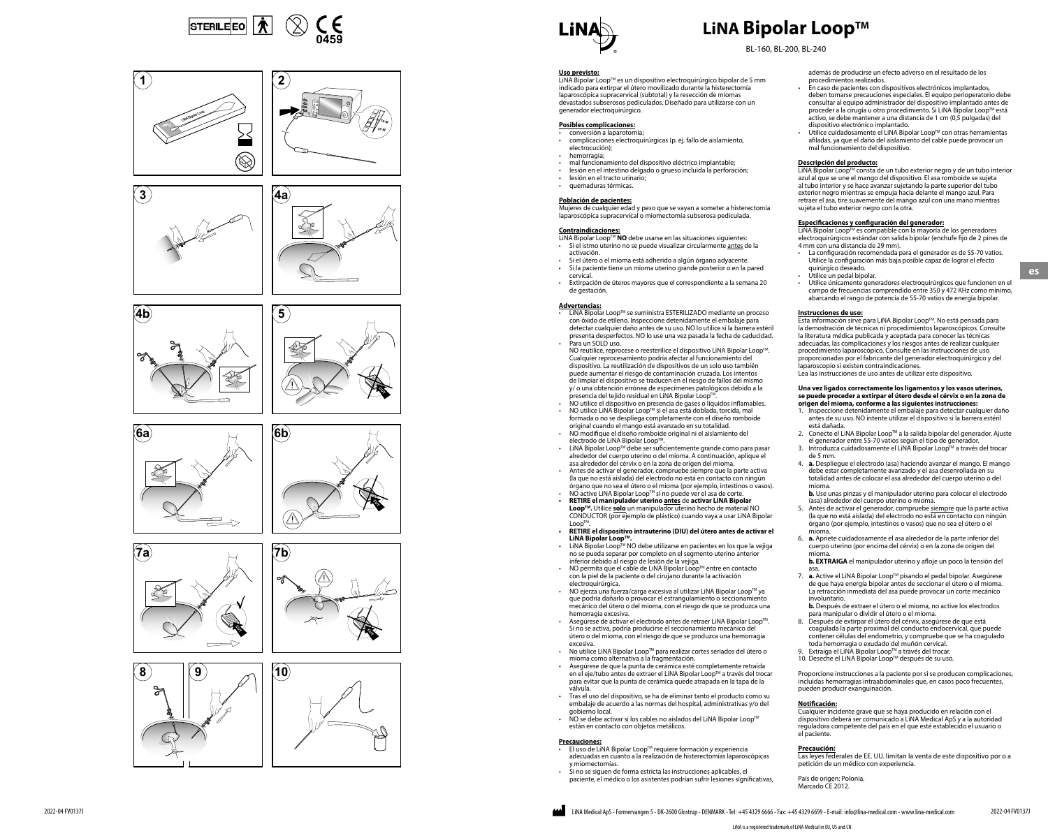STERILE EO

CE 0459

# LiNA Bipolar Loop™

BL-160, BL-200, BL-240

## Uso previsto:

LiNA Bipolar Loop™ es un dispositivo electroquirúrgico bipolar de 5 mm indicado para extirpar el útero movilizado durante la histerectomía laparoscópica supracervical (subtotal) y la resección de miomas devastados subserosos pediculados. Diseñado para utilizarse con un generador electroquirúrgico.

## Posibles complicaciones:

- conversión a laparotomía;
- complicaciones electroquirúrgicas (p. ej. fallo de aislamiento, electrocución);
- hemorragia;
- mal funcionamiento del dispositivo eléctrico implantable;
- lesión en el intestino delgado o grueso incluida la perforación;
- lesión en el tracto urinario;
- quemaduras térmicas.

## Población de pacientes:

Mujeres de cualquier edad y peso que se vayan a someter a histerectomía laparoscópica supracervical o miomectomía subserosa pediculada.

## Contraindicaciones:

LiNA Bipolar Loop™ **NO** debe usarse en las situaciones siguientes:

- Si el istmo uterino no se puede visualizar circularmente antes de la activación.
- Si el útero o el mioma está adherido a algún órgano adyacente.
- Si la paciente tiene un mioma uterino grande posterior o en la pared cervical.
- Extirpación de úteros mayores que el correspondiente a la semana 20 de gestación.

## Advertencias:

- LiNA Bipolar Loop™ se suministra ESTERILIZADO mediante un proceso con óxido de etileno. Inspeccione detenidamente el embalaje para detectar cualquier daño antes de su uso. NO lo utilice si la barrera estéril presenta desperfectos. NO lo use una vez pasada la fecha de caducidad.
- Para un SOLO uso.
  NO reutilice, reprocese o reesterilice el dispositivo LiNA Bipolar Loop™. Cualquier reprocesamiento podría afectar al funcionamiento del dispositivo. La reutilización de dispositivos de un solo uso también puede aumentar el riesgo de contaminación cruzada. Los intentos de limpiar el dispositivo se traducen en el riesgo de fallos del mismo y/ o una obtención errónea de especímenes patológicos debido a la presencia del tejido residual en LiNA Bipolar Loop™.
- NO utilice el dispositivo en presencia de gases o líquidos inflamables.
- NO utilice LiNA Bipolar Loop™ si el asa está doblada, torcida, mal formada o no se despliega completamente con el diseño romboide original cuando el mango está avanzado en su totalidad.
- NO modifique el diseño romboide original ni el aislamiento del electrodo de LiNA Bipolar Loop™.
- LiNA Bipolar Loop™ debe ser suficientemente grande como para pasar alrededor del cuerpo uterino o del mioma. A continuación, aplique el asa alrededor del cérvix o en la zona de origen del mioma.
- Antes de activar el generador, compruebe siempre que la parte activa (la que no está aislada) del electrodo no está en contacto con ningún órgano que no sea el útero o el mioma (por ejemplo, intestinos o vasos).
- NO active LiNA Bipolar Loop™ si no puede ver el asa de corte.
- **RETIRE el manipulador uterino antes de activar LiNA Bipolar Loop™.** Utilice **solo** un manipulador uterino hecho de material NO CONDUCTOR (por ejemplo de plástico) cuando vaya a usar LiNA Bipolar Loop™.
- **RETIRE el dispositivo intrauterino (DIU) del útero antes de activar el LiNA Bipolar Loop™.**
- LiNA Bipolar Loop™ NO debe utilizarse en pacientes en los que la vejiga no se pueda separar por completo en el segmento uterino anterior inferior debido al riesgo de lesión de la vejiga.
- NO permita que el cable de LiNA Bipolar Loop™ entre en contacto con la piel de la paciente o del cirujano durante la activación electroquirúrgica.
- NO ejerza una fuerza/carga excesiva al utilizar LiNA Bipolar Loop™ ya que podría dañarlo o provocar el estrangulamiento o seccionamiento mecánico del útero o del mioma, con el riesgo de que se produzca una hemorragia excesiva.
- Asegúrese de activar el electrodo antes de retraer LiNA Bipolar Loop™. Si no se activa, podría producirse el seccionamiento mecánico del útero o del mioma, con el riesgo de que se produzca una hemorragia excesiva.
- No utilice LiNA Bipolar Loop™ para realizar cortes seriados del útero o mioma como alternativa a la fragmentación.
- Asegúrese de que la punta de cerámica esté completamente retraída en el eje/tubo antes de extraer el LiNA Bipolar Loop™ a través del trocar para evitar que la punta de cerámica quede atrapada en la tapa de la válvula.
- Tras el uso del dispositivo, se ha de eliminar tanto el producto como su embalaje de acuerdo a las normas del hospital, administrativas y/o del gobierno local.
- NO se debe activar si los cables no aislados del LiNA Bipolar Loop™ están en contacto con objetos metálicos.

## Precauciones:

- El uso de LiNA Bipolar Loop™ requiere formación y experiencia adecuadas en cuanto a la realización de histerectomías laparoscópicas y miomectomías.
- Si no se siguen de forma estricta las instrucciones aplicables, el paciente, el médico o los asistentes podrían sufrir lesiones significativas, además de producirse un efecto adverso en el resultado de los procedimientos realizados.
- En caso de pacientes con dispositivos electrónicos implantados, deben tomarse precauciones especiales. El equipo perioperatorio debe consultar al equipo administrador del dispositivo implantado antes de proceder a la cirugía u otro procedimiento. Si LiNA Bipolar Loop™ está activo, se debe mantener a una distancia de 1 cm (0,5 pulgadas) del dispositivo electrónico implantado.
- Utilice cuidadosamente el LiNA Bipolar Loop™ con otras herramientas afiladas, ya que el daño del aislamiento del cable puede provocar un mal funcionamiento del dispositivo.

## Descripción del producto:

LiNA Bipolar Loop™ consta de un tubo exterior negro y de un tubo interior azul al que se une el mango del dispositivo. El asa romboide se sujeta al tubo interior y se hace avanzar sujetando la parte superior del tubo exterior negro mientras se empuja hacia delante el mango azul. Para retraer el asa, tire suavemente del mango azul con una mano mientras sujeta el tubo exterior negro con la otra.

## Especificaciones y configuración del generador:

LiNA Bipolar Loop™ es compatible con la mayoría de los generadores electroquirúrgicos estándar con salida bipolar (enchufe fijo de 2 pines de 4 mm con una distancia de 29 mm).

- La configuración recomendada para el generador es de 55-70 vatios. Utilice la configuración más baja posible capaz de lograr el efecto quirúrgico deseado.
- Utilice un pedal bipolar.
- Utilice únicamente generadores electroquirúrgicos que funcionen en el campo de frecuencias comprendido entre 350 y 472 KHz como mínimo, abarcando el rango de potencia de 55-70 vatios de energía bipolar.

## Instrucciones de uso:

Esta información sirve para LiNA Bipolar Loop™. No está pensada para la demostración de técnicas ni procedimientos laparoscópicos. Consulte la literatura médica publicada y aceptada para conocer las técnicas adecuadas, las complicaciones y los riesgos antes de realizar cualquier procedimiento laparoscópico. Consulte en las instrucciones de uso proporcionadas por el fabricante del generador electroquirúrgico y del laparoscopio si existen contraindicaciones.
Lea las instrucciones de uso antes de utilizar este dispositivo.

**Una vez ligados correctamente los ligamentos y los vasos uterinos, se puede proceder a extirpar el útero desde el cérvix o en la zona de origen del mioma, conforme a las siguientes instrucciones:**

1. Inspeccione detenidamente el embalaje para detectar cualquier daño antes de su uso. NO intente utilizar el dispositivo si la barrera estéril está dañada.
2. Conecte el LiNA Bipolar Loop™ a la salida bipolar del generador. Ajuste el generador entre 55-70 vatios según el tipo de generador.
3. Introduzca cuidadosamente el LiNA Bipolar Loop™ a través del trocar de 5 mm.
4. **a.** Despliegue el electrodo (asa) haciendo avanzar el mango. El mango debe estar completamente avanzado y el asa desenrollada en su totalidad antes de colocar el asa alrededor del cuerpo uterino o del mioma.
   **b.** Use unas pinzas y el manipulador uterino para colocar el electrodo (asa) alrededor del cuerpo uterino o mioma.
5. Antes de activar el generador, compruebe siempre que la parte activa (la que no está aislada) del electrodo no está en contacto con ningún órgano (por ejemplo, intestinos o vasos) que no sea el útero o el mioma.
6. **a.** Apriete cuidadosamente el asa alrededor de la parte inferior del cuerpo uterino (por encima del cérvix) o en la zona de origen del mioma.
   **b. EXTRAIGA** el manipulador uterino y afloje un poco la tensión del asa.
7. **a.** Active el LiNA Bipolar Loop™ pisando el pedal bipolar. Asegúrese de que haya energía bipolar antes de seccionar el útero o el mioma. La retracción inmediata del asa puede provocar un corte mecánico involuntario.
   **b.** Después de extraer el útero o el mioma, no active los electrodos para manipular o dividir el útero o el mioma.
8. Después de extirpar el útero del cérvix, asegúrese de que está coagulada la parte proximal del conducto endocervical, que puede contener células del endometrio, y compruebe que se ha coagulado toda hemorragia o exudado del muñón cervical.
9. Extraiga el LiNA Bipolar Loop™ a través del trocar.
10. Deseche el LiNA Bipolar Loop™ después de su uso.

Proporcione instrucciones a la paciente por si se producen complicaciones, incluidas hemorragias intraabdominales que, en casos poco frecuentes, pueden producir exanguinación.

## Notificación:

Cualquier incidente grave que se haya producido en relación con el dispositivo deberá ser comunicado a LiNA Medical ApS y a la autoridad reguladora competente del país en el que esté establecido el usuario o el paciente.

## Precaución:

Las leyes federales de EE. UU. limitan la venta de este dispositivo por o a petición de un médico con experiencia.

País de origen: Polonia.
Marcado CE 2012.

es

2022-04 FV0137J

LiNA Medical ApS - Formervangen 5 - DK-2600 Glostrup - DENMARK - Tel: +45 4329 6666 - Fax: +45 4329 6699 - E-mail: info@lina-medical.com - www.lina-medical.com

LiNA is a registered trademark of LiNA Medical in EU, US and CN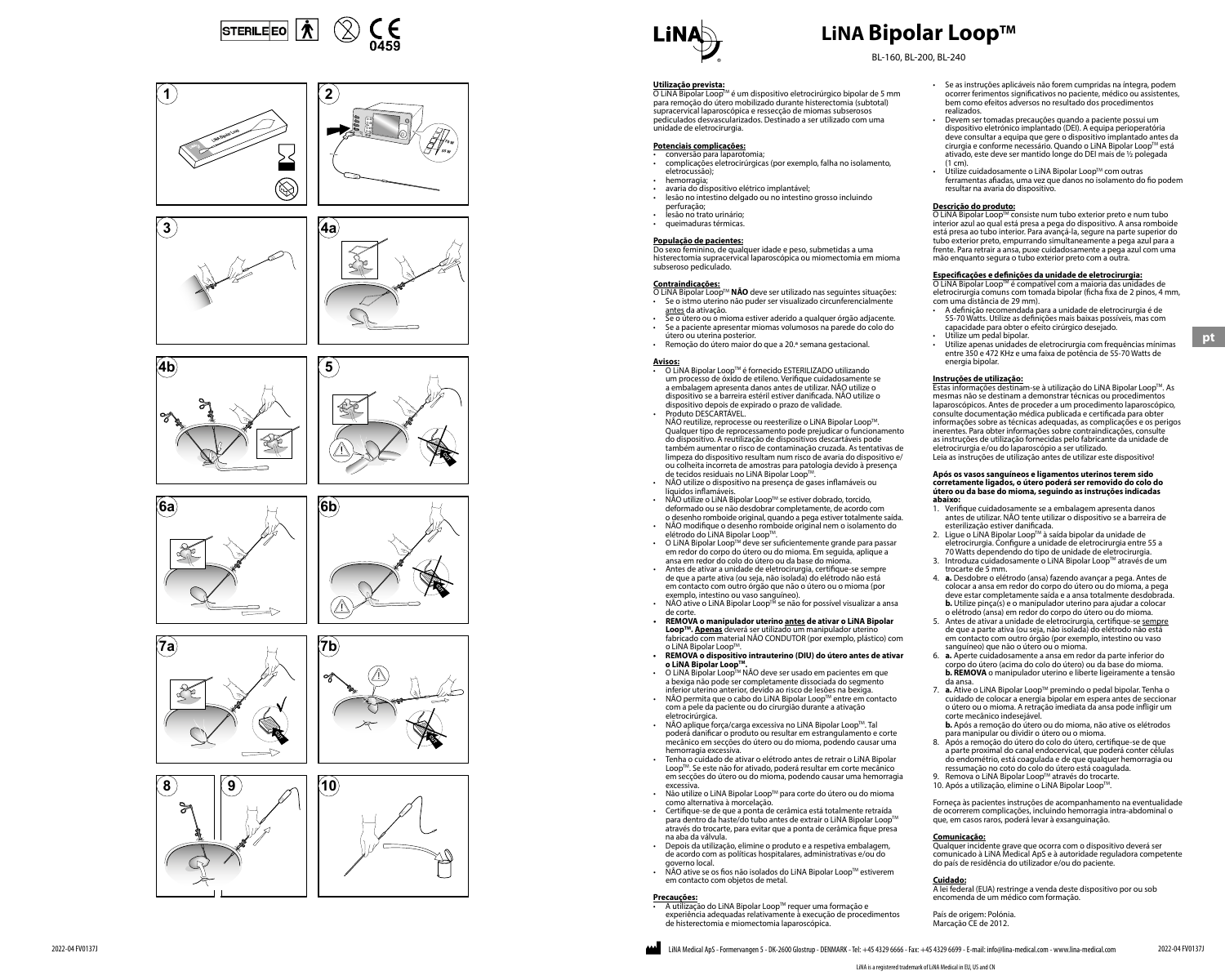STERILE EO

CE 0459

1

2

3

4a

4b

5

6a

6b

7a

7b

8

9

10

# LiNA Bipolar Loop™

BL-160, BL-200, BL-240

## Utilização prevista:

O LiNA Bipolar Loop™ é um dispositivo eletrocirúrgico bipolar de 5 mm para remoção do útero mobilizado durante histerectomia (subtotal) supracervical laparoscópica e resseção de miomas subserosos pediculados desvascularizados. Destinado a ser utilizado com uma unidade de eletrocirurgia.

## Potenciais complicações:

- conversão para laparotomia;
- complicações eletrocirúrgicas (por exemplo, falha no isolamento, eletrocussão);
- hemorragia;
- avaria do dispositivo elétrico implantável;
- lesão no intestino delgado ou no intestino grosso incluindo perfuração;
- lesão no trato urinário;
- queimaduras térmicas.

## População de pacientes:

Do sexo feminino, de qualquer idade e peso, submetidas a uma histerectomia supracervical laparoscópica ou miomectomia em mioma subseroso pediculado.

## Contraindicações:

O LiNA Bipolar Loop™ **NÃO** deve ser utilizado nas seguintes situações:

- Se o istmo uterino não puder ser visualizado circunferencialmente antes da ativação.
- Se o útero ou o mioma estiver aderido a qualquer órgão adjacente.
- Se a paciente apresentar miomas volumosos na parede do colo do útero ou uterina posterior.
- Remoção do útero maior do que a 20.ª semana gestacional.

## Avisos:

- O LiNA Bipolar Loop™ é fornecido ESTERILIZADO utilizando um processo de óxido de etileno. Verifique cuidadosamente se a embalagem apresenta danos antes de utilizar. NÃO utilize o dispositivo se a barreira estéril estiver danificada. NÃO utilize o dispositivo depois de expirado o prazo de validade.
- Produto DESCARTÁVEL.
  NÃO reutilize, reprocesse ou reesterilize o LiNA Bipolar Loop™. Qualquer tipo de reprocessamento pode prejudicar o funcionamento do dispositivo. A reutilização de dispositivos descartáveis pode também aumentar o risco de contaminação cruzada. As tentativas de limpeza do dispositivo resultam num risco de avaria do dispositivo e/ ou colheita incorreta de amostras para patologia devido à presença de tecidos residuais no LiNA Bipolar Loop™.
- NÃO utilize o dispositivo na presença de gases inflamáveis ou líquidos inflamáveis.
- NÃO utilize o LiNA Bipolar Loop™ se estiver dobrado, torcido, deformado ou se não desdobrar completamente, de acordo com o desenho romboide original, quando a pega estiver totalmente saída.
- NÃO modifique o desenho romboide original nem o isolamento do elétrodo do LiNA Bipolar Loop™.
- O LiNA Bipolar Loop™ deve ser suficientemente grande para passar em redor do corpo do útero ou do mioma. Em seguida, aplique a ansa em redor do colo do útero ou da base do mioma.
- Antes de ativar a unidade de eletrocirurgia, certifique-se sempre de que a parte ativa (ou seja, não isolada) do elétrodo não está em contacto com outro órgão que não o útero ou o mioma (por exemplo, intestino ou vaso sanguíneo).
- NÃO ative o LiNA Bipolar Loop™ se não for possível visualizar a ansa de corte.
- **REMOVA o manipulador uterino antes de ativar o LiNA Bipolar Loop™. Apenas** deverá ser utilizado um manipulador uterino fabricado com material NÃO CONDUTOR (por exemplo, plástico) com o LiNA Bipolar Loop™.
- **REMOVA o dispositivo intrauterino (DIU) do útero antes de ativar o LiNA Bipolar Loop™.**
- O LiNA Bipolar Loop™ NÃO deve ser usado em pacientes em que a bexiga não pode ser completamente dissociada do segmento inferior uterino anterior, devido ao risco de lesões na bexiga.
- NÃO permita que o cabo do LiNA Bipolar Loop™ entre em contacto com a pele da paciente ou do cirurgião durante a ativação eletrocirúrgica.
- NÃO aplique força/carga excessiva no LiNA Bipolar Loop™. Tal poderá danificar o produto ou resultar em estrangulamento e corte mecânico em secções do útero ou do mioma, podendo causar uma hemorragia excessiva.
- Tenha o cuidado de ativar o elétrodo antes de retrair o LiNA Bipolar Loop™. Se este não for ativado, poderá resultar em corte mecânico em secções do útero ou do mioma, podendo causar uma hemorragia excessiva.
- Não utilize o LiNA Bipolar Loop™ para corte do útero ou do mioma como alternativa à morcelação.
- Certifique-se de que a ponta de cerâmica está totalmente retraída para dentro da haste/do tubo antes de extrair o LiNA Bipolar Loop™ através do trocarte, para evitar que a ponta de cerâmica fique presa na aba da válvula.
- Depois da utilização, elimine o produto e a respetiva embalagem, de acordo com as políticas hospitalares, administrativas e/ou do governo local.
- NÃO ative se os fios não isolados do LiNA Bipolar Loop™ estiverem em contacto com objetos de metal.

## Precauções:

- A utilização do LiNA Bipolar Loop™ requer uma formação e experiência adequadas relativamente à execução de procedimentos de histerectomia e miomectomia laparoscópica.
- Se as instruções aplicáveis não forem cumpridas na íntegra, podem ocorrer ferimentos significativos no paciente, médico ou assistentes, bem como efeitos adversos no resultado dos procedimentos realizados.
- Devem ser tomadas precauções quando a paciente possui um dispositivo eletrónico implantado (DEI). A equipa perioperatória deve consultar a equipa que gere o dispositivo implantado antes da cirurgia e conforme necessário. Quando o LiNA Bipolar Loop™ está ativado, este deve ser mantido longe do DEI mais de ½ polegada (1 cm).
- Utilize cuidadosamente o LiNA Bipolar Loop™ com outras ferramentas afiadas, uma vez que danos no isolamento do fio podem resultar na avaria do dispositivo.

## Descrição do produto:

O LiNA Bipolar Loop™ consiste num tubo exterior preto e num tubo interior azul ao qual está presa a pega do dispositivo. A ansa romboide está presa ao tubo interior. Para avançá-la, segure na parte superior do tubo exterior preto, empurrando simultaneamente a pega azul para a frente. Para retrair a ansa, puxe cuidadosamente a pega azul com uma mão enquanto segura o tubo exterior preto com a outra.

## Especificações e definições da unidade de eletrocirurgia:

O LiNA Bipolar Loop™ é compatível com a maioria das unidades de eletrocirurgia comuns com tomada bipolar (ficha fixa de 2 pinos, 4 mm, com uma distância de 29 mm).

- A definição recomendada para a unidade de eletrocirurgia é de 55-70 Watts. Utilize as definições mais baixas possíveis, mas com capacidade para obter o efeito cirúrgico desejado.
- Utilize um pedal bipolar.
- Utilize apenas unidades de eletrocirurgia com frequências mínimas entre 350 e 472 KHz e uma faixa de potência de 55-70 Watts de energia bipolar.

## Instruções de utilização:

Estas informações destinam-se à utilização do LiNA Bipolar Loop™. As mesmas não se destinam a demonstrar técnicas ou procedimentos laparoscópicos. Antes de proceder a um procedimento laparoscópico, consulte documentação médica publicada e certificada para obter informações sobre as técnicas adequadas, as complicações e os perigos inerentes. Para obter informações sobre contraindicações, consulte as instruções de utilização fornecidas pelo fabricante da unidade de eletrocirurgia e/ou do laparoscópio a ser utilizado.
Leia as instruções de utilização antes de utilizar este dispositivo!

**Após os vasos sanguíneos e ligamentos uterinos terem sido corretamente ligados, o útero poderá ser removido do colo do útero ou da base do mioma, seguindo as instruções indicadas abaixo:**

1. Verifique cuidadosamente se a embalagem apresenta danos antes de utilizar. NÃO tente utilizar o dispositivo se a barreira de esterilização estiver danificada.
2. Ligue o LiNA Bipolar Loop™ à saída bipolar da unidade de eletrocirurgia. Configure a unidade de eletrocirurgia entre 55 a 70 Watts dependendo do tipo de unidade de eletrocirurgia.
3. Introduza cuidadosamente o LiNA Bipolar Loop™ através de um trocarte de 5 mm.
4. **a.** Desdobre o elétrodo (ansa) fazendo avançar a pega. Antes de colocar a ansa em redor do corpo do útero ou do mioma, a pega deve estar completamente saída e a ansa totalmente desdobrada.
   **b.** Utilize pinça(s) e o manipulador uterino para ajudar a colocar o elétrodo (ansa) em redor do corpo do útero ou do mioma.
5. Antes de ativar a unidade de eletrocirurgia, certifique-se sempre de que a parte ativa (ou seja, não isolada) do elétrodo não está em contacto com outro órgão (por exemplo, intestino ou vaso sanguíneo) que não o útero ou o mioma.
6. **a.** Aperte cuidadosamente a ansa em redor da parte inferior do corpo do útero (acima do colo do útero) ou da base do mioma.
   **b. REMOVA** o manipulador uterino e liberte ligeiramente a tensão da ansa.
7. **a.** Ative o LiNA Bipolar Loop™ premindo o pedal bipolar. Tenha o cuidado de colocar a energia bipolar em espera antes de seccionar o útero ou o mioma. A retração imediata da ansa pode infligir um corte mecânico indesejável.
   **b.** Após a remoção do útero ou do mioma, não ative os elétrodos para manipular ou dividir o útero ou o mioma.
8. Após a remoção do útero do colo do útero, certifique-se de que a parte proximal do canal endocervical, que poderá conter células do endométrio, está coagulada e de que qualquer hemorragia ou ressumação no coto do colo do útero está coagulada.
9. Remova o LiNA Bipolar Loop™ através do trocarte.
10. Após a utilização, elimine o LiNA Bipolar Loop™.

Forneça às pacientes instruções de acompanhamento na eventualidade de ocorrerem complicações, incluindo hemorragia intra-abdominal o que, em casos raros, poderá levar à exsanguinação.

## Comunicação:

Qualquer incidente grave que ocorra com o dispositivo deverá ser comunicado à LiNA Medical ApS e à autoridade reguladora competente do país de residência do utilizador e/ou do paciente.

## Cuidado:

A lei federal (EUA) restringe a venda deste dispositivo por ou sob encomenda de um médico com formação.

País de origem: Polónia.
Marcação CE de 2012.

pt

2022-04 FV0137J

LiNA Medical ApS - Formervangen 5 - DK-2600 Glostrup - DENMARK - Tel: +45 4329 6666 - Fax: +45 4329 6699 - E-mail: info@lina-medical.com - www.lina-medical.com

LiNA is a registered trademark of LiNA Medical in EU, US and CN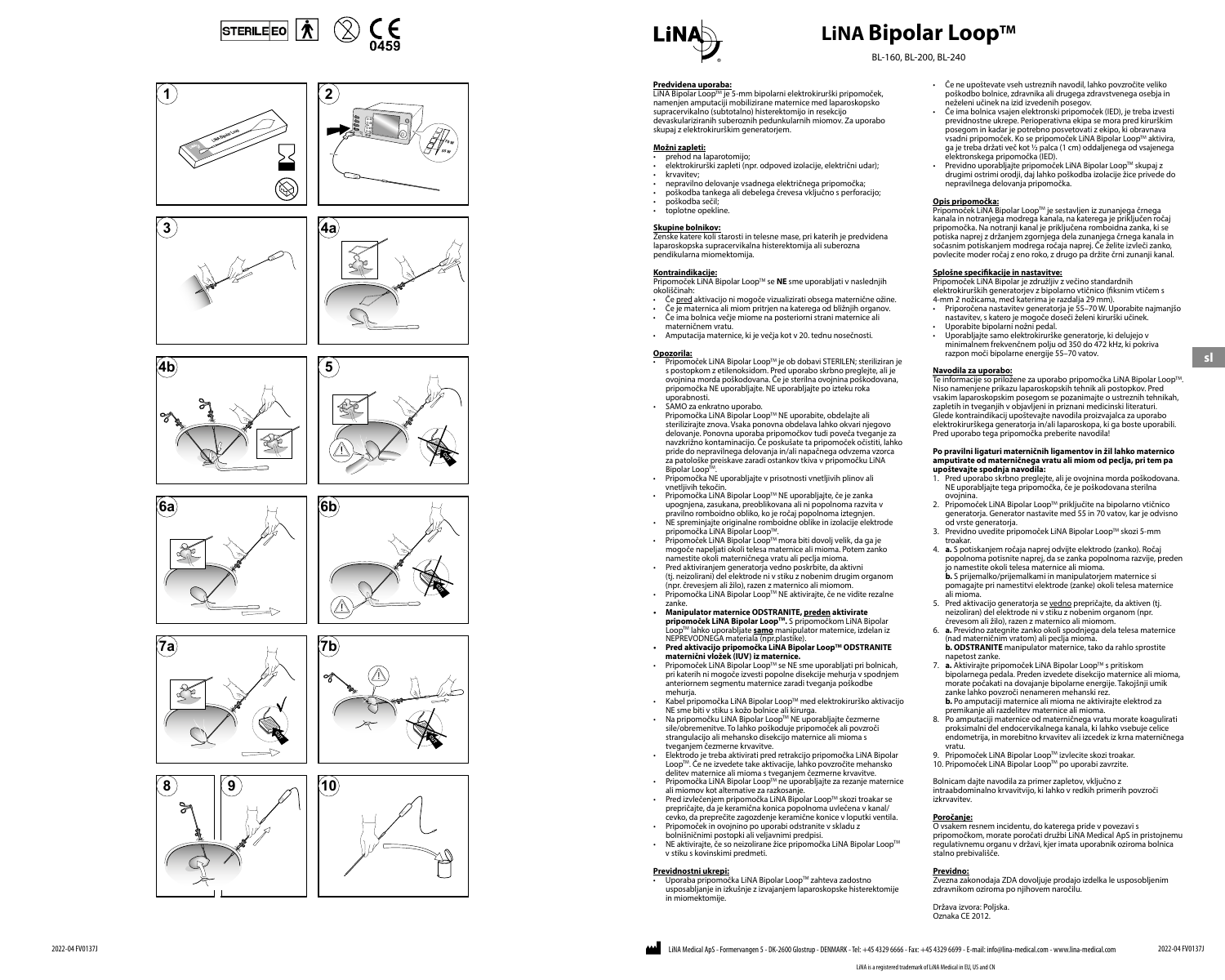STERILE EO

CE 0459

# LiNA Bipolar Loop™

BL-160, BL-200, BL-240

**Predvidena uporaba:**
LiNA Bipolar Loop™ je 5-mm bipolarni elektrokirurški pripomoček, namenjen amputaciji mobilizirane maternice med laparoskopsko supracervikalno (subtotalno) histerektomijo in resekcijo devaskulariziranih suberoznih pedunkularnih miomov. Za uporabo skupaj z elektrokirurškim generatorjem.

**Možni zapleti:**
- prehod na laparotomijo;
- elektrokirurški zapleti (npr. odpoved izolacije, električni udar);
- krvavitev;
- nepravilno delovanje vsadnega električnega pripomočka;
- poškodba tankega ali debelega črevesa vključno s perforacijo;
- poškodba sečil;
- toplotne opekline.

**Skupine bolnikov:**
Ženske katere koli starosti in telesne mase, pri katerih je predvidena laparoskopska supracervikalna histerektomija ali suberozna pendikularna miomektomija.

**Kontraindikacije:**
Pripomoček LiNA Bipolar Loop™ se **NE** sme uporabljati v naslednjih okoliščinah:
- Če pred aktivacijo ni mogoče vizualizirati obsega materničnega ožine.
- Če je maternica ali miom pritrjen na katerega od bližnjih organov.
- Če ima bolnica večje miome na posteriorni strani maternice ali materničnem vratu.
- Amputacija maternice, ki je večja kot v 20. tednu nosečnosti.

**Opozorila:**
- Pripomoček LiNA Bipolar Loop™ je ob dobavi STERILEN; steriliziran je s postopkom z etilenoksidom. Pred uporabo skrbno preglejte, ali je ovojnina morda poškodovana. Če je sterilna ovojnina poškodovana, pripomočka NE uporabljajte. NE uporabljajte po izteku roka uporabnosti.
- SAMO za enkratno uporabo. Pripomočka LiNA Bipolar Loop™ NE uporabite, obdelajte ali sterilizirajte znova. Vsaka ponovna obdelava lahko okvari njegovo delovanje. Ponovna uporaba pripomočkov tudi poveča tveganje za navzkrižno kontaminacijo. Če poskušate ta pripomoček očistiti, lahko pride do nepravilnega delovanja in/ali napačnega odvzema vzorca za patološke preiskave zaradi ostankov tkiva v pripomočku LiNA Bipolar Loop™.
- Pripomočka NE uporabljajte v prisotnosti vnetljivih plinov ali vnetljivih tekočin.
- Pripomočka LiNA Bipolar Loop™ NE uporabljajte, če je zanka upognjena, zasukana, preoblikovana ali ni popolnoma razvita v pravilno romboidno obliko, ko je ročaj popolnoma iztegnjen.
- NE spreminjajte originalne romboidne oblike in izolacije elektrode pripomočka LiNA Bipolar Loop™.
- Pripomoček LiNA Bipolar Loop™ mora biti dovolj velik, da ga je mogoče napeljati okoli telesa maternice ali mioma. Potem zanko namestite okoli materničnega vratu ali peclja mioma.
- Pred aktiviranjem generatorja vedno poskrbite, da aktivni (tj. neizolirani) del elektrode ni v stiku z nobenim drugim organom (npr. črevesjem ali žilo), razen z maternico ali miomom.
- Pripomočka LiNA Bipolar Loop™ NE aktivirajte, če ne vidite rezalne zanke.
- **Manipulator maternice ODSTRANITE, preden aktivirate pripomoček LiNA Bipolar Loop™.** S pripomočkom LiNA Bipolar Loop™ lahko uporabljate **samo** manipulator maternice, izdelan iz NEPREVODNEGA materiala (npr.plastike).
- **Pred aktivacijo pripomočka LiNA Bipolar Loop™ ODSTRANITE maternični vložek (IUV) iz maternice.**
- Pripomoček LiNA Bipolar Loop™ se NE sme uporabljati pri bolnicah, pri katerih ni mogoče izvesti popolne disekcije mehurja v spodnjem anteriornem segmentu maternice zaradi tveganja poškodbe mehurja.
- Kabel pripomočka LiNA Bipolar Loop™ med elektrokirurško aktivacijo NE sme biti v stiku s kožo bolnice ali kirurga.
- Na pripomočku LiNA Bipolar Loop™ NE uporabljajte čezmerne sile/obremenitve. To lahko poškoduje pripomoček ali povzroči strangulacijo ali mehansko disekcijo maternice ali mioma s tveganjem čezmerne krvavitve.
- Elektrodo je treba aktivirati pred retrakcijo pripomočka LiNA Bipolar Loop™. Če ne izvedete take aktivacije, lahko povzročite mehansko delitev maternice ali mioma s tveganjem čezmerne krvavitve.
- Pripomočka LiNA Bipolar Loop™ ne uporabljajte za rezanje maternice ali miomov kot alternative za razkosanje.
- Pred izvlečenjem pripomočka LiNA Bipolar Loop™ skozi troakar se prepričajte, da je keramična konica popolnoma uvlečena v kanal/cevko, da preprečite zagozdenje keramične konice v loputki ventila.
- Pripomoček in ovojnino po uporabi odstranite v skladu z bolnišničnimi postopki ali veljavnimi predpisi.
- NE aktivirajte, če so neizolirane žice pripomočka LiNA Bipolar Loop™ v stiku s kovinskimi predmeti.

**Previdnostni ukrepi:**
- Uporaba pripomočka LiNA Bipolar Loop™ zahteva zadostno usposabljanje in izkušnje z izvajanjem laparoskopske histerektomije in miomektomije.
- Če ne upoštevate vseh ustreznih navodil, lahko povzročite veliko poškodbo bolnice, zdravnika ali drugega zdravstvenega osebja in neželeni učinek na izid izvedenih posegov.
- Če ima bolnica vsajen elektronski pripomoček (IED), je treba izvesti previdnostne ukrepe. Perioperativna ekipa se mora pred kirurškim posegom in kadar je potrebno posvetovati z ekipo, ki obravnava vsadni pripomoček. Ko se pripomoček LiNA Bipolar Loop™ aktivira, ga je treba držati vsaj ½ palca (1 cm) oddaljenega od vsajenega elektronskega pripomočka (IED).
- Previdno uporabljajte pripomoček LiNA Bipolar Loop™ skupaj z drugimi ostrimi orodji, saj lahko poškodba izolacije žice privede do nepravilnega delovanja pripomočka.

**Opis pripomočka:**
Pripomoček LiNA Bipolar Loop™ je sestavljen iz zunanjega črnega kanala in notranjega modrega kanala, na katerega je priključen ročaj pripomočka. Na notranji kanal je priključena romboidna zanka, ki se potiska naprej z držanjem zgornjega dela zunanjega črnega kanala in sočasnim potiskanjem modrega ročaja naprej. Če želite izvleči zanko, povlecite moder ročaj z eno roko, z drugo pa držite črni zunanji kanal.

**Splošne specifikacije in nastavitve:**
Pripomoček LiNA Bipolar je združljiv z večino standardnih elektrokirurških generatorjev z bipolarno vtičnico (fiksnim vtičem s 4-mm 2 nožicama, med katerima je razdalja 29 mm).
- Priporočena nastavitev generatorja je 55–70 W. Uporabite najmanjšo nastavitev, s katero je mogoče doseči želeni kirurški učinek.
- Uporabite bipolarni nožni pedal.
- Uporabljajte samo elektrokirurške generatorje, ki delujejo v minimalnem frekvenčnem polju od 350 do 472 kHz, ki pokriva razpon moči bipolarne energije 55–70 vatov.

**Navodila za uporabo:**
Te informacije so priložene za uporabo pripomočka LiNA Bipolar Loop™. Niso namenjene prikazu laparoskopskih tehnik ali postopkov. Pred vsakim laparoskopskim posegom se pozanimajte o ustreznih tehnikah, zapletih in tveganjih v objavljeni in priznani medicinski literaturi. Glede kontraindikacij upoštevajte navodila proizvajalca za uporabo elektrokirurškega generatorja in/ali laparoskopa, ki ga boste uporabili. Pred uporabo tega pripomočka preberite navodila!

**Po pravilni ligaturi materničnih ligamentov in žil lahko maternico amputirate od materničnega vratu ali miom od peclja, pri tem pa upoštevajte spodnja navodila:**
1. Pred uporabo skrbno preglejte, ali je ovojnina morda poškodovana. NE uporabljajte tega pripomočka, če je poškodovana sterilna ovojnina.
2. Pripomoček LiNA Bipolar Loop™ priključite na bipolarno vtičnico generatorja. Generator nastavite med 55 in 70 vatov, kar je odvisno od vrste generatorja.
3. Previdno uvedite pripomoček LiNA Bipolar Loop™ skozi 5-mm troakar.
4. **a.** S potiskanjem ročaja naprej odvijte elektrodo (zanko). Ročaj popolnoma potisnite naprej, da se zanka popolnoma razvije, preden jo namestite okoli telesa maternice ali mioma.
   **b.** S prijemalko/prijemalkami in manipulatorjem maternice si pomagajte pri namestitvi elektrode (zanke) okoli telesa maternice ali mioma.
5. Pred aktivacijo generatorja se vedno prepričajte, da aktiven (tj. neizoliran) del elektrode ni v stiku z nobenim organom (npr. črevesom ali žilo), razen z maternico ali miomom.
6. **a.** Previdno zategnite zanko okoli spodnjega dela telesa maternice (nad materničnim vratom) ali peclja mioma.
   **b. ODSTRANITE** manipulator maternice, tako da rahlo sprostite napetost zanke.
7. **a.** Aktivirajte pripomoček LiNA Bipolar Loop™ s pritiskom bipolarnega pedala. Preden izvedete disekcijo maternice ali mioma, morate počakati na dovajanje bipolarne energije. Takojšnji umik zanke lahko povzroči nenameren mehanski rez.
   **b.** Po amputaciji maternice ali mioma ne aktivirajte elektrod za premikanje ali razdelitev maternice ali mioma.
8. Po amputaciji maternice od materničnega vratu morate koagulirati proksimalni del endocervikalnega kanala, ki lahko vsebuje celice endometrija, in morebitno krvavitev ali izcedek iz krna materničnega vratu.
9. Pripomoček LiNA Bipolar Loop™ izvlecite skozi troakar.
10. Pripomoček LiNA Bipolar Loop™ po uporabi zavrzite.

Bolnicam dajte navodila za primer zapletov, vključno z intraabdominalno krvavitvijo, ki lahko v redkih primerih povzroči izkrvavitev.

**Poročanje:**
O vsakem resnem incidentu, do katerega pride v povezavi s pripomočkom, morate poročati družbi LiNA Medical ApS in pristojnemu regulativnemu organu v državi, kjer imata uporabnik oziroma bolnica stalno prebivališče.

**Previdno:**
Zvezna zakonodaja ZDA dovoljuje prodajo izdelka le usposobljenim zdravnikom oziroma po njihovem naročilu.

Država izvora: Poljska.
Oznaka CE 2012.

sl

2022-04 FV0137J

LiNA Medical ApS - Formervangen 5 - DK-2600 Glostrup - DENMARK - Tel: +45 4329 6666 - Fax: +45 4329 6699 - E-mail: info@lina-medical.com - www.lina-medical.com

LiNA is a registered trademark of LiNA Medical in EU, US and CN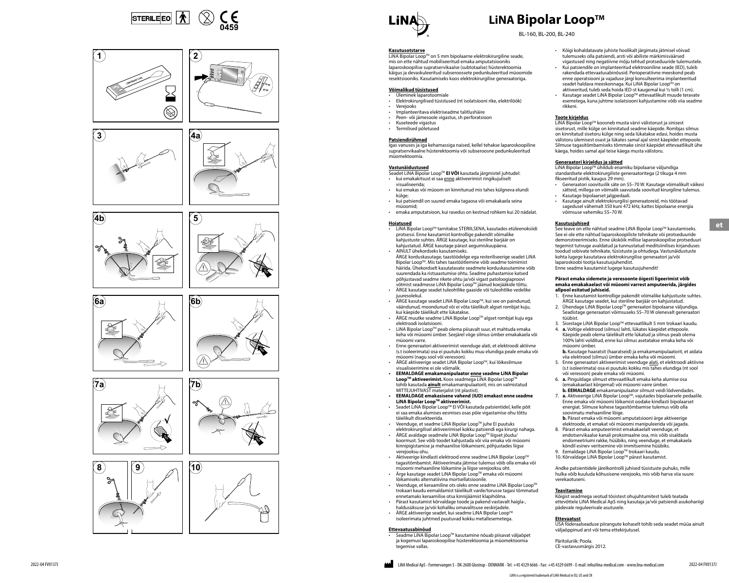STERILE EO

CE 0459

1 2 3 4a 4b 5 6a 6b 7a 7b 8 9 10

# LiNA Bipolar Loop™

BL-160, BL-200, BL-240

## Kasutusotstarve

LiNA Bipolar Loop™ on 5 mm bipolaarne elektrokirurgiline seade, mis on ette nähtud mobiliseeritud emaka amputatsiooniks laparoskoopilise supratservikaalse (subtotaalse) hüsterektoomia käigus ja devaskuleeritud subseroossete pedunkuleeritud müoomide resektsiooniks. Kasutamiseks koos elektrokirurgilise generaatoriga.

## Võimalikud tüsistused

- Üleminek laparotoomiale
- Elektrokirurgilised tüsistused (nt isolatsiooni rike, elektrilöök)
- Verejooks
- Implanteeritava elektriseadme talitlushäire
- Peen- või jämesoole vigastus, sh perforatsioon
- Kuseteede vigastus
- Termilised põletused

## Patsiendirühmad

Igas vanuses ja iga kehamassiga naised, kellel tehakse laparoskoopiline supratservikaalne hüsterektoomia või subseroosne pedunkuleeritud müomektoomia.

## Vastunäidustused

Seadet LiNA Bipolar Loop™ **EI VÕI** kasutada järgmistel juhtudel:
- kui emakakitsust ei saa enne aktiveerimist ringikujuliselt visualiseerida;
- kui emakas või müoom on kinnitunud mis tahes külgneva elundi külge;
- kui patsiendil on suured emaka tagaosa või emakakaela seina müoomid;
- emaka amputatsioon, kui rasedus on kestnud rohkem kui 20 nädalat.

## Hoiatused

- LiNA Bipolar Loop™ tarnitakse STERIILSENA, kasutades etüleenoksiidi protsessi. Enne kasutamist kontrollige pakendit võimalike kahjustuste suhtes. ÄRGE kasutage, kui steriilne barjäär on kahjustatud. ÄRGE kasutage pärast aegumiskuupäeva.
- AINULT ühekordseks kasutamiseks.
  ÄRGE korduskasutage, taastöödelge ega resteriliseerige seadet LiNA Bipolar Loop™. Mis tahes taastöötlemine võib seadme toimimist häirida. Ühekordselt kasutatavate seadmete korduskasutamine võib suurendada ka ristsaastumise ohtu. Seadme puhastamise katsed põhjustavad seadme riketе ohtu ja/või vigast patoloogiaproovi võtmist seadmesse LiNA Bipolar Loop™ jäänud koejääkide tõttu.
- ÄRGE kasutage seadet tuleohtlike gaaside või tuleohtlike vedelike juuresolekul.
- ÄRGE kasutage seadet LiNA Bipolar Loop™, kui see on paindunud, väändunud, moondunud või ei võta täielikult algset rombjat kuju, kui käepide täielikult ette lükatakse.
- ÄRGE muutke seadme LiNA Bipolar Loop™ algset rombjat kuju ega elektroodi isolatsiooni.
- LiNA Bipolar Loop™ peab olema piisavalt suur, et mahtuda emaka keha või müoomi ümber. Seejärel viige silmus ümber emakakaela või müoomi varre.
- Enne generaatori aktiveerimist veenduge alati, et elektroodi aktiivne (s.t isoleerimata) osa ei puutuks kokku muu elundiga peale emaka või müoomi (nagu sool või veresoon).
- ÄRGE aktiveerige seadet LiNA Bipolar Loop™, kui lõikesilmuse visualiseerimine ei ole võimalik.
- **EEMALDAGE emakamanipulaator enne seadme LiNA Bipolar Loop™ aktiveerimist.** Koos seadmega LiNA Bipolar Loop™ tohib kasutada **ainult** emakamanipulaatorit, mis on valmistatud MITTEJUHTIVAST materjalist (nt plastist).
- **EEMALDAGE emakasisene vahend (IUD) emakast enne seadme LiNA Bipolar Loop™ aktiveerimist.**
- Seadet LiNA Bipolar Loop™ EI VÕI kasutada patsientidel, kelle põit ei saa emaka alumises eesmises osas põie vigastamise ohu tõttu täielikult dissekteerida.
- Veenduge, et seadme LiNA Bipolar Loop™ juhe EI puutuks elektrokirurgilisel aktiveerimisel kokku patsiendi ega kirurgi nahaga.
- ÄRGE avaldage seadmele LiNA Bipolar Loop™ liigset jõudu/koormust. See võib toodet kahjustada või viia emaka või müoomi kinnipigistamise ja mehaanilise lõikamiseni, põhjustades liigse verejooksu ohu.
- Aktiveerige kindlasti elektrood enne seadme LiNA Bipolar Loop™ tagasitõmbamist. Aktiveerimata jätmise tulemus võib olla emaka või müoomi mehaaniline lõikamine ja liigse verejooksu oht.
- Ärge kasutage seadet LiNA Bipolar Loop™ emaka või müoomi lõikamiseks alternatiivina mortsellatsioonile.
- Veenduge, et keraamiline ots oleks enne seadme LiNA Bipolar Loop™ trokaari kaudu eemaldamist täielikult varde/torusse tagasi tõmmatud ennetamaks keraamilise otsa kinnijäämist klapihõlma.
- Pärast kasutamist kõrvaldage toode ja pakend vastavalt haigla-, haldusüksuse ja/või kohaliku omavalitsuse eeskirjadele.
- ÄRGE aktiveerige seadet, kui seadme LiNA Bipolar Loop™ isoleerimata juhtmed puutuvad kokku metallesemetega.

## Ettevaatusabinõud

- Seadme LiNA Bipolar Loop™ kasutamine nõuab piisavat väljaõpet ja kogemusi laparoskoopilise hüsterektoomia ja müomektoomia tegemise vallas.
- Kõigi kohaldatavate juhiste hoolikalt järgimata jätmisel võivad tulemuseks olla patsiendi, arsti või abiliste märkimisväärsed vigastused ning negatiivne mõju tehtud protseduuride tulemustele.
- Kui patsiendile on implanteeritud elektrooniline seade (IED), tuleb rakendada ettevaatusabinõusid. Perioperatiivne meeskond peab enne operatsiooni ja vajaduse järgi konsulteerima implanteeritud seadet haldava meeskonnaga. Kui LiNA Bipolar Loop™ on aktiveeritud, tuleb seda hoida IED-st kaugemal kui ½ tolli (1 cm).
- Kasutage seadet LiNA Bipolar Loop™ ettevaatlikult muude teravate esemetega, kuna juhtme isolatsiooni kahjustamine võib viia seadme rikkeni.

## Toote kirjeldus

LiNA Bipolar Loop™ koosneb musta värvi välistorust ja sinisest sisetorust, mille külge on kinnitatud seadme käepide. Rombjas silmus on kinnitatud sisetoru külge ning seda lükatakse edasi, hoides musta välistoru ülemisest osast ja lükates samal ajal sinist käepidet ettepoole. Silmuse tagasitõmbamiseks tõmmake sinist käepidet ettevaatlikult ühe käega, hoides samal ajal teise käega musta välistoru.

## Generaatori kirjeldus ja sätted

LiNA Bipolar Loop™ ühildub enamiku bipolaarse väljundiga standardsete elektrokirurgiliste generaatoritega (2 tikuga 4 mm fikseeritud pistik, kaugus 29 mm).
- Generaatori soovituslik säte on 55–70 W. Kasutage võimalikult väikesi sätteid, millega on võimalik saavutada soovitud kirurgiline tulemus.
- Kasutage bipolaarset jalgpedaali.
- Kasutage ainult elektrokirurgilisi generaatoreid, mis töötavad sagedusel vähemalt 350 kuni 472 kHz, kattes bipolaarse energia võimsuse vahemiku 55–70 W.

## Kasutusjuhised

See teave on ette nähtud seadme LiNA Bipolar Loop™ kasutamiseks. See ei ole ette nähtud laparoskoopiliste tehnikate või protseduuride demonstreerimiseks. Enne ükskõik millise laparoskoopilise protseduuri tegemist tutvuge avaldatud ja tunnustatud meditsiiniliste kirjandusees toodud sobivate tehnikate, tüsistuste ja ohtudega. Vastunäidustuste kohta lugege kasutatava elektrokirurgilise generaatori ja/või laparoskoobi tootja kasutusjuhendist.
Enne seadme kasutamist lugege kasutusjuhendit!

**Pärast emaka sidemete ja veresoonte õigesti ligeerimist võib emaka emakakaelast või müoomi varrest amputeerida, järgides allpool esitatud juhiseid.**

1. Enne kasutamist kontrollige pakendit võimalike kahjustuste suhtes. ÄRGE kasutage seadet, kui steriilne barjäär on kahjustatud.
2. Ühendage LiNA Bipolar Loop™ generaatori bipolaarse väljundiga. Seadistage generaatori võimsuseks 55–70 W olenevalt generaatori tüübist.
3. Sisestage LiNA Bipolar Loop™ ettevaatlikult 5 mm trokaari kaudu.
4. **a.** Voltige elektrood (silmus) lahti, lükates käepidet ettepoole. Käepide peab olema täielikult ette lükatud ja silmus peab olema 100% lahti voltidud, enne kui silmus asetatakse emaka keha või müoomi ümber.
   **b.** Kasutage haaratsit (haaratseid) ja emakamanipulaatorit, et aidata viia elektrood (silmus) ümber emaka keha või müoomi.
5. Enne generaatori aktiveerimist veenduge alati, et elektroodi aktiivne (s.t isoleerimata) osa ei puutuks kokku mis tahes elundiga (nt sool või veresoon) peale emaka või müoomi.
6. **a.** Pinguldage silmust ettevaatlikult emaka keha alumise osa (emakakaelast kõrgemal) või müoomi varre ümber.
   **b. EEMALDAGE** emakamanipulaator silmust veidi lõdvendades.
7. **a.** Aktiveerige LiNA Bipolar Loop™, vajutades bipolaarsele pedaalile. Enne emaka või müoomi lõikamist oodake kindlasti bipolaarset energiat. Silmuse kohese tagasitõmbamise tulemus võib olla soovimatu mehaaniline lõige.
   **b.** Pärast emaka või müoomi amputatsiooni ärge aktiveerige elektroode, et emakat või müoomi manipuleerida või jagada.
8. Pärast emaka amputeerimist emakakaelalt veenduge, et endotservikaalse kanali proksimaalne osa, mis võib sisaldada endomeetriumi rakke, hüübiks, ning veenduge, et emakakaela köndil esinev veritsemine või immitsemine hüübiks.
9. Eemaldage LiNA Bipolar Loop™ trokaari kaudu.
10. Kõrvaldage LiNA Bipolar Loop™ pärast kasutamist.

Andke patsientidele järelkontrolli juhised tüsistuste puhuks, mille hulka võib kuuluda kõhusisene verejooks, mis võib harva viia suure verekaotuseni.

## Teavitamine

Kõigist seadmega seotud tõsistest ohujuhtumitest tuleb teatada ettevõttele LiNA Medical ApS ning kasutaja ja/või patsiendi asukohariigi pädevale reguleerivale asutusele.

## Ettevaatust

USA föderaalseaduse piirangute kohaselt tohib seda seadet müüa ainult väljaõppinud arst või tema ettekirjutusel.

Päritoluriik: Poola.
CE-vastavusmärgis 2012.

2022-04 FV0137J

LiNA Medical ApS - Formervangen 5 - DK-2600 Glostrup - DENMARK - Tel: +45 4329 6666 - Fax: +45 4329 6699 - E-mail: info@lina-medical.com - www.lina-medical.com

LiNA is a registered trademark of LiNA Medical in EU, US and CN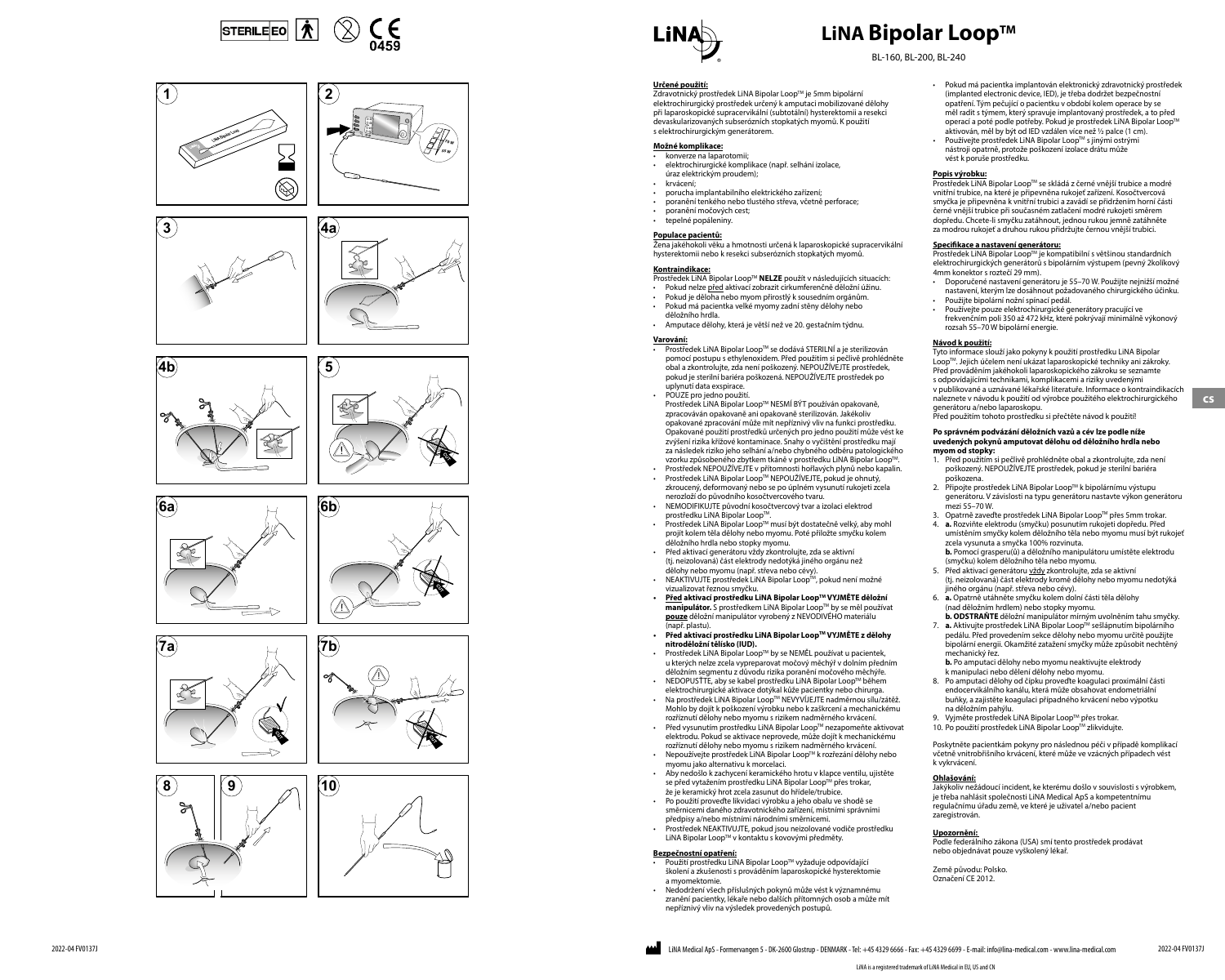STERILE EO

CE 0459

1 2 3 4a 4b 5 6a 6b 7a 7b 8 9 10

# LiNA Bipolar Loop™

BL-160, BL-200, BL-240

**Určené použití:**
Zdravotnický prostředek LiNA Bipolar Loop™ je 5mm bipolární elektrochirurgický prostředek určený k amputaci mobilizované dělohy při laparoskopické supracervikální (subtotální) hysterektomii a resekci devaskularizovaných subserózních stopkatých myomů. K použití s elektrochirurgickým generátorem.

**Možné komplikace:**
- konverze na laparotomii;
- elektrochirurgické komplikace (např. selhání izolace, úraz elektrickým proudem);
- krvácení;
- porucha implantabilního elektrického zařízení;
- poranění tenkého nebo tlustého střeva, včetně perforace;
- poranění močových cest;
- tepelné popáleniny.

**Populace pacientů:**
Žena jakéhokoli věku a hmotnosti určená k laparoskopické supracervikální hysterektomii nebo k resekci subserózních stopkatých myomů.

**Kontraindikace:**
Prostředek LiNA Bipolar Loop™ **NELZE** použít v následujících situacích:
- Pokud nelze před aktivací zobrazit cirkumferenčně děložní úžinu.
- Pokud je děloha nebo myom přirostlý k sousedním orgánům.
- Pokud má pacientka velké myomy zadní stěny dělohy nebo děložního hrdla.
- Amputace dělohy, která je větší než ve 20. gestačním týdnu.

**Varování:**
- Prostředek LiNA Bipolar Loop™ se dodává STERILNÍ a je sterilizován pomocí postupu s ethylenoxidem. Před použitím si pečlivě prohlédněte obal a zkontrolujte, zda není poškozený. NEPOUŽÍVEJTE prostředek, pokud je sterilní bariéra poškozená. NEPOUŽÍVEJTE prostředek po uplynutí data exspirace.
- POUZE pro jedno použití.
  Prostředek LiNA Bipolar Loop™ NESMÍ BÝT používán opakovaně, zpracováván opakovaně ani opakovaně sterilizován. Jakékoliv opakované zpracování může mít nepříznivý vliv na funkci prostředku. Opakované použití prostředků určených pro jedno použití může vést ke zvýšení rizika křížové kontaminace. Snahy o vyčištění prostředku mají za následek riziko jeho selhání a/nebo chybného odběru patologického vzorku způsobeného zbytkem tkáně v prostředku LiNA Bipolar Loop™.
- Prostředek NEPOUŽÍVEJTE v přítomnosti hořlavých plynů nebo kapalin.
- Prostředek LiNA Bipolar Loop™ NEPOUŽÍVEJTE, pokud je ohnutý, zkroucený, deformovaný nebo se po úplném vysunutí rukojeti zcela nerozloží do původního kosočtvercového tvaru.
- NEMODIFIKUJTE původní kosočtvercový tvar a izolaci elektrod prostředku LiNA Bipolar Loop™.
- Prostředek LiNA Bipolar Loop™ musí být dostatečně velký, aby mohl projít kolem těla dělohy nebo myomu. Poté přiložte smyčku kolem děložního hrdla nebo stopky myomu.
- Před aktivací generátoru vždy zkontrolujte, zda se aktivní (tj. neizolovaná) část elektrody nedotýká jiného orgánu než dělohy nebo myomu (např. střeva nebo cévy).
- NEAKTIVUJTE prostředek LiNA Bipolar Loop™, pokud není možné vizualizovat řeznou smyčku.
- **Před aktivací prostředku LiNA Bipolar Loop™ VYJMĚTE děložní manipulátor.** S prostředkem LiNA Bipolar Loop™ by se měl používat **pouze** děložní manipulátor vyrobený z NEVODIVÉHO materiálu (např. plastu).
- **Před aktivací prostředku LiNA Bipolar Loop™ VYJMĚTE z dělohy nitroděložní tělísko (IUD).**
- Prostředek LiNA Bipolar Loop™ by se NEMĚL používat u pacientek, u kterých nelze zcela vypreparovat močový měchýř v dolním předním děložním segmentu z důvodu rizika poranění močového měchýře.
- NEDOPUSŤTE, aby se kabel prostředku LiNA Bipolar Loop™ během elektrochirurgické aktivace dotýkal kůže pacientky nebo chirurga.
- Na prostředek LiNA Bipolar Loop™ NEVYVÍJEJTE nadměrnou sílu/zátěž. Mohlo by dojít k poškození výrobku nebo k zaškrcení a mechanickému rozříznutí dělohy nebo myomu s rizikem nadměrného krvácení.
- Před vysunutím prostředku LiNA Bipolar Loop™ nezapomeňte aktivovat elektrodu. Pokud se aktivace neprovede, může dojít k mechanickému rozříznutí dělohy nebo myomu s rizikem nadměrného krvácení.
- Nepoužívejte prostředek LiNA Bipolar Loop™ k rozřezání dělohy nebo myomu jako alternativu k morcelaci.
- Aby nedošlo k zachycení keramického hrotu v klapce ventilu, ujistěte se před vytažením prostředku LiNA Bipolar Loop™ přes trokar, že je keramický hrot zcela zasunut do hřídele/trubice.
- Po použití proveďte likvidaci výrobku a jeho obalu ve shodě se směrnicemi daného zdravotnického zařízení, místními správními předpisy a/nebo místními národními směrnicemi.
- Prostředek NEAKTIVUJTE, pokud jsou neizolované vodiče prostředku LiNA Bipolar Loop™ v kontaktu s kovovými předměty.

**Bezpečnostní opatření:**
- Použití prostředku LiNA Bipolar Loop™ vyžaduje odpovídající školení a zkušenosti s prováděním laparoskopické hysterektomie a myomektomie.
- Nedodržení všech příslušných pokynů může vést k významnému zranění pacientky, lékaře nebo dalších přítomných osob a může mít nepříznivý vliv na výsledek provedených postupů.
- Pokud má pacientka implantován elektronický zdravotnický prostředek (implanted electronic device, IED), je třeba dodržet bezpečnostní opatření. Tým pečující o pacientku v období kolem operace by se měl radit s týmem, který spravuje implantovaný prostředek, a to před operací a poté podle potřeby. Pokud je prostředek LiNA Bipolar Loop™ aktivován, měl by být od IED vzdálen více než ½ palce (1 cm).
- Používejte prostředek LiNA Bipolar Loop™ s jinými ostrými nástroji opatrně, protože poškození izolace drátu může vést k poruše prostředku.

**Popis výrobku:**
Prostředek LiNA Bipolar Loop™ se skládá z černé vnější trubice a modré vnitřní trubice, na které je připevněna rukojeť zařízení. Kosočtvercová smyčka je připevněna k vnitřní trubici a zavádí se přidržením horní části černé vnější trubice při současném zatlačení modré rukojeti směrem dopředu. Chcete-li smyčku zatáhnout, jednou rukou jemně zatáhněte za modrou rukojeť a druhou rukou přidržujte černou vnější trubici.

**Specifikace a nastavení generátoru:**
Prostředek LiNA Bipolar Loop™ je kompatibilní s většinou standardních elektrochirurgických generátorů s bipolárním výstupem (pevný 2kolíkový 4mm konektor s roztečí 29 mm).
- Doporučené nastavení generátoru je 55–70 W. Použijte nejnižší možné nastavení, kterým lze dosáhnout požadovaného chirurgického účinku.
- Použijte bipolární nožní spínací pedál.
- Používejte pouze elektrochirurgické generátory pracující ve frekvenčním poli 350 až 472 kHz, které pokrývají minimálně výkonový rozsah 55–70 W bipolární energie.

**Návod k použití:**
Tyto informace slouží jako pokyny k použití prostředku LiNA Bipolar Loop™. Jejich účelem není ukázat laparoskopické techniky ani zákroky. Před prováděním jakéhokoli laparoskopického zákroku se seznamte s odpovídajícími technikami, komplikacemi a riziky uvedenými v publikované a uznávané lékařské literatuře. Informace o kontraindikacích naleznete v návodu k použití od výrobce použitého elektrochirurgického generátoru a/nebo laparoskopu.
Před použitím tohoto prostředku si přečtěte návod k použití!

**Po správném podvázání děložních vazů a cév lze podle níže uvedených pokynů amputovat dělohu od děložního hrdla nebo myom od stopky:**
1. Před použitím si pečlivě prohlédněte obal a zkontrolujte, zda není poškozený. NEPOUŽÍVEJTE prostředek, pokud je sterilní bariéra poškozena.
2. Připojte prostředek LiNA Bipolar Loop™ k bipolárnímu výstupu generátoru. V závislosti na typu generátoru nastavte výkon generátoru mezi 55–70 W.
3. Opatrně zaveďte prostředek LiNA Bipolar Loop™ přes 5mm trokar.
4. **a.** Rozviňte elektrodu (smyčku) posunutím rukojeti dopředu. Před umístěním smyčky kolem děložního těla nebo myomu musí být rukojeť zcela vysunuta a smyčka 100% rozvinuta.
   **b.** Pomocí grasperu(ů) a děložního manipulátoru umístěte elektrodu (smyčku) kolem děložního těla nebo myomu.
5. Před aktivací generátoru vždy zkontrolujte, zda se aktivní (tj. neizolovaná) část elektrody kromě dělohy nebo myomu nedotýká jiného orgánu (např. střeva nebo cévy).
6. **a.** Opatrně utáhněte smyčku kolem dolní části těla dělohy (nad děložním hrdlem) nebo stopky myomu.
   **b. ODSTRAŇTE** děložní manipulátor mírným uvolněním tahu smyčky.
7. **a.** Aktivujte prostředek LiNA Bipolar Loop™ sešlápnutím bipolárního pedálu. Před provedením sekce dělohy nebo myomu určitě použijte bipolární energii. Okamžité zatažení smyčky může způsobit nechtěný mechanický řez.
   **b.** Po amputaci dělohy nebo myomu neaktivujte elektrody k manipulaci nebo dělení dělohy nebo myomu.
8. Po amputaci dělohy od čípku proveďte koagulaci proximální části endocervikálního kanálu, která může obsahovat endometriální buňky, a zajistěte koagulaci případného krvácení nebo výpotku na děložním pahýlu.
9. Vyjměte prostředek LiNA Bipolar Loop™ přes trokar.
10. Po použití prostředek LiNA Bipolar Loop™ zlikvidujte.

Poskytněte pacientkám pokyny pro následnou péči v případě komplikací včetně vnitrobřišního krvácení, které může ve vzácných případech vést k vykrvácení.

**Ohlašování:**
Jakýkoliv nežádoucí incident, ke kterému došlo v souvislosti s výrobkem, je třeba nahlásit společnosti LiNA Medical ApS a kompetentnímu regulačnímu úřadu země, ve které je uživatel a/nebo pacient zaregistrován.

**Upozornění:**
Podle federálního zákona (USA) smí tento prostředek prodávat nebo objednávat pouze vyškolený lékař.

Země původu: Polsko.
Označení CE 2012.

CS

2022-04 FV0137J

LiNA Medical ApS - Formervangen 5 - DK-2600 Glostrup - DENMARK - Tel: +45 4329 6666 - Fax: +45 4329 6699 - E-mail: info@lina-medical.com - www.lina-medical.com

LiNA is a registered trademark of LiNA Medical in EU, US and CN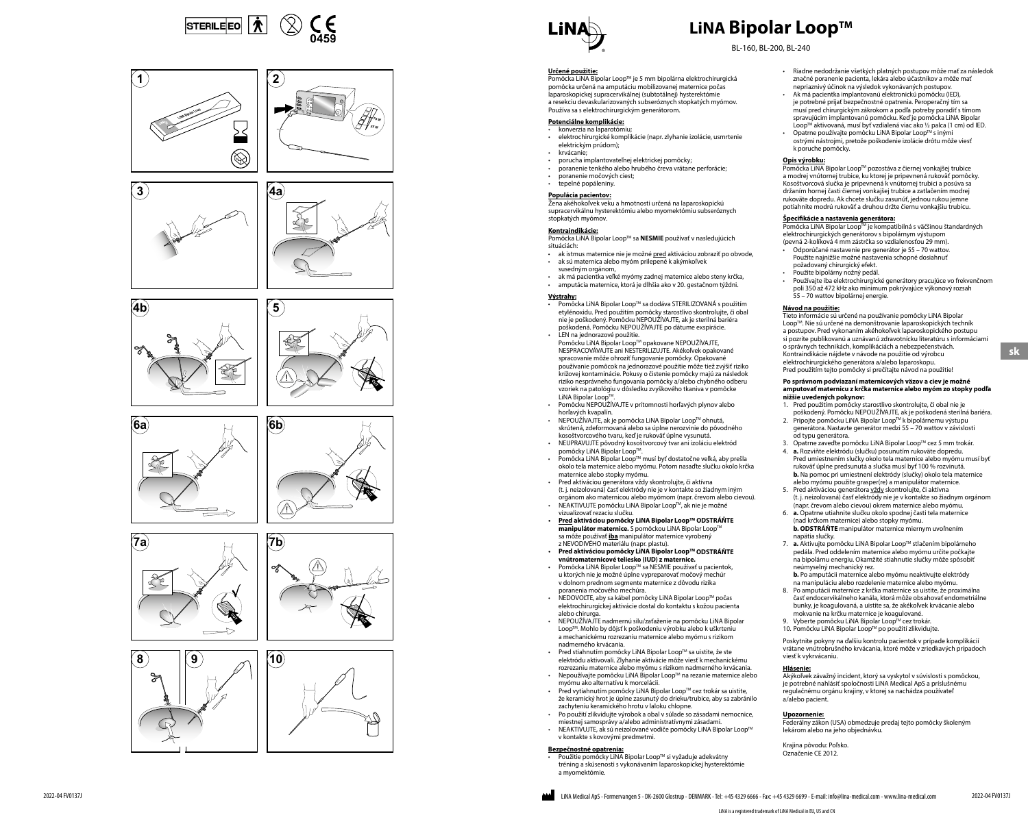# LiNA Bipolar Loop™

BL-160, BL-200, BL-240

**Určené použitie:**
Pomôcka LiNA Bipolar Loop™ je 5 mm bipolárna elektrochirurgická pomôcka určená na amputáciu mobilizovanej maternice počas laparoskopickej supracervikálnej (subtotálnej) hysterektómie a resekciu devaskularizovaných subseróznych stopkatých myómov. Používa sa s elektrochirurgickým generátorom.

**Potenciálne komplikácie:**
- konverzia na laparotómiu;
- elektrochirurgické komplikácie (napr. zlyhanie izolácie, usmrtenie elektrickým prúdom);
- krvácanie;
- porucha implantovateľnej elektrickej pomôcky;
- poranenie tenkého alebo hrubého čreva vrátane perforácie;
- poranenie močových ciest;
- tepelné popáleniny.

**Populácia pacientov:**
Žena akéhokoľvek veku a hmotnosti určená na laparoskopickú supracervikálnu hysterektómiu alebo myomektómiu subseróznych stopkatých myómov.

**Kontraindikácie:**
Pomôcka LiNA Bipolar Loop™ sa **NESMIE** používať v nasledujúcich situáciách:
- ak istmus maternice nie je možné pred aktiváciou zobraziť po obvode,
- ak sú maternica alebo myóm prilepené k akýmkoľvek susedným orgánom,
- ak má pacientka veľké myómy zadnej maternice alebo steny krčka,
- amputácia maternice, ktorá je dlhšia ako v 20. gestačnom týždni.

**Výstrahy:**
- Pomôcka LiNA Bipolar Loop™ sa dodáva STERILIZOVANÁ s použitím etylénoxidu. Pred použitím pomôcky starostlivo skontrolujte, či obal nie je poškodený. Pomôcku NEPOUŽÍVAJTE, ak je sterilná bariéra poškodená. Pomôcku NEPOUŽÍVAJTE po dátume exspirácie.
- LEN na jednorazové použitie.
  Pomôcku LiNA Bipolar Loop™ opakovane NEPOUŽÍVAJTE, NESPRACOVÁVAJTE ani NESTERILIZUJTE. Akékoľvek opakované spracovanie môže ohroziť fungovanie pomôcky. Opakované používanie pomôcok na jednorazové použitie môže tiež zvýšiť riziko krížovej kontaminácie. Pokusy o čistenie pomôcky majú za následok riziko nesprávneho fungovania pomôcky a/alebo chybného odberu vzoriek na patológiu v dôsledku zvyškového tkaniva v pomôcke LiNA Bipolar Loop™.
- Pomôcku NEPOUŽÍVAJTE v prítomnosti horľavých plynov alebo horľavých kvapalín.
- NEPOUŽÍVAJTE, ak je pomôcka LiNA Bipolar Loop™ ohnutá, skrútená, zdeformovaná alebo sa úplne nerozvinie do pôvodného kosoštvorcového tvaru, keď je rukoväť úplne vysunutá.
- NEUPRAVUJTE pôvodný kosoštvorcový tvar ani izoláciu elektród pomôcky LiNA Bipolar Loop™.
- Pomôcka LiNA Bipolar Loop™ musí byť dostatočne veľká, aby prešla okolo tela maternice alebo myómu. Potom nasaďte slučku okolo krčka maternice alebo stopky myómu.
- Pred aktiváciou generátora vždy skontrolujte, či aktívna (t. j. neizolovaná) časť elektródy nie je v kontakte so žiadnym iným orgánom ako maternicou alebo myómom (napr. črevom alebo cievou).
- NEAKTIVUJTE pomôcku LiNA Bipolar Loop™, ak nie je možné vizualizovať reziacu slučku.
- **Pred aktiváciou pomôcky LiNA Bipolar Loop™ ODSTRÁŇTE manipulátor maternice.** S pomôckou LiNA Bipolar Loop™ sa môže používať **iba** manipulátor maternice vyrobený z NEVODIVÉHO materiálu (napr. plastu).
- **Pred aktiváciou pomôcky LiNA Bipolar Loop™ ODSTRÁŇTE vnútromaternicové teliesko (IUD) z maternice.**
- Pomôcka LiNA Bipolar Loop™ sa NESMIE používať u pacientok, u ktorých nie je možné úplne vyprepraviť močový mechúr v dolnom prednom segmente maternice z dôvodu rizika poranenia močového mechúra.
- NEDOVOĽTE, aby sa kábel pomôcky LiNA Bipolar Loop™ počas elektrochirurgickej aktivácie dostal do kontaktu s kožou pacienta alebo chirurga.
- NEPOUŽÍVAJTE nadmernú silu/zaťaženie na pomôcku LiNA Bipolar Loop™. Mohlo by dôjsť k poškodeniu výrobku alebo k uškrteniu a mechanickému rozrezaniu maternice alebo myómu s rizikom nadmerného krvácania.
- Pred stiahnutím pomôcky LiNA Bipolar Loop™ sa uistite, že ste elektródu aktivovali. Zlyhanie aktivácie môže viesť k mechanickému rozrezaniu maternice alebo myómu s rizikom nadmerného krvácania.
- Nepoužívajte pomôcku LiNA Bipolar Loop™ na rezanie maternice alebo myómu ako alternatívu k morcelácii.
- Pred vytiahnutím pomôcky LiNA Bipolar Loop™ cez trokár sa uistite, že keramický hrot je úplne zasunutý do drieku/trubice, aby sa zabránilo zachyteniu keramického hrotu v laloku chlopne.
- Po použití zlikvidujte výrobok a obal v súlade so zásadami nemocnice, miestnej samosprávy a/alebo administratívnymi zásadami.
- NEAKTIVUJTE, ak sú neizolované vodiče pomôcky LiNA Bipolar Loop™ v kontakte s kovovými predmetmi.

**Bezpečnostné opatrenia:**
- Použitie pomôcky LiNA Bipolar Loop™ si vyžaduje adekvátny tréning a skúsenosti s vykonávaním laparoskopickej hysterektómie a myomektómie.
- Riadne nedodržanie všetkých platných postupov môže mať za následok značné poranenie pacienta, lekára alebo účastníkov a môže mať nepriaznivý účinok na výsledok vykonávaných postupov.
- Ak má pacientka implantovanú elektronickú pomôcku (IED), je potrebné prijať bezpečnostné opatrenia. Peroperačný tím sa musí pred chirurgickým zákrokom a podľa potreby poradiť s tímom spravujúcim implantovanú pomôcku. Keď je pomôcka LiNA Bipolar Loop™ aktivovaná, musí byť vzdialená viac ako ½ palca (1 cm) od IED.
- Opatrne používajte pomôcku LiNA Bipolar Loop™ s inými ostrými nástrojmi, pretože poškodenie izolácie drôtu môže viesť k poruche pomôcky.

**Opis výrobku:**
Pomôcka LiNA Bipolar Loop™ pozostáva z čiernej vonkajšej trubice a modrej vnútornej trubice, ku ktorej je pripevnená rukoväť pomôcky. Kosoštvorcová slučka je pripevnená k vnútornej trubici a posúva sa držaním hornej časti čiernej vonkajšej trubice a zatlačením modrej rukoväte dopredu. Ak chcete slučku zasunúť, jednou rukou jemne potiahnite modrú rukoväť a druhou držte čiernu vonkajšiu trubicu.

**Špecifikácie a nastavenia generátora:**
Pomôcka LiNA Bipolar Loop™ je kompatibilná s väčšinou štandardných elektrochirurgických generátorov s bipolárnym výstupom (pevná 2-kolíková 4 mm zástrčka so vzdialenosťou 29 mm).
- Odporúčané nastavenie pre generátor je 55 – 70 wattov. Použite najnižšie možné nastavenia schopné dosiahnuť požadovaný chirurgický efekt.
- Použite bipolárny nožný pedál.
- Používajte iba elektrochirurgické generátory pracujúce vo frekvenčnom poli 350 až 472 kHz ako minimum pokrývajúce výkonový rozsah 55 – 70 wattov bipolárnej energie.

**Návod na použitie:**
Tieto informácie sú určené na používanie pomôcky LiNA Bipolar Loop™. Nie sú určené na demonštrovanie laparoskopických techník a postupov. Pred vykonaním akéhokoľvek laparoskopického postupu si pozrite publikovanú a uznávanú zdravotnícku literatúru s informáciami o špecifických technikách, komplikáciách a nebezpečenstvách. Kontraindikácie nájdete v návode na použitie od výrobcu elektrochirurgického generátora a/alebo laparoskopu. Pred použitím tejto pomôcky si prečítajte návod na použitie!

**Po správnom podviazaní maternicových väzov a ciev je možné amputovať maternicu z krčka maternice alebo myóm zo stopky podľa nižšie uvedených pokynov:**
1. Pred použitím pomôcky starostlivo skontrolujte, či obal nie je poškodený. Pomôcku NEPOUŽÍVAJTE, ak je poškodená sterilná bariéra.
2. Pripojte pomôcku LiNA Bipolar Loop™ k bipolárnemu výstupu generátora. Nastavte generátor medzi 55 – 70 wattov v závislosti od typu generátora.
3. Opatrne zaveďte pomôcku LiNA Bipolar Loop™ cez 5 mm trokár.
4. **a.** Rozviňte elektródu (slučku) posunutím rukoväte dopredu. Pred umiestnením slučky okolo tela maternice alebo myómu musí byť rukoväť úplne predsunutá a slučka musí byť 100 % rozvinutá.
   **b.** Na pomoc pri umiestnení elektródy (slučky) okolo tela maternice alebo myómu použite grasper(re) a manipulátor maternice.
5. Pred aktiváciou generátora vždy skontrolujte, či aktívna (t. j. neizolovaná) časť elektródy nie je v kontakte so žiadnym orgánom (napr. črevom alebo cievou) okrem maternice alebo myómu.
6. **a.** Opatrne utiahnite slučku okolo spodnej časti tela maternice (nad krčkom maternice) alebo stopky myómu.
   **b. ODSTRÁŇTE** manipulátor maternice miernym uvoľnením napätia slučky.
7. **a.** Aktivujte pomôcku LiNA Bipolar Loop™ stlačením bipolárneho pedála. Pred oddelením maternice alebo myómu určite počkajte na bipolárnu energiu. Okamžité stiahnutie slučky môže spôsobiť neúmyselný mechanický rez.
   **b.** Po amputácii maternice alebo myómu neaktivujte elektródy na manipuláciu alebo rozdelenie maternice alebo myómu.
8. Po amputácii maternice z krčka maternice sa uistite, že proximálna časť endocervikálneho kanála, ktorá môže obsahovať endometriálne bunky, je koagulovaná, a uistite sa, že akékoľvek krvácanie alebo mokvanie na krčku maternice je koagulované.
9. Vyberte pomôcku LiNA Bipolar Loop™ cez trokár.
10. Pomôcku LiNA Bipolar Loop™ po použití zlikvidujte.

Poskytnite pokyny na ďalšiu kontrolu pacientok v prípade komplikácií vrátane vnútrobrušného krvácania, ktoré môže v zriedkavých prípadoch viesť k vykrvácaniu.

**Hlásenie:**
Akýkoľvek závažný incident, ktorý sa vyskytol v súvislosti s pomôckou, je potrebné nahlásiť spoločnosti LiNA Medical ApS a príslušnému regulačnému orgánu krajiny, v ktorej sa nachádza používateľ a/alebo pacient.

**Upozornenie:**
Federálny zákon (USA) obmedzuje predaj tejto pomôcky školeným lekárom alebo na jeho objednávku.

Krajina pôvodu: Poľsko.
Označenie CE 2012.

sk

LiNA Medical ApS - Formervangen 5 - DK-2600 Glostrup - DENMARK - Tel: +45 4329 6666 - Fax: +45 4329 6699 - E-mail: info@lina-medical.com - www.lina-medical.com

LiNA is a registered trademark of LiNA Medical in EU, US and CN

2022-04 FV0137J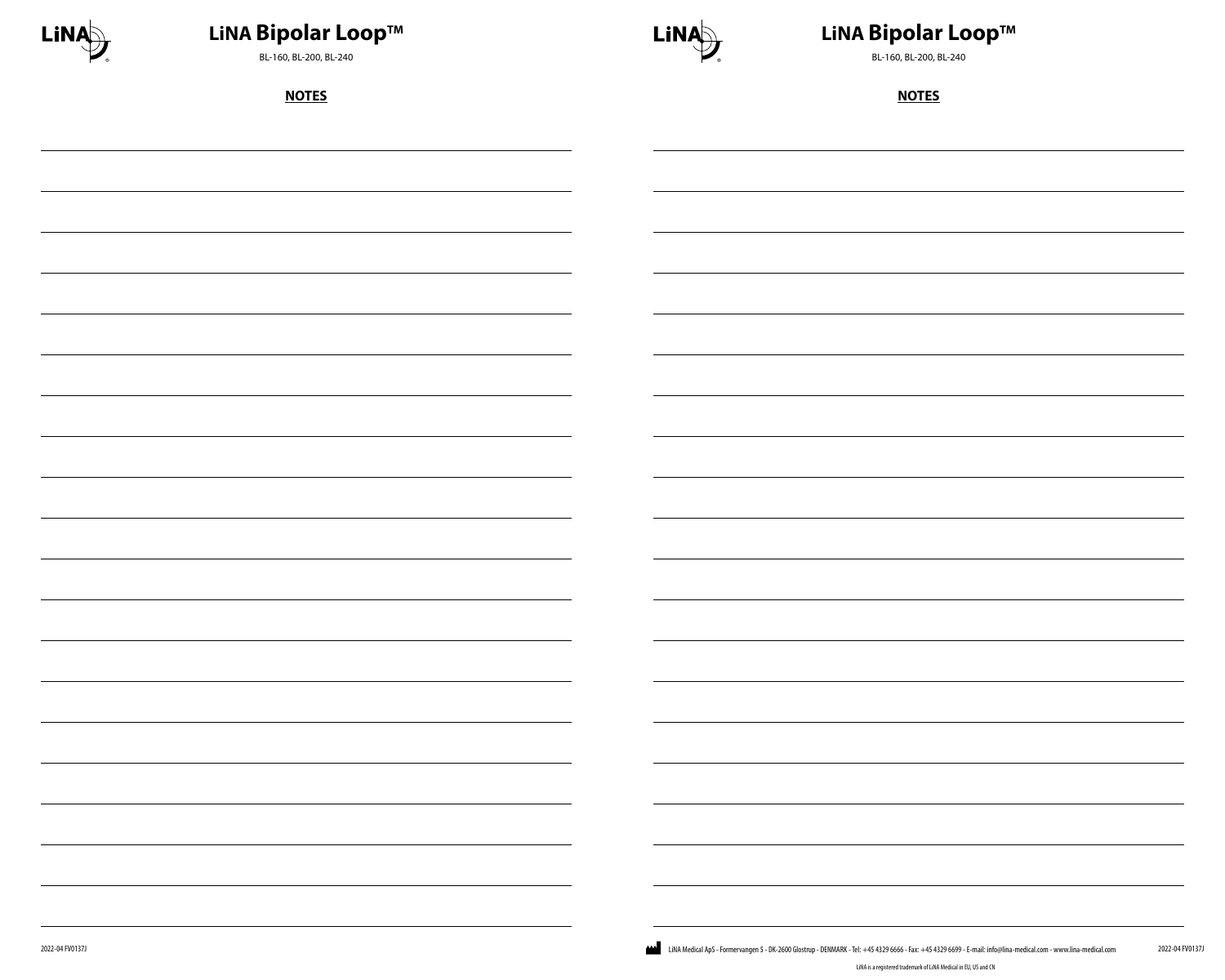# LiNA Bipolar Loop™

BL-160, BL-200, BL-240

**NOTES**

# LiNA Bipolar Loop™

BL-160, BL-200, BL-240

**NOTES**

2022-04 FV0137J

LiNA Medical ApS - Formervangen 5 - DK-2600 Glostrup - DENMARK - Tel: +45 4329 6666 - Fax: +45 4329 6699 - E-mail: info@lina-medical.com - www.lina-medical.com

2022-04 FV0137J

LiNA is a registered trademark of LiNA Medical in EU, US and CN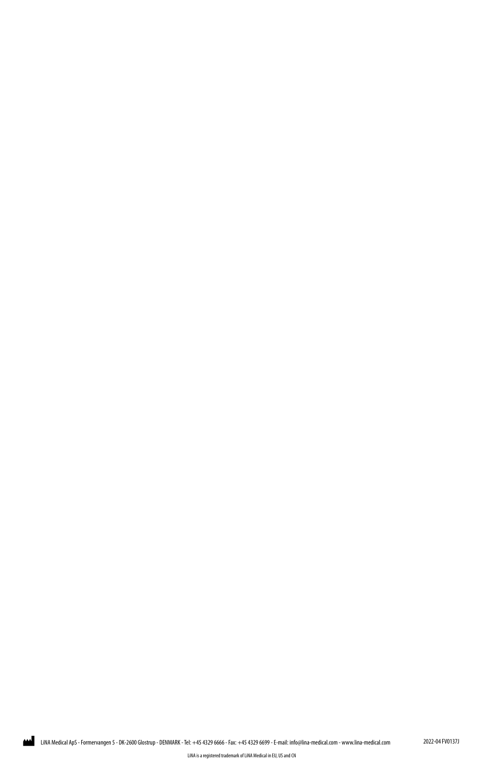LiNA Medical ApS - Formervangen 5 - DK-2600 Glostrup - DENMARK - Tel: +45 4329 6666 - Fax: +45 4329 6699 - E-mail: info@lina-medical.com - www.lina-medical.com

2022-04 FV0137J

LiNA is a registered trademark of LiNA Medical in EU, US and CN